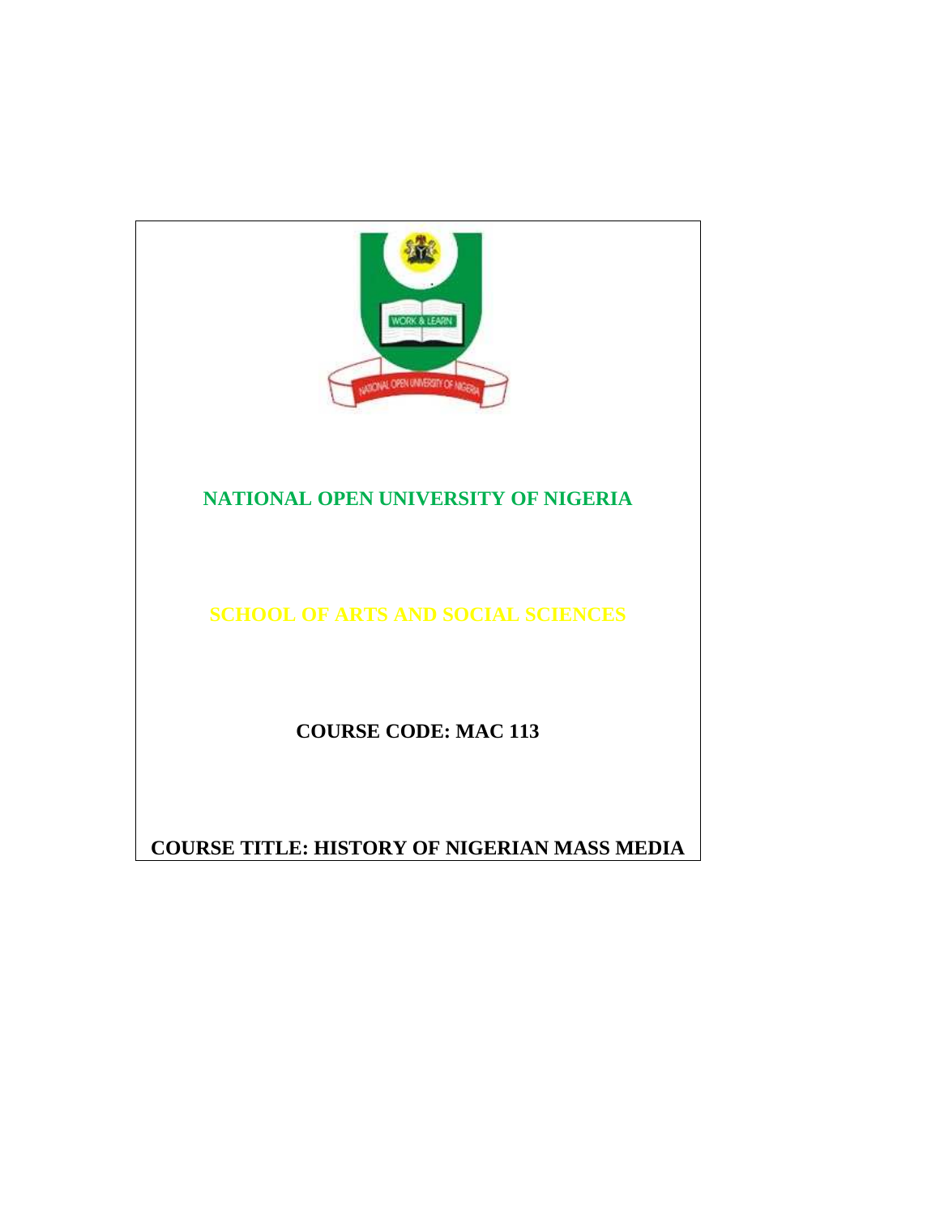# NATIONAL OPEN UNIVERSITY OF NIGERIA

## SCHOOL OF ARTS AND SOCIAL SCIENCES

**COURSE CODE: MAC 113**

**COURSE TITLE: HISTORY OF NIGERIAN MASS MEDIA**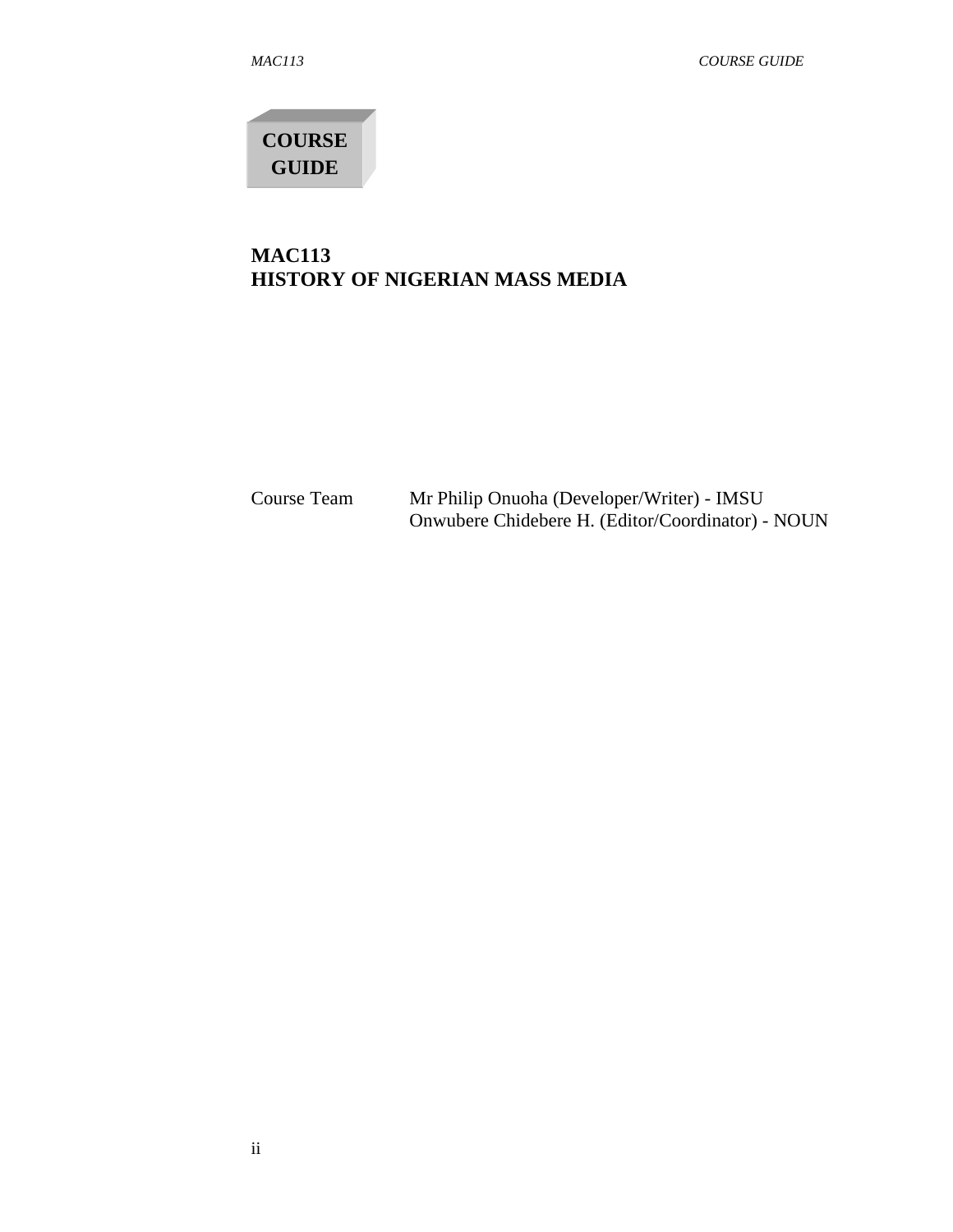**COURSE GUIDE**

# MAC113
# HISTORY OF NIGERIAN MASS MEDIA

Course Team — Mr Philip Onuoha (Developer/Writer) - IMSU
Onwubere Chidebere H. (Editor/Coordinator) - NOUN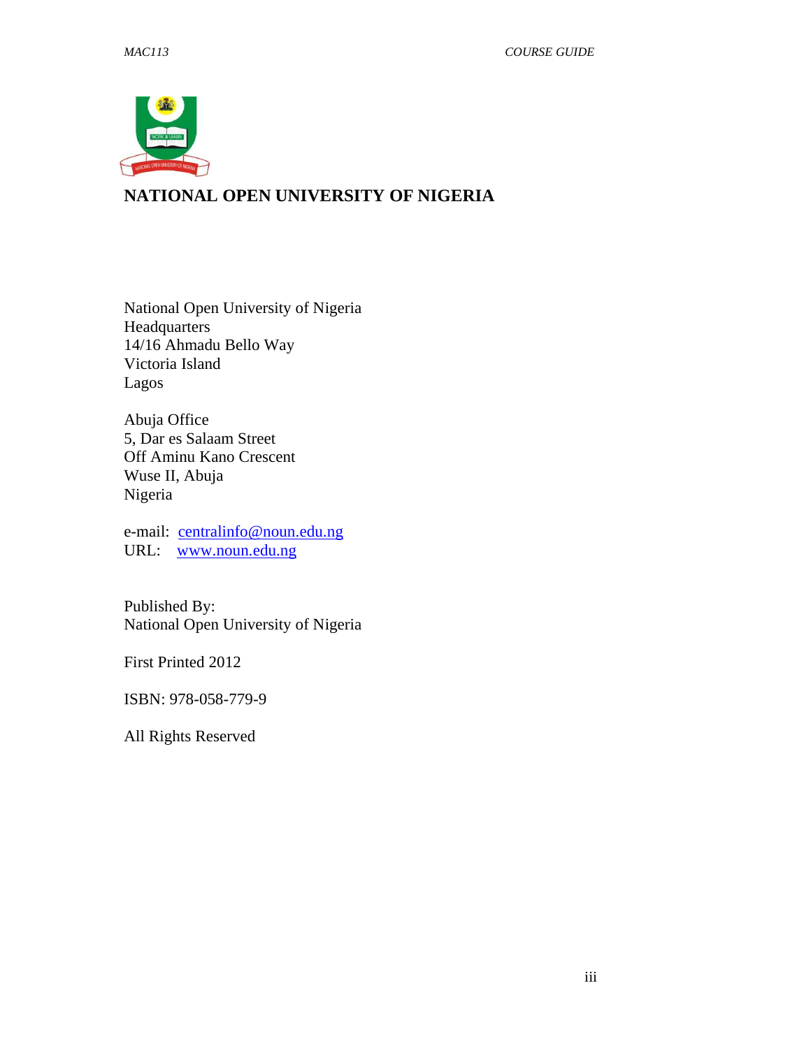# NATIONAL OPEN UNIVERSITY OF NIGERIA

National Open University of Nigeria
Headquarters
14/16 Ahmadu Bello Way
Victoria Island
Lagos

Abuja Office
5, Dar es Salaam Street
Off Aminu Kano Crescent
Wuse II, Abuja
Nigeria

e-mail: centralinfo@noun.edu.ng
URL: www.noun.edu.ng

Published By:
National Open University of Nigeria

First Printed 2012

ISBN: 978-058-779-9

All Rights Reserved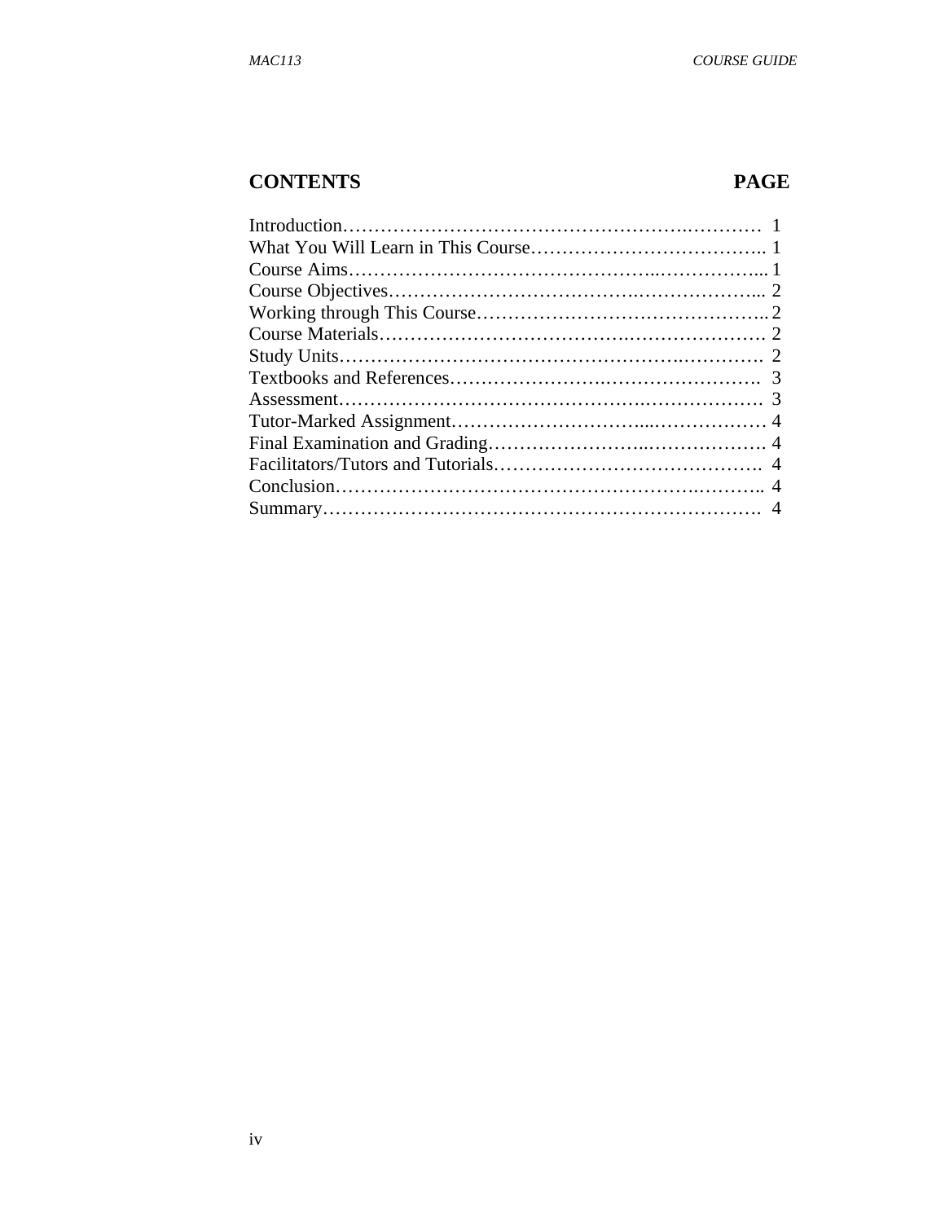| **CONTENTS** | **PAGE** |
|---|---|
| Introduction | 1 |
| What You Will Learn in This Course | 1 |
| Course Aims | 1 |
| Course Objectives | 2 |
| Working through This Course | 2 |
| Course Materials | 2 |
| Study Units | 2 |
| Textbooks and References | 3 |
| Assessment | 3 |
| Tutor-Marked Assignment | 4 |
| Final Examination and Grading | 4 |
| Facilitators/Tutors and Tutorials | 4 |
| Conclusion | 4 |
| Summary | 4 |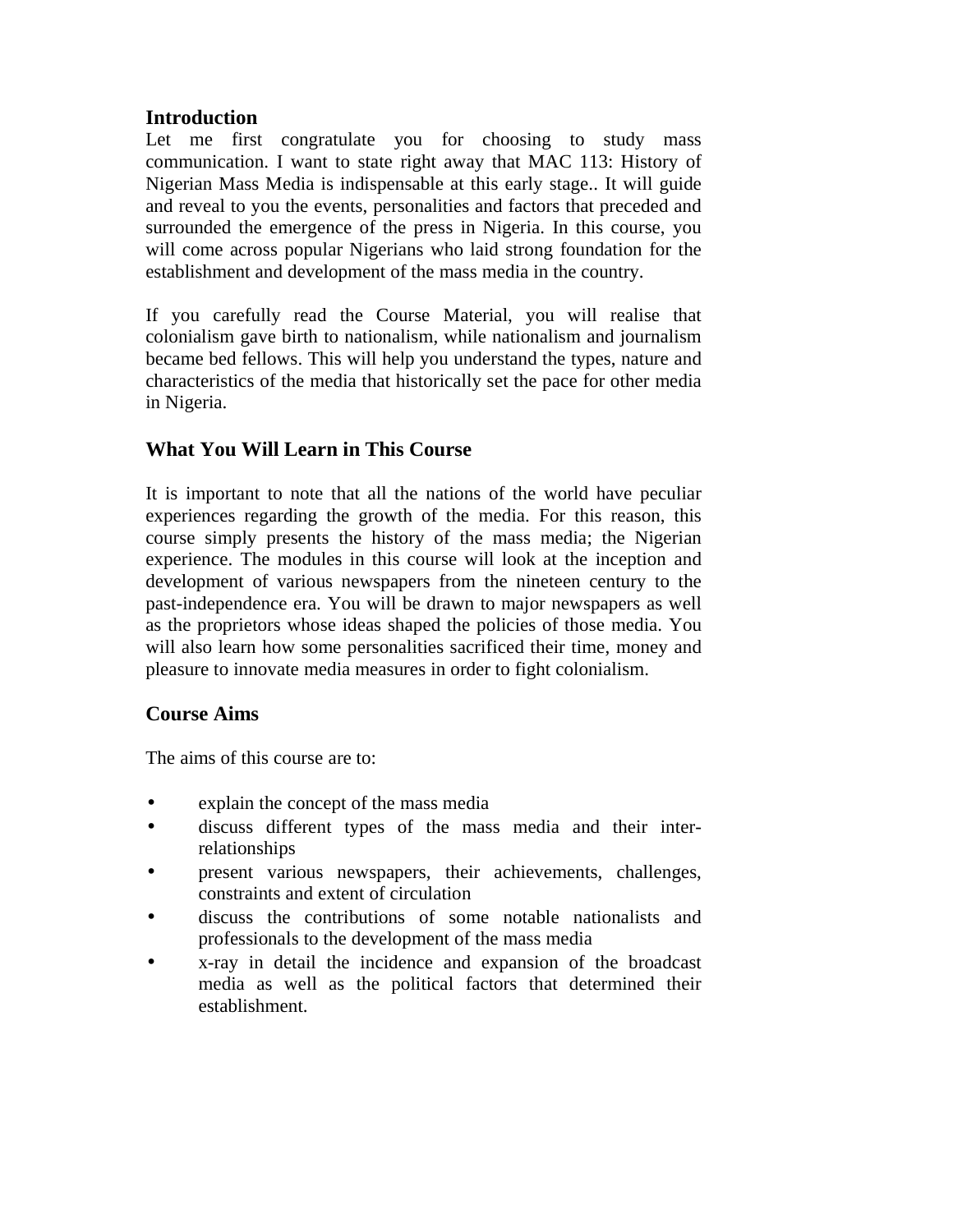## Introduction

Let me first congratulate you for choosing to study mass communication. I want to state right away that MAC 113: History of Nigerian Mass Media is indispensable at this early stage.. It will guide and reveal to you the events, personalities and factors that preceded and surrounded the emergence of the press in Nigeria. In this course, you will come across popular Nigerians who laid strong foundation for the establishment and development of the mass media in the country.

If you carefully read the Course Material, you will realise that colonialism gave birth to nationalism, while nationalism and journalism became bed fellows. This will help you understand the types, nature and characteristics of the media that historically set the pace for other media in Nigeria.

## What You Will Learn in This Course

It is important to note that all the nations of the world have peculiar experiences regarding the growth of the media. For this reason, this course simply presents the history of the mass media; the Nigerian experience. The modules in this course will look at the inception and development of various newspapers from the nineteen century to the past-independence era. You will be drawn to major newspapers as well as the proprietors whose ideas shaped the policies of those media. You will also learn how some personalities sacrificed their time, money and pleasure to innovate media measures in order to fight colonialism.

## Course Aims

The aims of this course are to:

- explain the concept of the mass media
- discuss different types of the mass media and their inter-relationships
- present various newspapers, their achievements, challenges, constraints and extent of circulation
- discuss the contributions of some notable nationalists and professionals to the development of the mass media
- x-ray in detail the incidence and expansion of the broadcast media as well as the political factors that determined their establishment.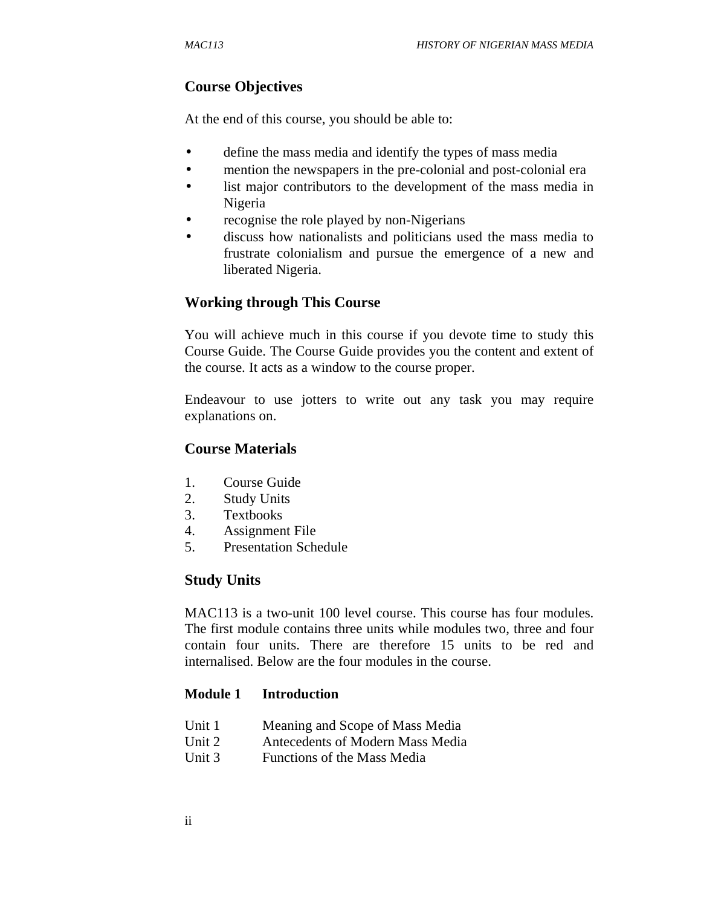## Course Objectives

At the end of this course, you should be able to:

- define the mass media and identify the types of mass media
- mention the newspapers in the pre-colonial and post-colonial era
- list major contributors to the development of the mass media in Nigeria
- recognise the role played by non-Nigerians
- discuss how nationalists and politicians used the mass media to frustrate colonialism and pursue the emergence of a new and liberated Nigeria.

## Working through This Course

You will achieve much in this course if you devote time to study this Course Guide. The Course Guide provides you the content and extent of the course. It acts as a window to the course proper.

Endeavour to use jotters to write out any task you may require explanations on.

## Course Materials

1. Course Guide
2. Study Units
3. Textbooks
4. Assignment File
5. Presentation Schedule

## Study Units

MAC113 is a two-unit 100 level course. This course has four modules. The first module contains three units while modules two, three and four contain four units. There are therefore 15 units to be red and internalised. Below are the four modules in the course.

**Module 1 Introduction**

Unit 1 Meaning and Scope of Mass Media
Unit 2 Antecedents of Modern Mass Media
Unit 3 Functions of the Mass Media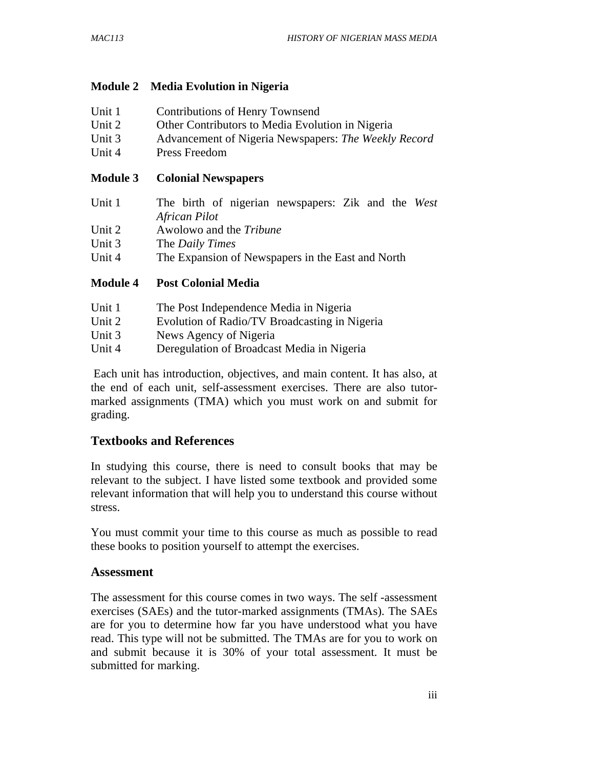**Module 2 Media Evolution in Nigeria**

Unit 1 Contributions of Henry Townsend
Unit 2 Other Contributors to Media Evolution in Nigeria
Unit 3 Advancement of Nigeria Newspapers: *The Weekly Record*
Unit 4 Press Freedom

**Module 3 Colonial Newspapers**

Unit 1 The birth of nigerian newspapers: Zik and the *West African Pilot*
Unit 2 Awolowo and the *Tribune*
Unit 3 The *Daily Times*
Unit 4 The Expansion of Newspapers in the East and North

**Module 4 Post Colonial Media**

Unit 1 The Post Independence Media in Nigeria
Unit 2 Evolution of Radio/TV Broadcasting in Nigeria
Unit 3 News Agency of Nigeria
Unit 4 Deregulation of Broadcast Media in Nigeria

Each unit has introduction, objectives, and main content. It has also, at the end of each unit, self-assessment exercises. There are also tutor-marked assignments (TMA) which you must work on and submit for grading.

## Textbooks and References

In studying this course, there is need to consult books that may be relevant to the subject. I have listed some textbook and provided some relevant information that will help you to understand this course without stress.

You must commit your time to this course as much as possible to read these books to position yourself to attempt the exercises.

## Assessment

The assessment for this course comes in two ways. The self -assessment exercises (SAEs) and the tutor-marked assignments (TMAs). The SAEs are for you to determine how far you have understood what you have read. This type will not be submitted. The TMAs are for you to work on and submit because it is 30% of your total assessment. It must be submitted for marking.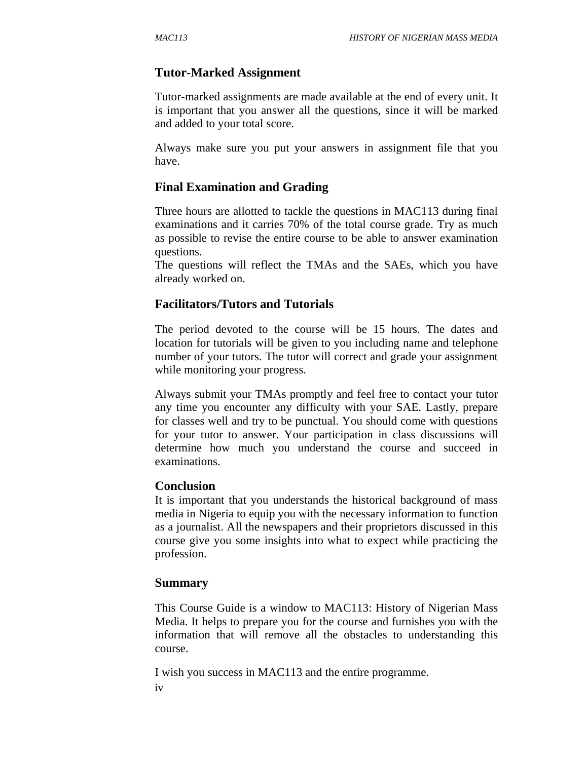## Tutor-Marked Assignment

Tutor-marked assignments are made available at the end of every unit. It is important that you answer all the questions, since it will be marked and added to your total score.

Always make sure you put your answers in assignment file that you have.

## Final Examination and Grading

Three hours are allotted to tackle the questions in MAC113 during final examinations and it carries 70% of the total course grade. Try as much as possible to revise the entire course to be able to answer examination questions.
The questions will reflect the TMAs and the SAEs, which you have already worked on.

## Facilitators/Tutors and Tutorials

The period devoted to the course will be 15 hours. The dates and location for tutorials will be given to you including name and telephone number of your tutors. The tutor will correct and grade your assignment while monitoring your progress.

Always submit your TMAs promptly and feel free to contact your tutor any time you encounter any difficulty with your SAE. Lastly, prepare for classes well and try to be punctual. You should come with questions for your tutor to answer. Your participation in class discussions will determine how much you understand the course and succeed in examinations.

## Conclusion

It is important that you understands the historical background of mass media in Nigeria to equip you with the necessary information to function as a journalist. All the newspapers and their proprietors discussed in this course give you some insights into what to expect while practicing the profession.

## Summary

This Course Guide is a window to MAC113: History of Nigerian Mass Media. It helps to prepare you for the course and furnishes you with the information that will remove all the obstacles to understanding this course.

I wish you success in MAC113 and the entire programme.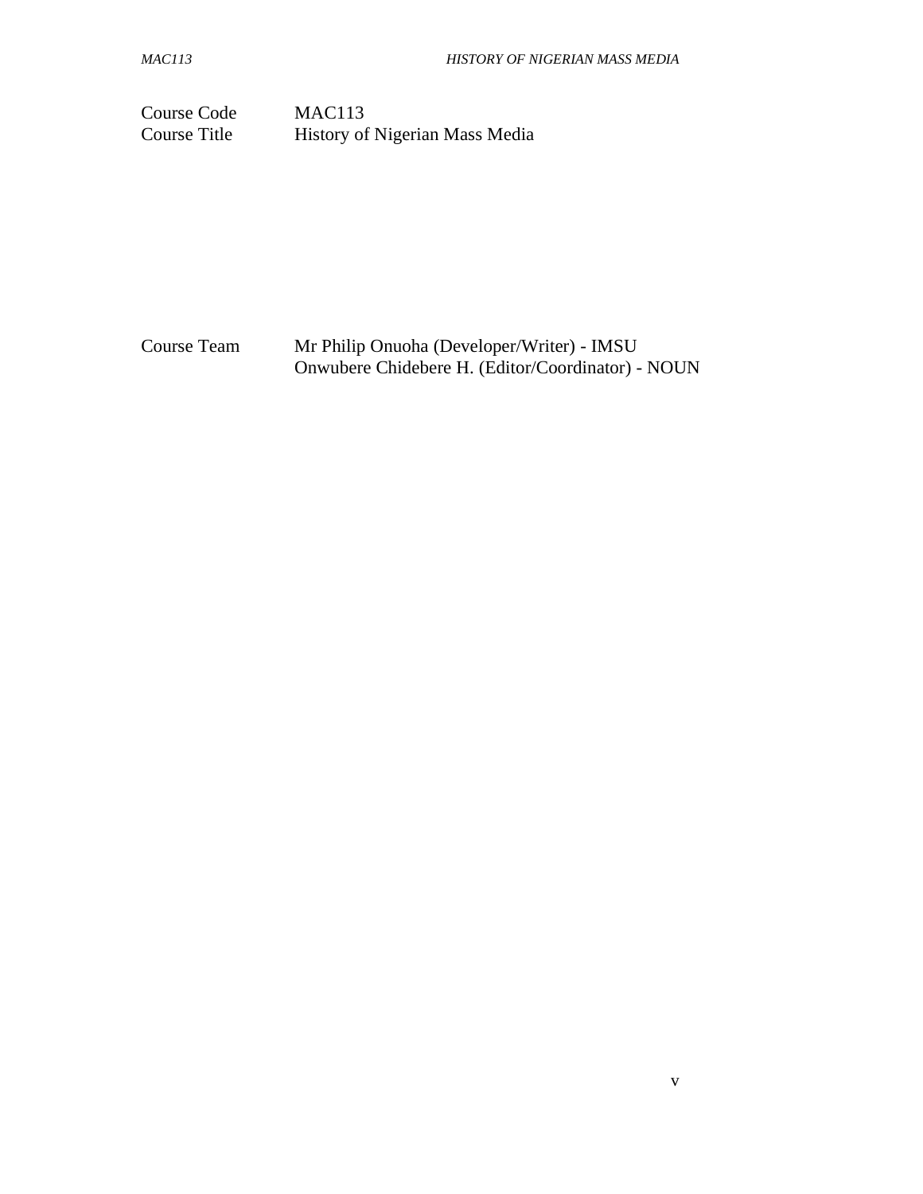| | |
|---|---|
| Course Code | MAC113 |
| Course Title | History of Nigerian Mass Media |

| | |
|---|---|
| Course Team | Mr Philip Onuoha (Developer/Writer) - IMSU<br>Onwubere Chidebere H. (Editor/Coordinator) - NOUN |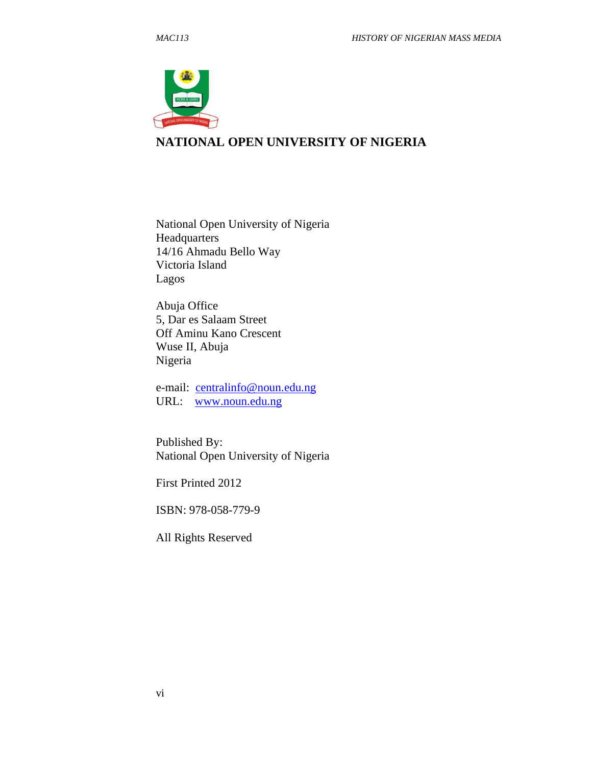# NATIONAL OPEN UNIVERSITY OF NIGERIA

National Open University of Nigeria
Headquarters
14/16 Ahmadu Bello Way
Victoria Island
Lagos

Abuja Office
5, Dar es Salaam Street
Off Aminu Kano Crescent
Wuse II, Abuja
Nigeria

e-mail: centralinfo@noun.edu.ng
URL: www.noun.edu.ng

Published By:
National Open University of Nigeria

First Printed 2012

ISBN: 978-058-779-9

All Rights Reserved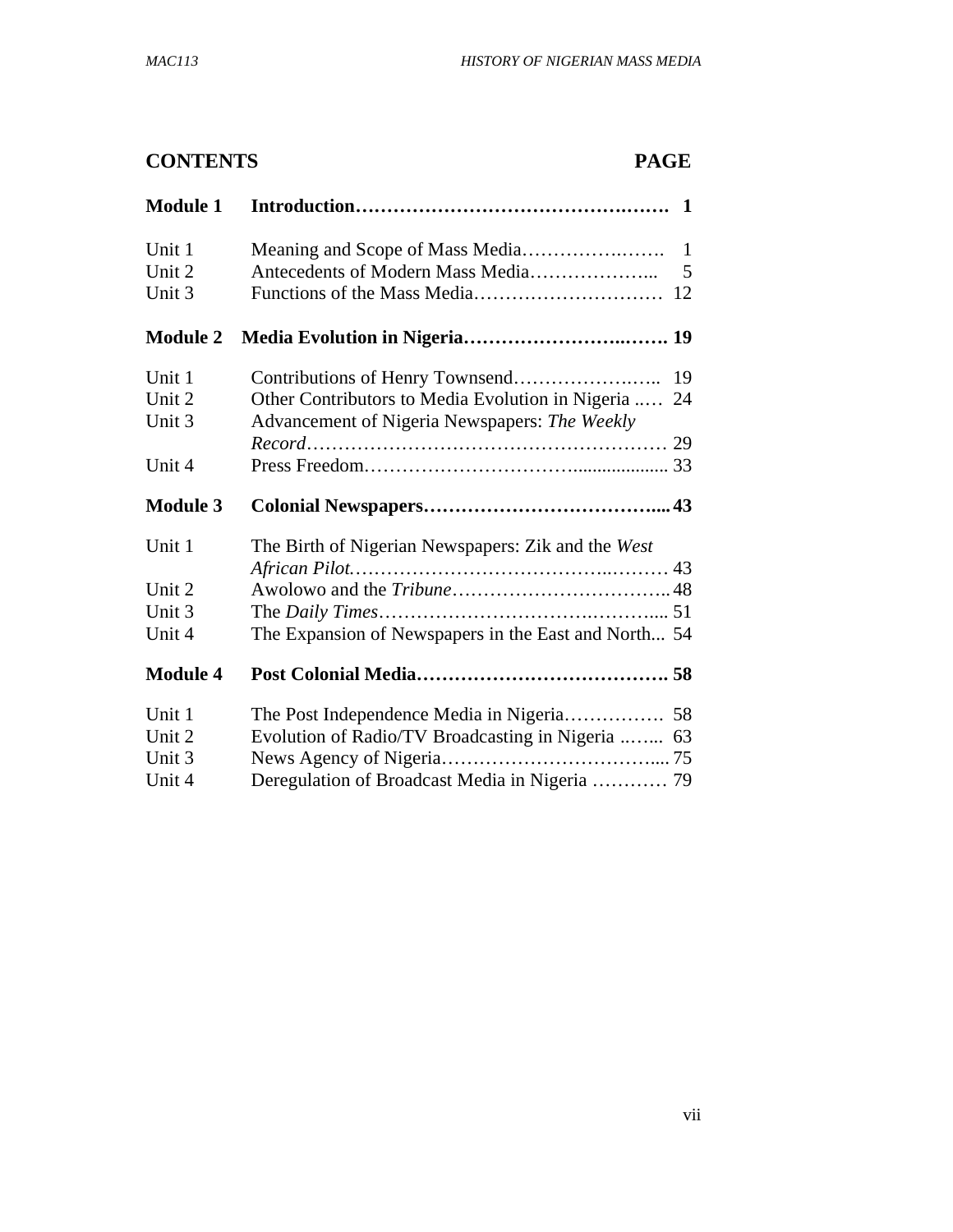## CONTENTS PAGE

| | | |
|---|---|---|
| **Module 1** | **Introduction** | **1** |
| Unit 1 | Meaning and Scope of Mass Media | 1 |
| Unit 2 | Antecedents of Modern Mass Media | 5 |
| Unit 3 | Functions of the Mass Media | 12 |
| **Module 2** | **Media Evolution in Nigeria** | **19** |
| Unit 1 | Contributions of Henry Townsend | 19 |
| Unit 2 | Other Contributors to Media Evolution in Nigeria | 24 |
| Unit 3 | Advancement of Nigeria Newspapers: *The Weekly Record* | 29 |
| Unit 4 | Press Freedom | 33 |
| **Module 3** | **Colonial Newspapers** | **43** |
| Unit 1 | The Birth of Nigerian Newspapers: Zik and the *West African Pilot* | 43 |
| Unit 2 | Awolowo and the *Tribune* | 48 |
| Unit 3 | The *Daily Times* | 51 |
| Unit 4 | The Expansion of Newspapers in the East and North | 54 |
| **Module 4** | **Post Colonial Media** | **58** |
| Unit 1 | The Post Independence Media in Nigeria | 58 |
| Unit 2 | Evolution of Radio/TV Broadcasting in Nigeria | 63 |
| Unit 3 | News Agency of Nigeria | 75 |
| Unit 4 | Deregulation of Broadcast Media in Nigeria | 79 |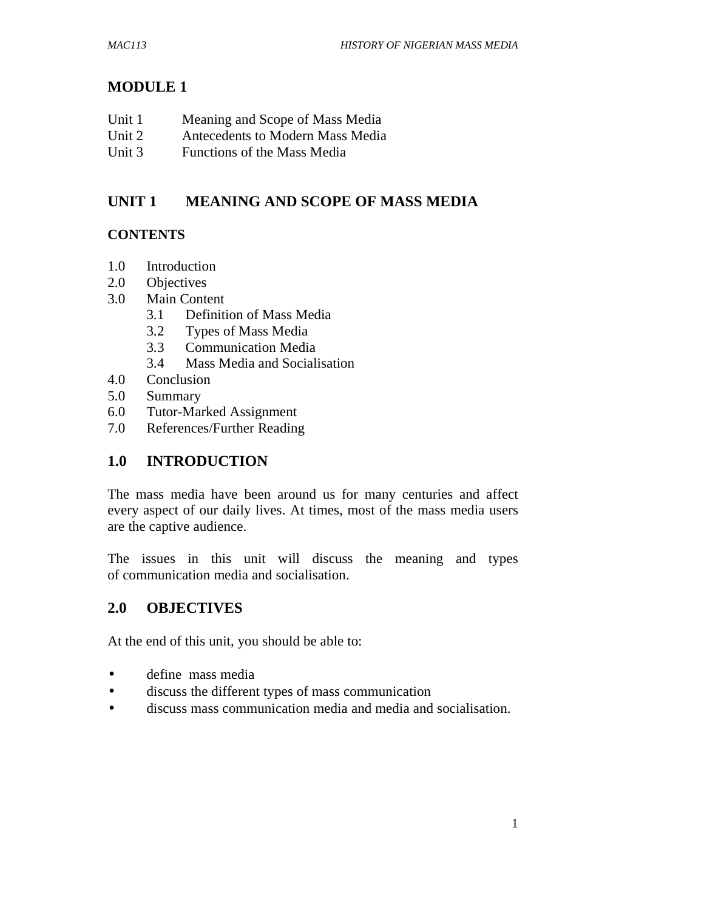# MODULE 1

Unit 1 Meaning and Scope of Mass Media
Unit 2 Antecedents to Modern Mass Media
Unit 3 Functions of the Mass Media

## UNIT 1 MEANING AND SCOPE OF MASS MEDIA

### CONTENTS

1.0 Introduction
2.0 Objectives
3.0 Main Content
  3.1 Definition of Mass Media
  3.2 Types of Mass Media
  3.3 Communication Media
  3.4 Mass Media and Socialisation
4.0 Conclusion
5.0 Summary
6.0 Tutor-Marked Assignment
7.0 References/Further Reading

## 1.0 INTRODUCTION

The mass media have been around us for many centuries and affect every aspect of our daily lives. At times, most of the mass media users are the captive audience.

The issues in this unit will discuss the meaning and types of communication media and socialisation.

## 2.0 OBJECTIVES

At the end of this unit, you should be able to:

- define mass media
- discuss the different types of mass communication
- discuss mass communication media and media and socialisation.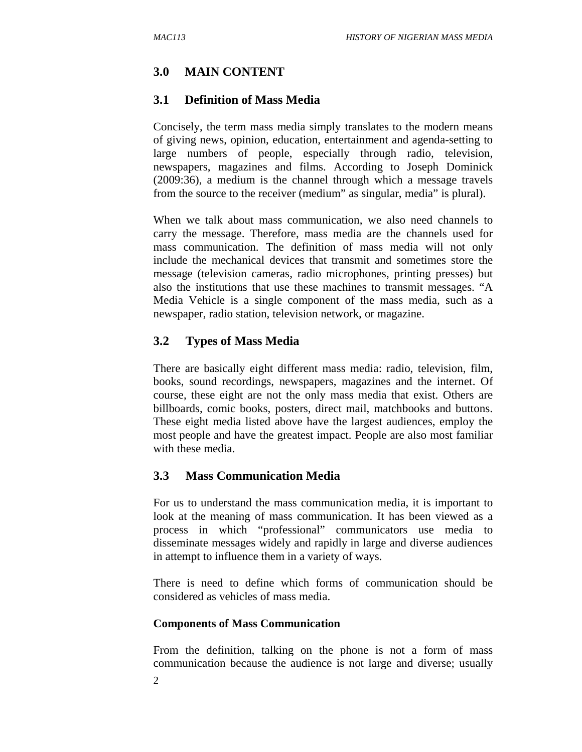## 3.0 MAIN CONTENT

### 3.1 Definition of Mass Media

Concisely, the term mass media simply translates to the modern means of giving news, opinion, education, entertainment and agenda-setting to large numbers of people, especially through radio, television, newspapers, magazines and films. According to Joseph Dominick (2009:36), a medium is the channel through which a message travels from the source to the receiver (medium" as singular, media" is plural).

When we talk about mass communication, we also need channels to carry the message. Therefore, mass media are the channels used for mass communication. The definition of mass media will not only include the mechanical devices that transmit and sometimes store the message (television cameras, radio microphones, printing presses) but also the institutions that use these machines to transmit messages. "A Media Vehicle is a single component of the mass media, such as a newspaper, radio station, television network, or magazine.

### 3.2 Types of Mass Media

There are basically eight different mass media: radio, television, film, books, sound recordings, newspapers, magazines and the internet. Of course, these eight are not the only mass media that exist. Others are billboards, comic books, posters, direct mail, matchbooks and buttons. These eight media listed above have the largest audiences, employ the most people and have the greatest impact. People are also most familiar with these media.

### 3.3 Mass Communication Media

For us to understand the mass communication media, it is important to look at the meaning of mass communication. It has been viewed as a process in which "professional" communicators use media to disseminate messages widely and rapidly in large and diverse audiences in attempt to influence them in a variety of ways.

There is need to define which forms of communication should be considered as vehicles of mass media.

**Components of Mass Communication**

From the definition, talking on the phone is not a form of mass communication because the audience is not large and diverse; usually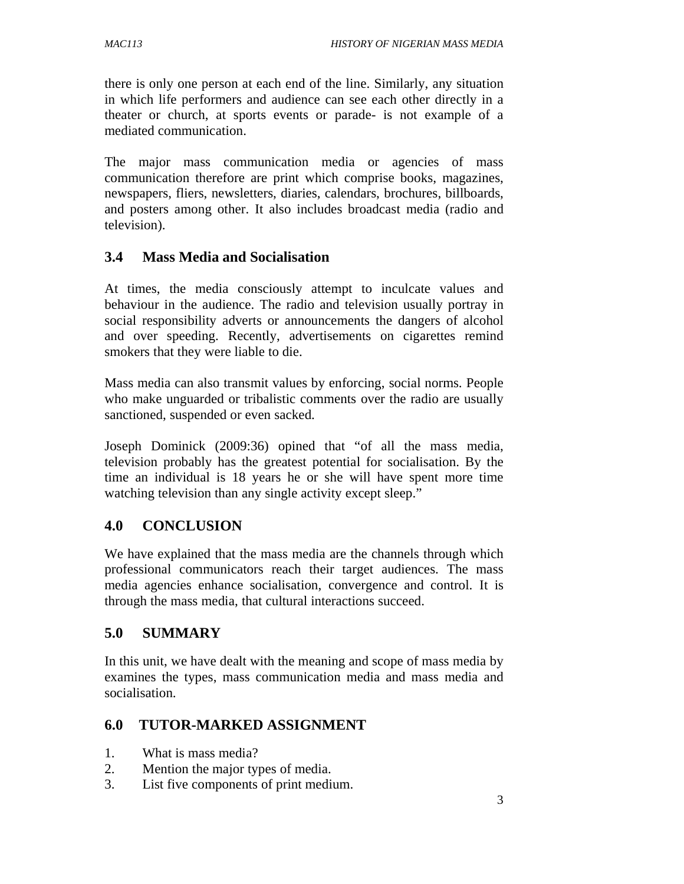there is only one person at each end of the line. Similarly, any situation in which life performers and audience can see each other directly in a theater or church, at sports events or parade- is not example of a mediated communication.

The major mass communication media or agencies of mass communication therefore are print which comprise books, magazines, newspapers, fliers, newsletters, diaries, calendars, brochures, billboards, and posters among other. It also includes broadcast media (radio and television).

## 3.4 Mass Media and Socialisation

At times, the media consciously attempt to inculcate values and behaviour in the audience. The radio and television usually portray in social responsibility adverts or announcements the dangers of alcohol and over speeding. Recently, advertisements on cigarettes remind smokers that they were liable to die.

Mass media can also transmit values by enforcing, social norms. People who make unguarded or tribalistic comments over the radio are usually sanctioned, suspended or even sacked.

Joseph Dominick (2009:36) opined that "of all the mass media, television probably has the greatest potential for socialisation. By the time an individual is 18 years he or she will have spent more time watching television than any single activity except sleep."

## 4.0 CONCLUSION

We have explained that the mass media are the channels through which professional communicators reach their target audiences. The mass media agencies enhance socialisation, convergence and control. It is through the mass media, that cultural interactions succeed.

## 5.0 SUMMARY

In this unit, we have dealt with the meaning and scope of mass media by examines the types, mass communication media and mass media and socialisation.

## 6.0 TUTOR-MARKED ASSIGNMENT

1. What is mass media?
2. Mention the major types of media.
3. List five components of print medium.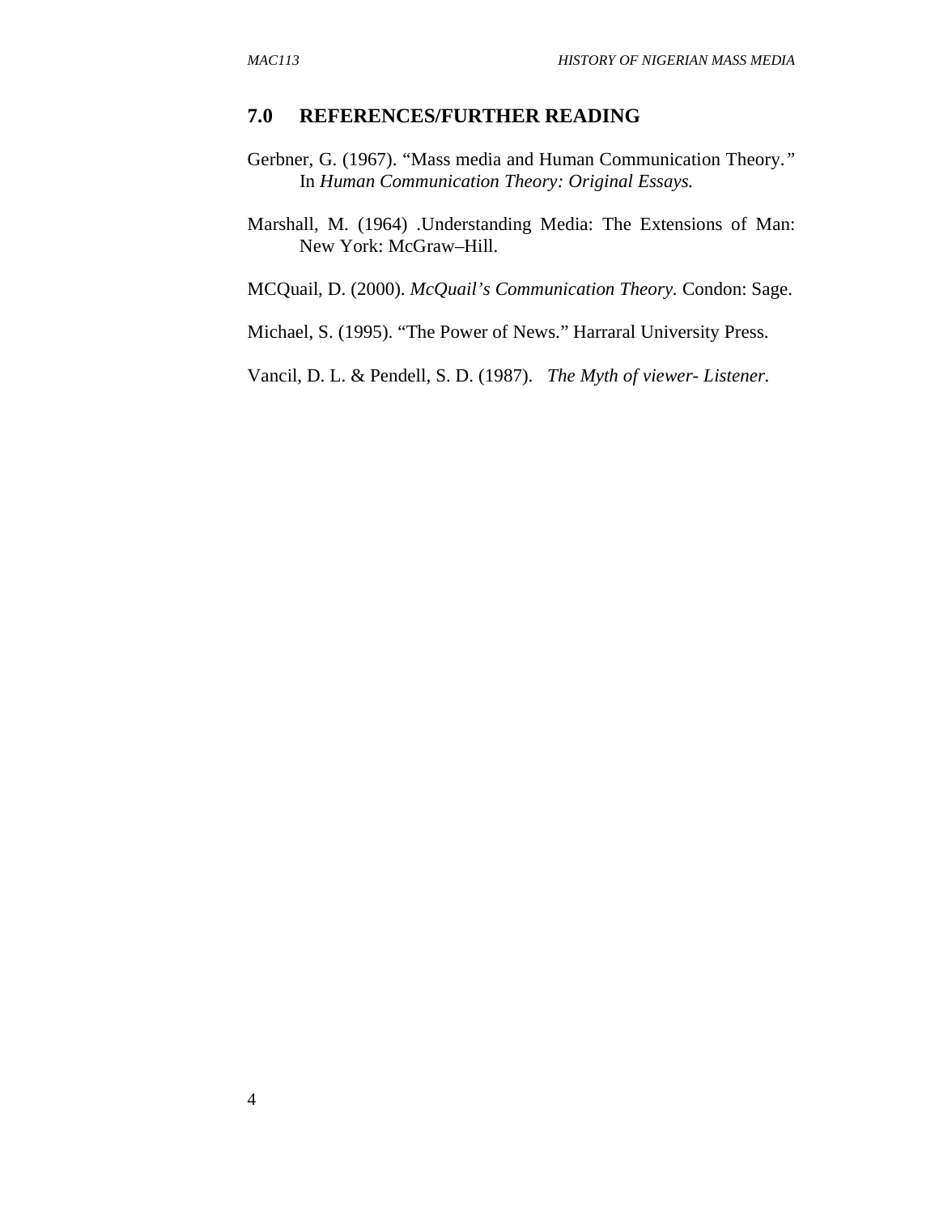## 7.0 REFERENCES/FURTHER READING

Gerbner, G. (1967). "Mass media and Human Communication Theory." In *Human Communication Theory: Original Essays.*

Marshall, M. (1964) .Understanding Media: The Extensions of Man: New York: McGraw–Hill.

MCQuail, D. (2000). *McQuail's Communication Theory.* Condon: Sage.

Michael, S. (1995). "The Power of News." Harraral University Press.

Vancil, D. L. & Pendell, S. D. (1987). *The Myth of viewer- Listener.*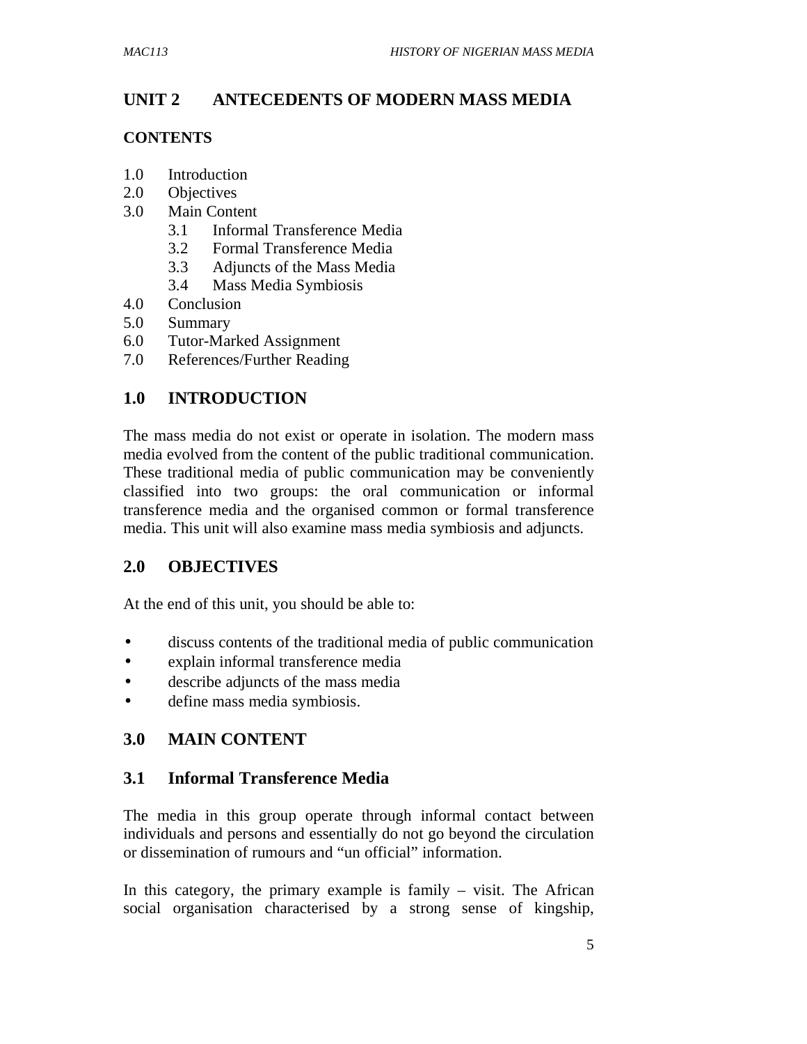# UNIT 2 ANTECEDENTS OF MODERN MASS MEDIA

## CONTENTS

1.0 Introduction
2.0 Objectives
3.0 Main Content
   3.1 Informal Transference Media
   3.2 Formal Transference Media
   3.3 Adjuncts of the Mass Media
   3.4 Mass Media Symbiosis
4.0 Conclusion
5.0 Summary
6.0 Tutor-Marked Assignment
7.0 References/Further Reading

## 1.0 INTRODUCTION

The mass media do not exist or operate in isolation. The modern mass media evolved from the content of the public traditional communication. These traditional media of public communication may be conveniently classified into two groups: the oral communication or informal transference media and the organised common or formal transference media. This unit will also examine mass media symbiosis and adjuncts.

## 2.0 OBJECTIVES

At the end of this unit, you should be able to:

- discuss contents of the traditional media of public communication
- explain informal transference media
- describe adjuncts of the mass media
- define mass media symbiosis.

## 3.0 MAIN CONTENT

### 3.1 Informal Transference Media

The media in this group operate through informal contact between individuals and persons and essentially do not go beyond the circulation or dissemination of rumours and "un official" information.

In this category, the primary example is family – visit. The African social organisation characterised by a strong sense of kingship,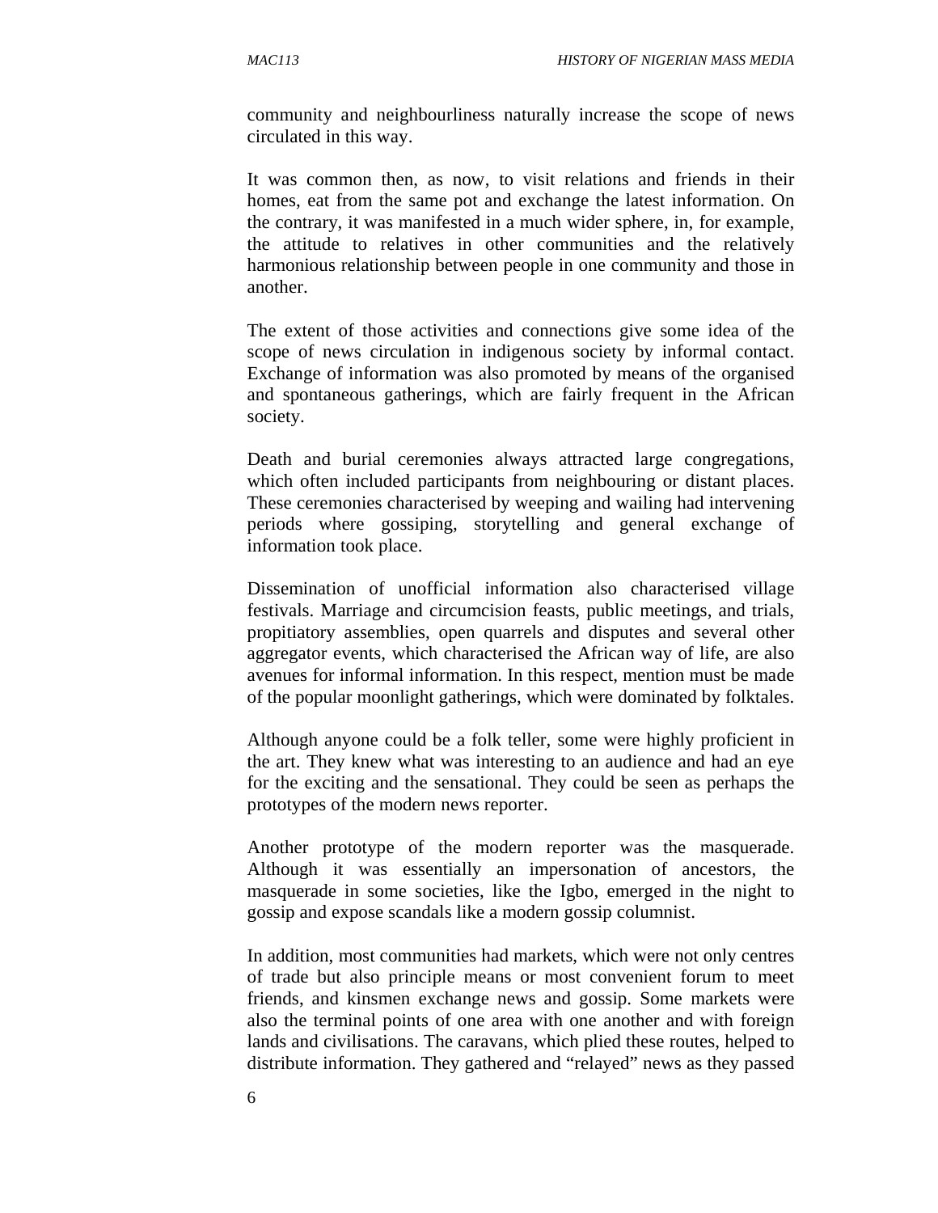community and neighbourliness naturally increase the scope of news circulated in this way.

It was common then, as now, to visit relations and friends in their homes, eat from the same pot and exchange the latest information. On the contrary, it was manifested in a much wider sphere, in, for example, the attitude to relatives in other communities and the relatively harmonious relationship between people in one community and those in another.

The extent of those activities and connections give some idea of the scope of news circulation in indigenous society by informal contact. Exchange of information was also promoted by means of the organised and spontaneous gatherings, which are fairly frequent in the African society.

Death and burial ceremonies always attracted large congregations, which often included participants from neighbouring or distant places. These ceremonies characterised by weeping and wailing had intervening periods where gossiping, storytelling and general exchange of information took place.

Dissemination of unofficial information also characterised village festivals. Marriage and circumcision feasts, public meetings, and trials, propitiatory assemblies, open quarrels and disputes and several other aggregator events, which characterised the African way of life, are also avenues for informal information. In this respect, mention must be made of the popular moonlight gatherings, which were dominated by folktales.

Although anyone could be a folk teller, some were highly proficient in the art. They knew what was interesting to an audience and had an eye for the exciting and the sensational. They could be seen as perhaps the prototypes of the modern news reporter.

Another prototype of the modern reporter was the masquerade. Although it was essentially an impersonation of ancestors, the masquerade in some societies, like the Igbo, emerged in the night to gossip and expose scandals like a modern gossip columnist.

In addition, most communities had markets, which were not only centres of trade but also principle means or most convenient forum to meet friends, and kinsmen exchange news and gossip. Some markets were also the terminal points of one area with one another and with foreign lands and civilisations. The caravans, which plied these routes, helped to distribute information. They gathered and "relayed" news as they passed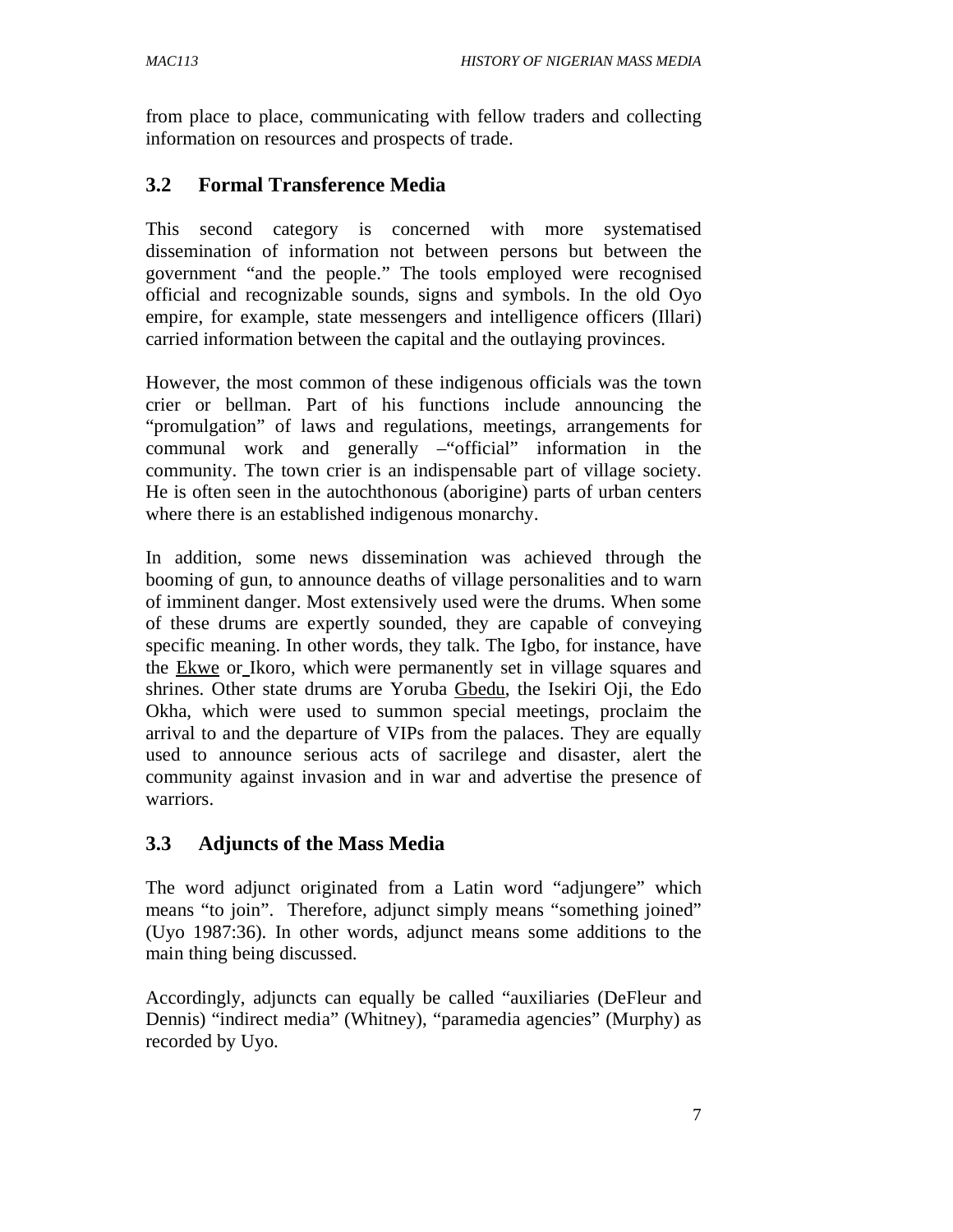from place to place, communicating with fellow traders and collecting information on resources and prospects of trade.

## 3.2 Formal Transference Media

This second category is concerned with more systematised dissemination of information not between persons but between the government "and the people." The tools employed were recognised official and recognizable sounds, signs and symbols. In the old Oyo empire, for example, state messengers and intelligence officers (Illari) carried information between the capital and the outlaying provinces.

However, the most common of these indigenous officials was the town crier or bellman. Part of his functions include announcing the "promulgation" of laws and regulations, meetings, arrangements for communal work and generally –"official" information in the community. The town crier is an indispensable part of village society. He is often seen in the autochthonous (aborigine) parts of urban centers where there is an established indigenous monarchy.

In addition, some news dissemination was achieved through the booming of gun, to announce deaths of village personalities and to warn of imminent danger. Most extensively used were the drums. When some of these drums are expertly sounded, they are capable of conveying specific meaning. In other words, they talk. The Igbo, for instance, have the Ekwe or Ikoro, which were permanently set in village squares and shrines. Other state drums are Yoruba Gbedu, the Isekiri Oji, the Edo Okha, which were used to summon special meetings, proclaim the arrival to and the departure of VIPs from the palaces. They are equally used to announce serious acts of sacrilege and disaster, alert the community against invasion and in war and advertise the presence of warriors.

## 3.3 Adjuncts of the Mass Media

The word adjunct originated from a Latin word "adjungere" which means "to join". Therefore, adjunct simply means "something joined" (Uyo 1987:36). In other words, adjunct means some additions to the main thing being discussed.

Accordingly, adjuncts can equally be called "auxiliaries (DeFleur and Dennis) "indirect media" (Whitney), "paramedia agencies" (Murphy) as recorded by Uyo.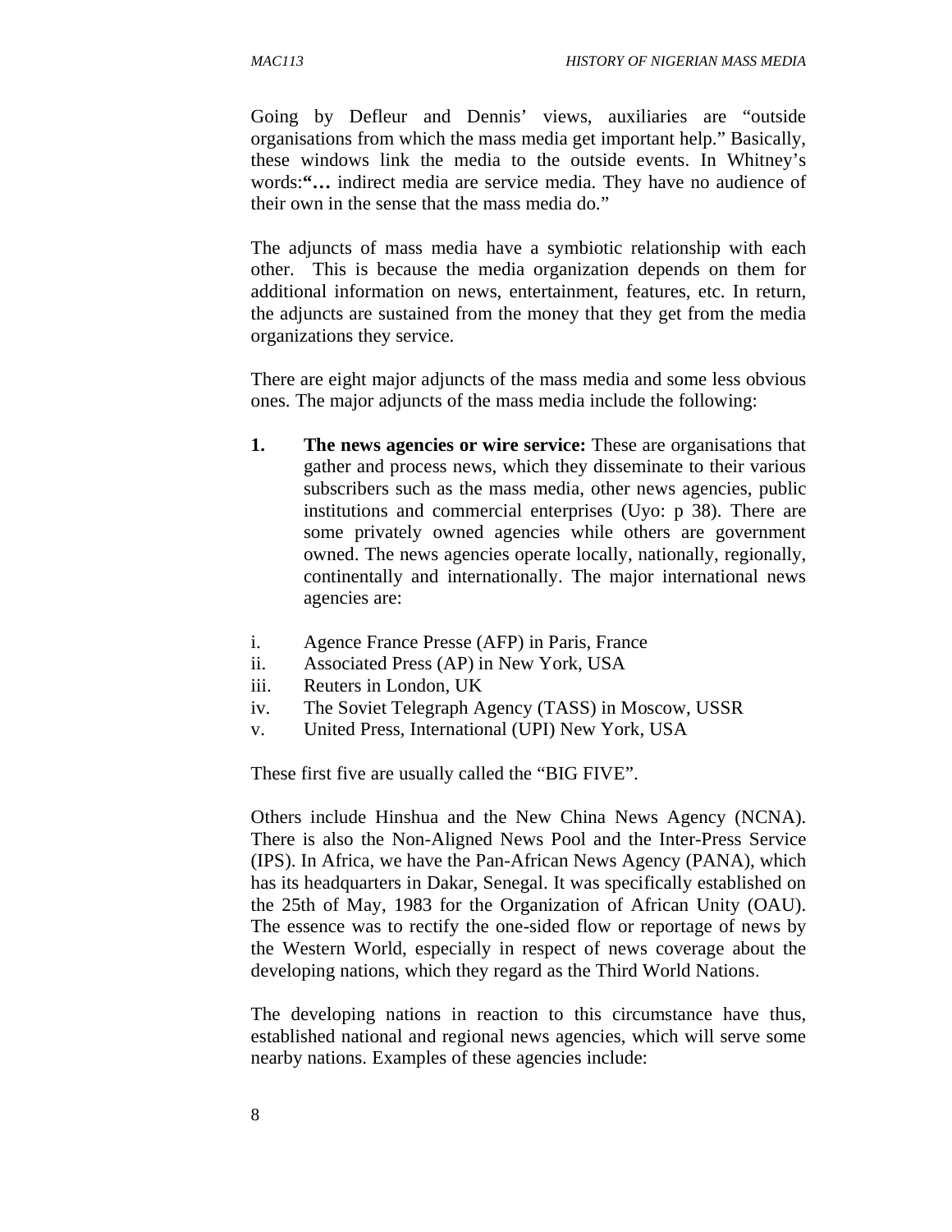Going by Defleur and Dennis' views, auxiliaries are "outside organisations from which the mass media get important help." Basically, these windows link the media to the outside events. In Whitney's words:**"…** indirect media are service media. They have no audience of their own in the sense that the mass media do."

The adjuncts of mass media have a symbiotic relationship with each other. This is because the media organization depends on them for additional information on news, entertainment, features, etc. In return, the adjuncts are sustained from the money that they get from the media organizations they service.

There are eight major adjuncts of the mass media and some less obvious ones. The major adjuncts of the mass media include the following:

1. **The news agencies or wire service:** These are organisations that gather and process news, which they disseminate to their various subscribers such as the mass media, other news agencies, public institutions and commercial enterprises (Uyo: p 38). There are some privately owned agencies while others are government owned. The news agencies operate locally, nationally, regionally, continentally and internationally. The major international news agencies are:

i. Agence France Presse (AFP) in Paris, France
ii. Associated Press (AP) in New York, USA
iii. Reuters in London, UK
iv. The Soviet Telegraph Agency (TASS) in Moscow, USSR
v. United Press, International (UPI) New York, USA

These first five are usually called the "BIG FIVE".

Others include Hinshua and the New China News Agency (NCNA). There is also the Non-Aligned News Pool and the Inter-Press Service (IPS). In Africa, we have the Pan-African News Agency (PANA), which has its headquarters in Dakar, Senegal. It was specifically established on the 25th of May, 1983 for the Organization of African Unity (OAU). The essence was to rectify the one-sided flow or reportage of news by the Western World, especially in respect of news coverage about the developing nations, which they regard as the Third World Nations.

The developing nations in reaction to this circumstance have thus, established national and regional news agencies, which will serve some nearby nations. Examples of these agencies include: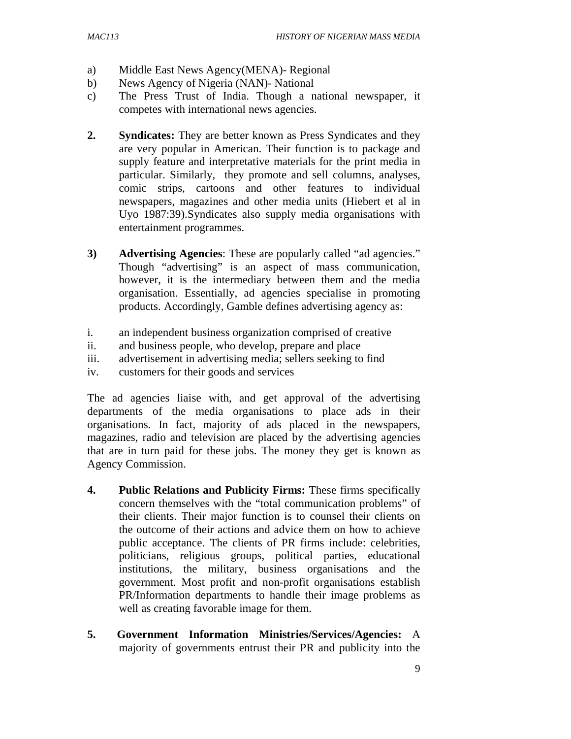a) Middle East News Agency(MENA)- Regional
b) News Agency of Nigeria (NAN)- National
c) The Press Trust of India. Though a national newspaper, it competes with international news agencies.

**2. Syndicates:** They are better known as Press Syndicates and they are very popular in American. Their function is to package and supply feature and interpretative materials for the print media in particular. Similarly, they promote and sell columns, analyses, comic strips, cartoons and other features to individual newspapers, magazines and other media units (Hiebert et al in Uyo 1987:39).Syndicates also supply media organisations with entertainment programmes.

**3) Advertising Agencies**: These are popularly called "ad agencies." Though "advertising" is an aspect of mass communication, however, it is the intermediary between them and the media organisation. Essentially, ad agencies specialise in promoting products. Accordingly, Gamble defines advertising agency as:

i. an independent business organization comprised of creative
ii. and business people, who develop, prepare and place
iii. advertisement in advertising media; sellers seeking to find
iv. customers for their goods and services

The ad agencies liaise with, and get approval of the advertising departments of the media organisations to place ads in their organisations. In fact, majority of ads placed in the newspapers, magazines, radio and television are placed by the advertising agencies that are in turn paid for these jobs. The money they get is known as Agency Commission.

**4. Public Relations and Publicity Firms:** These firms specifically concern themselves with the "total communication problems" of their clients. Their major function is to counsel their clients on the outcome of their actions and advice them on how to achieve public acceptance. The clients of PR firms include: celebrities, politicians, religious groups, political parties, educational institutions, the military, business organisations and the government. Most profit and non-profit organisations establish PR/Information departments to handle their image problems as well as creating favorable image for them.

**5. Government Information Ministries/Services/Agencies:** A majority of governments entrust their PR and publicity into the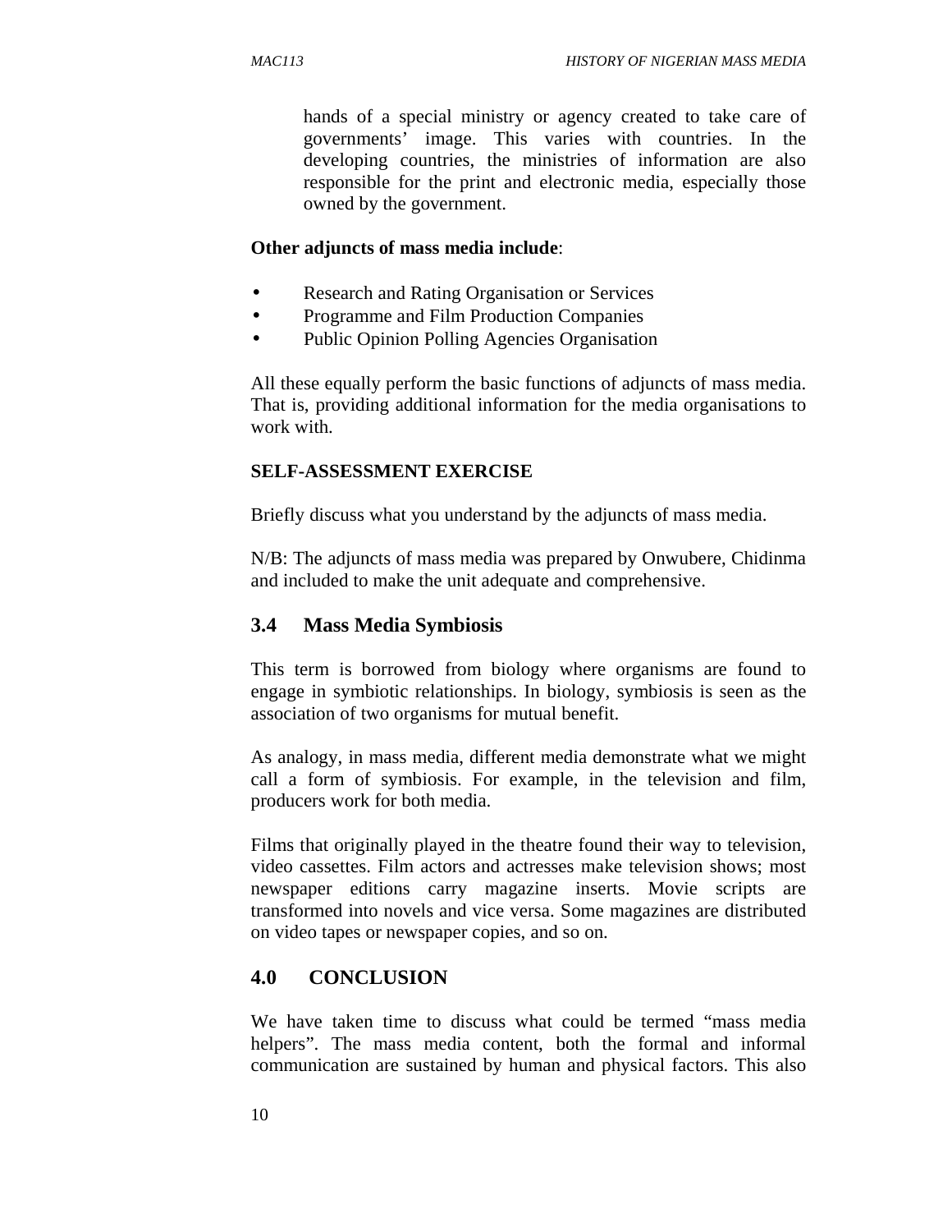hands of a special ministry or agency created to take care of governments' image. This varies with countries. In the developing countries, the ministries of information are also responsible for the print and electronic media, especially those owned by the government.

**Other adjuncts of mass media include**:

- Research and Rating Organisation or Services
- Programme and Film Production Companies
- Public Opinion Polling Agencies Organisation

All these equally perform the basic functions of adjuncts of mass media. That is, providing additional information for the media organisations to work with.

**SELF-ASSESSMENT EXERCISE**

Briefly discuss what you understand by the adjuncts of mass media.

N/B: The adjuncts of mass media was prepared by Onwubere, Chidinma and included to make the unit adequate and comprehensive.

## 3.4 Mass Media Symbiosis

This term is borrowed from biology where organisms are found to engage in symbiotic relationships. In biology, symbiosis is seen as the association of two organisms for mutual benefit.

As analogy, in mass media, different media demonstrate what we might call a form of symbiosis. For example, in the television and film, producers work for both media.

Films that originally played in the theatre found their way to television, video cassettes. Film actors and actresses make television shows; most newspaper editions carry magazine inserts. Movie scripts are transformed into novels and vice versa. Some magazines are distributed on video tapes or newspaper copies, and so on.

## 4.0 CONCLUSION

We have taken time to discuss what could be termed "mass media helpers". The mass media content, both the formal and informal communication are sustained by human and physical factors. This also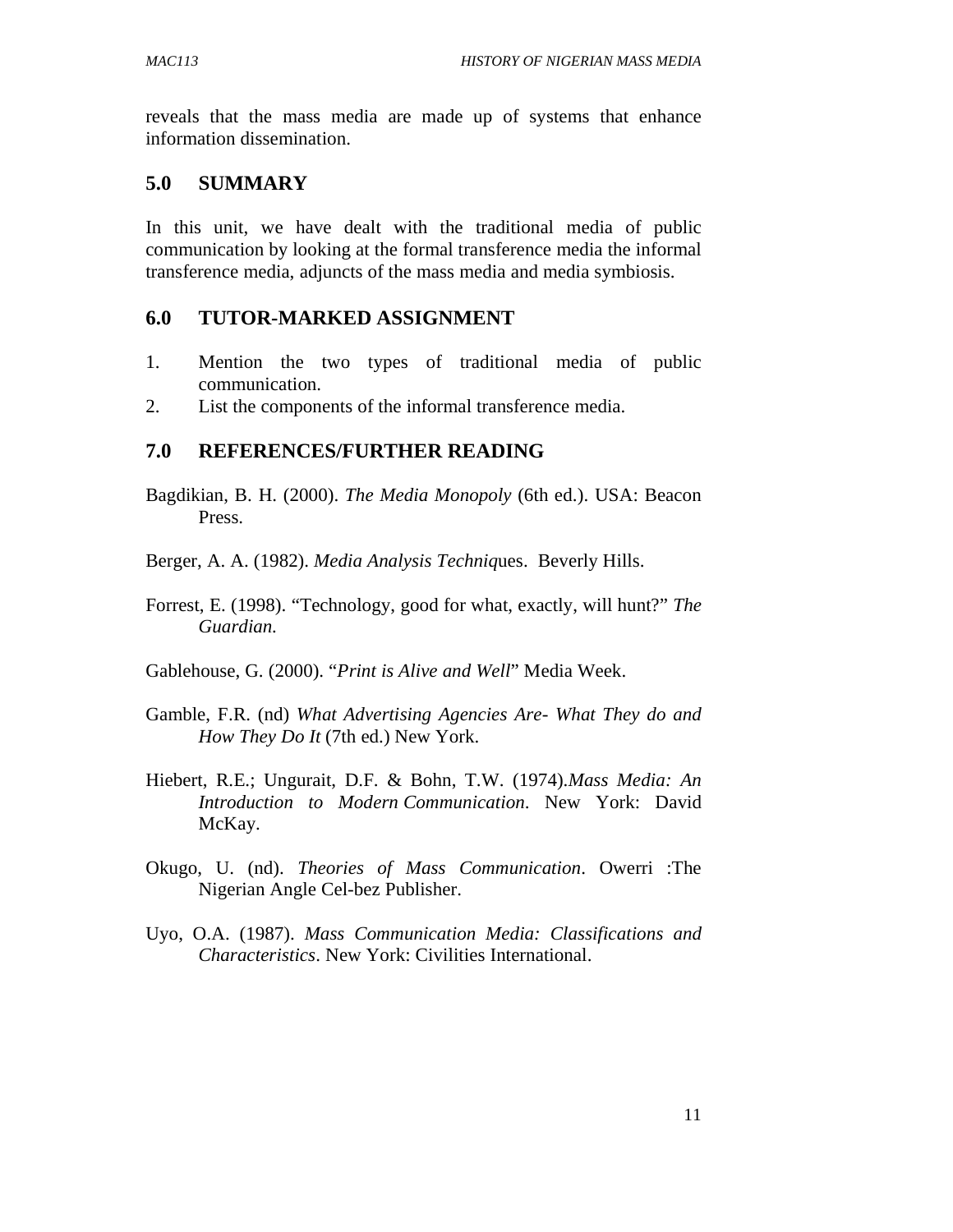reveals that the mass media are made up of systems that enhance information dissemination.

## 5.0 SUMMARY

In this unit, we have dealt with the traditional media of public communication by looking at the formal transference media the informal transference media, adjuncts of the mass media and media symbiosis.

## 6.0 TUTOR-MARKED ASSIGNMENT

1. Mention the two types of traditional media of public communication.
2. List the components of the informal transference media.

## 7.0 REFERENCES/FURTHER READING

Bagdikian, B. H. (2000). *The Media Monopoly* (6th ed.). USA: Beacon Press.

Berger, A. A. (1982). *Media Analysis Techniq*ues. Beverly Hills.

Forrest, E. (1998). "Technology, good for what, exactly, will hunt?" *The Guardian.*

Gablehouse, G. (2000). "*Print is Alive and Well*" Media Week.

Gamble, F.R. (nd) *What Advertising Agencies Are- What They do and How They Do It* (7th ed.) New York.

Hiebert, R.E.; Ungurait, D.F. & Bohn, T.W. (1974).*Mass Media: An Introduction to Modern Communication*. New York: David McKay.

Okugo, U. (nd). *Theories of Mass Communication*. Owerri :The Nigerian Angle Cel-bez Publisher.

Uyo, O.A. (1987). *Mass Communication Media: Classifications and Characteristics*. New York: Civilities International.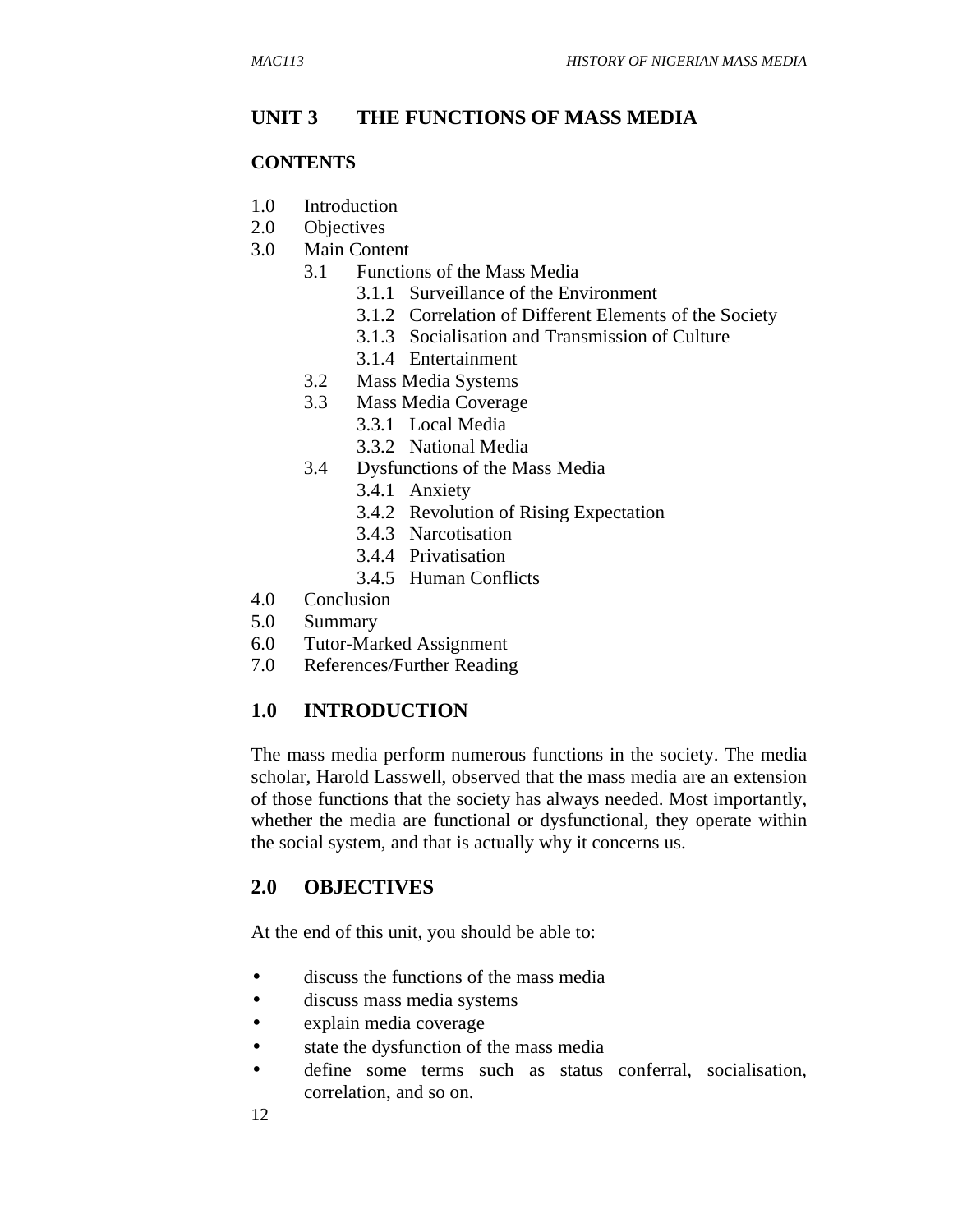## UNIT 3 THE FUNCTIONS OF MASS MEDIA

### CONTENTS

- 1.0 Introduction
- 2.0 Objectives
- 3.0 Main Content
  - 3.1 Functions of the Mass Media
    - 3.1.1 Surveillance of the Environment
    - 3.1.2 Correlation of Different Elements of the Society
    - 3.1.3 Socialisation and Transmission of Culture
    - 3.1.4 Entertainment
  - 3.2 Mass Media Systems
  - 3.3 Mass Media Coverage
    - 3.3.1 Local Media
    - 3.3.2 National Media
  - 3.4 Dysfunctions of the Mass Media
    - 3.4.1 Anxiety
    - 3.4.2 Revolution of Rising Expectation
    - 3.4.3 Narcotisation
    - 3.4.4 Privatisation
    - 3.4.5 Human Conflicts
- 4.0 Conclusion
- 5.0 Summary
- 6.0 Tutor-Marked Assignment
- 7.0 References/Further Reading

### 1.0 INTRODUCTION

The mass media perform numerous functions in the society. The media scholar, Harold Lasswell, observed that the mass media are an extension of those functions that the society has always needed. Most importantly, whether the media are functional or dysfunctional, they operate within the social system, and that is actually why it concerns us.

### 2.0 OBJECTIVES

At the end of this unit, you should be able to:

- discuss the functions of the mass media
- discuss mass media systems
- explain media coverage
- state the dysfunction of the mass media
- define some terms such as status conferral, socialisation, correlation, and so on.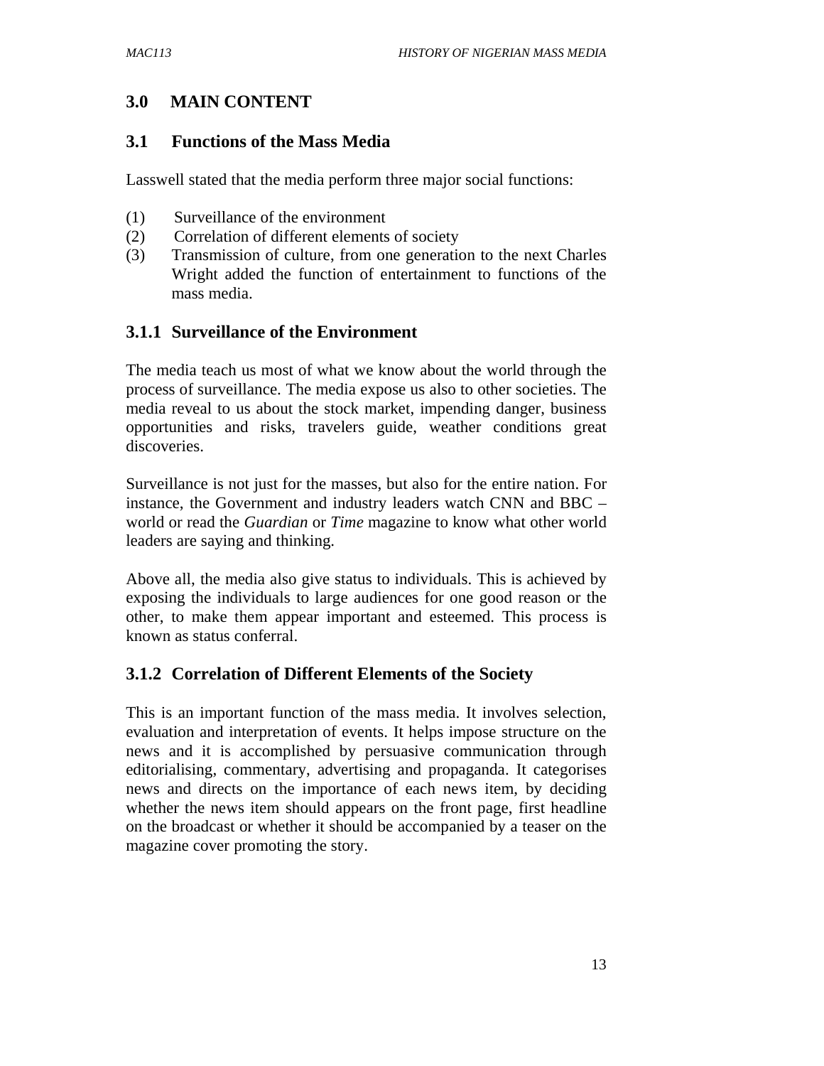# 3.0 MAIN CONTENT

## 3.1 Functions of the Mass Media

Lasswell stated that the media perform three major social functions:

(1) Surveillance of the environment
(2) Correlation of different elements of society
(3) Transmission of culture, from one generation to the next Charles Wright added the function of entertainment to functions of the mass media.

### 3.1.1 Surveillance of the Environment

The media teach us most of what we know about the world through the process of surveillance. The media expose us also to other societies. The media reveal to us about the stock market, impending danger, business opportunities and risks, travelers guide, weather conditions great discoveries.

Surveillance is not just for the masses, but also for the entire nation. For instance, the Government and industry leaders watch CNN and BBC – world or read the *Guardian* or *Time* magazine to know what other world leaders are saying and thinking.

Above all, the media also give status to individuals. This is achieved by exposing the individuals to large audiences for one good reason or the other, to make them appear important and esteemed. This process is known as status conferral.

### 3.1.2 Correlation of Different Elements of the Society

This is an important function of the mass media. It involves selection, evaluation and interpretation of events. It helps impose structure on the news and it is accomplished by persuasive communication through editorialising, commentary, advertising and propaganda. It categorises news and directs on the importance of each news item, by deciding whether the news item should appears on the front page, first headline on the broadcast or whether it should be accompanied by a teaser on the magazine cover promoting the story.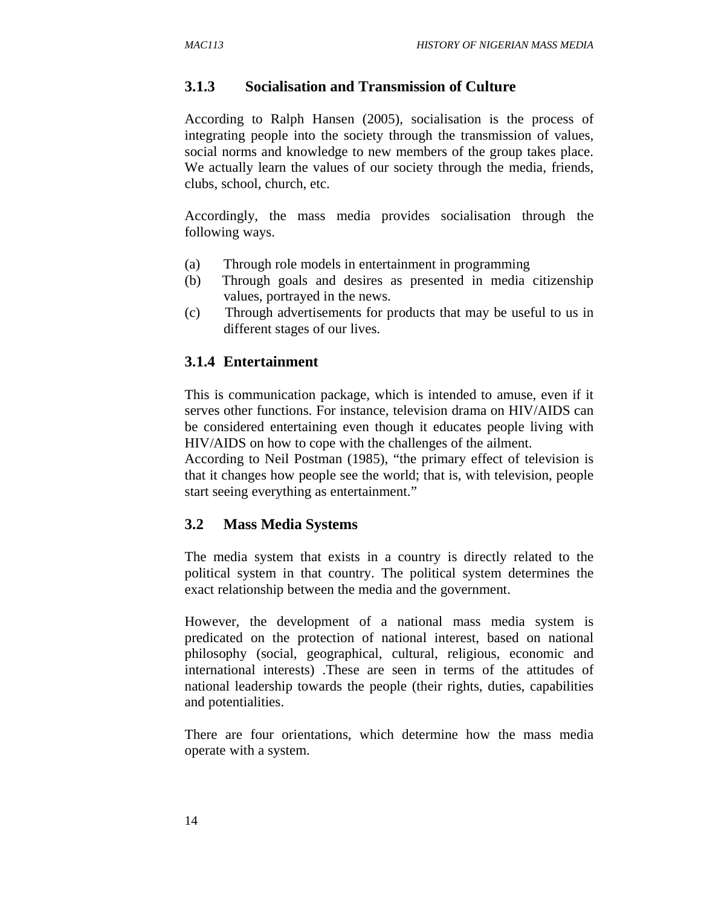### 3.1.3 Socialisation and Transmission of Culture

According to Ralph Hansen (2005), socialisation is the process of integrating people into the society through the transmission of values, social norms and knowledge to new members of the group takes place. We actually learn the values of our society through the media, friends, clubs, school, church, etc.

Accordingly, the mass media provides socialisation through the following ways.

(a) Through role models in entertainment in programming
(b) Through goals and desires as presented in media citizenship values, portrayed in the news.
(c) Through advertisements for products that may be useful to us in different stages of our lives.

### 3.1.4 Entertainment

This is communication package, which is intended to amuse, even if it serves other functions. For instance, television drama on HIV/AIDS can be considered entertaining even though it educates people living with HIV/AIDS on how to cope with the challenges of the ailment.
According to Neil Postman (1985), "the primary effect of television is that it changes how people see the world; that is, with television, people start seeing everything as entertainment."

## 3.2 Mass Media Systems

The media system that exists in a country is directly related to the political system in that country. The political system determines the exact relationship between the media and the government.

However, the development of a national mass media system is predicated on the protection of national interest, based on national philosophy (social, geographical, cultural, religious, economic and international interests) .These are seen in terms of the attitudes of national leadership towards the people (their rights, duties, capabilities and potentialities.

There are four orientations, which determine how the mass media operate with a system.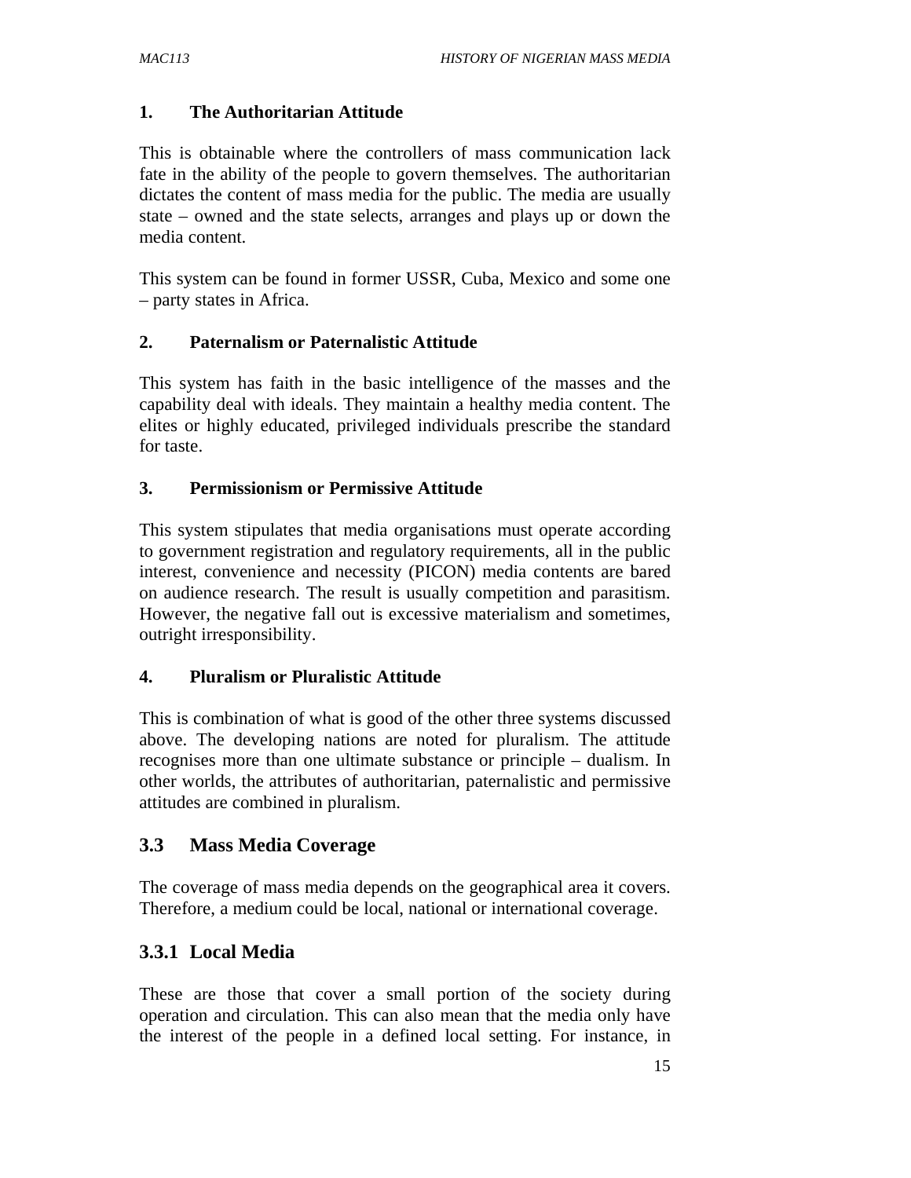**1. The Authoritarian Attitude**

This is obtainable where the controllers of mass communication lack fate in the ability of the people to govern themselves. The authoritarian dictates the content of mass media for the public. The media are usually state – owned and the state selects, arranges and plays up or down the media content.

This system can be found in former USSR, Cuba, Mexico and some one – party states in Africa.

**2. Paternalism or Paternalistic Attitude**

This system has faith in the basic intelligence of the masses and the capability deal with ideals. They maintain a healthy media content. The elites or highly educated, privileged individuals prescribe the standard for taste.

**3. Permissionism or Permissive Attitude**

This system stipulates that media organisations must operate according to government registration and regulatory requirements, all in the public interest, convenience and necessity (PICON) media contents are bared on audience research. The result is usually competition and parasitism. However, the negative fall out is excessive materialism and sometimes, outright irresponsibility.

**4. Pluralism or Pluralistic Attitude**

This is combination of what is good of the other three systems discussed above. The developing nations are noted for pluralism. The attitude recognises more than one ultimate substance or principle – dualism. In other worlds, the attributes of authoritarian, paternalistic and permissive attitudes are combined in pluralism.

## 3.3 Mass Media Coverage

The coverage of mass media depends on the geographical area it covers. Therefore, a medium could be local, national or international coverage.

### 3.3.1 Local Media

These are those that cover a small portion of the society during operation and circulation. This can also mean that the media only have the interest of the people in a defined local setting. For instance, in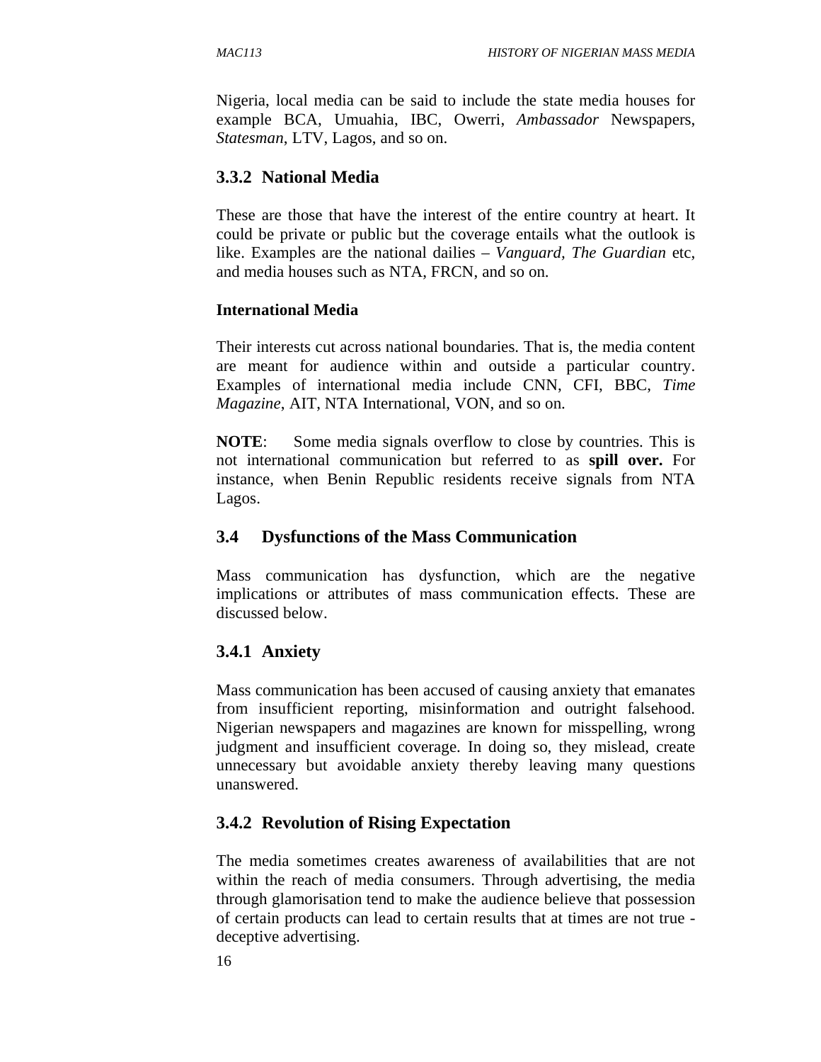Nigeria, local media can be said to include the state media houses for example BCA, Umuahia, IBC, Owerri, *Ambassador* Newspapers, *Statesman*, LTV, Lagos, and so on.

### 3.3.2 National Media

These are those that have the interest of the entire country at heart. It could be private or public but the coverage entails what the outlook is like. Examples are the national dailies – *Vanguard*, *The Guardian* etc, and media houses such as NTA, FRCN, and so on.

**International Media**

Their interests cut across national boundaries. That is, the media content are meant for audience within and outside a particular country. Examples of international media include CNN, CFI, BBC, *Time Magazine*, AIT, NTA International, VON, and so on.

**NOTE**: Some media signals overflow to close by countries. This is not international communication but referred to as **spill over.** For instance, when Benin Republic residents receive signals from NTA Lagos.

## 3.4 Dysfunctions of the Mass Communication

Mass communication has dysfunction, which are the negative implications or attributes of mass communication effects. These are discussed below.

### 3.4.1 Anxiety

Mass communication has been accused of causing anxiety that emanates from insufficient reporting, misinformation and outright falsehood. Nigerian newspapers and magazines are known for misspelling, wrong judgment and insufficient coverage. In doing so, they mislead, create unnecessary but avoidable anxiety thereby leaving many questions unanswered.

### 3.4.2 Revolution of Rising Expectation

The media sometimes creates awareness of availabilities that are not within the reach of media consumers. Through advertising, the media through glamorisation tend to make the audience believe that possession of certain products can lead to certain results that at times are not true - deceptive advertising.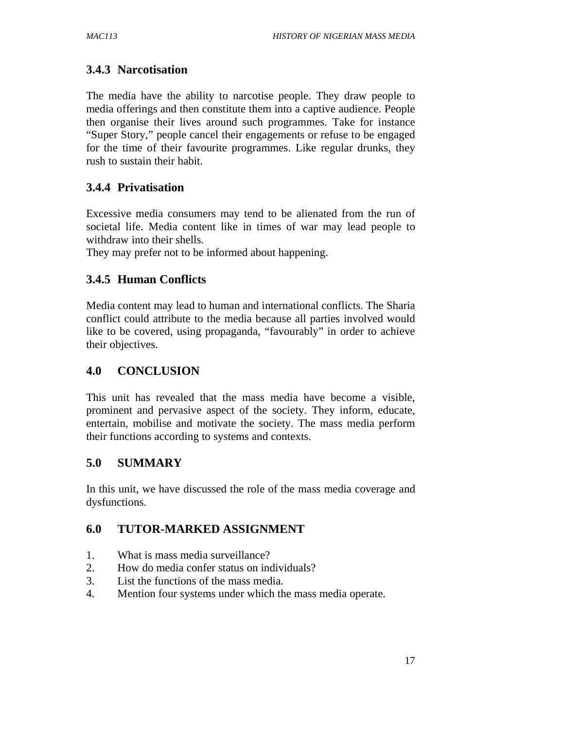### 3.4.3 Narcotisation

The media have the ability to narcotise people. They draw people to media offerings and then constitute them into a captive audience. People then organise their lives around such programmes. Take for instance "Super Story," people cancel their engagements or refuse to be engaged for the time of their favourite programmes. Like regular drunks, they rush to sustain their habit.

### 3.4.4 Privatisation

Excessive media consumers may tend to be alienated from the run of societal life. Media content like in times of war may lead people to withdraw into their shells.
They may prefer not to be informed about happening.

### 3.4.5 Human Conflicts

Media content may lead to human and international conflicts. The Sharia conflict could attribute to the media because all parties involved would like to be covered, using propaganda, "favourably" in order to achieve their objectives.

## 4.0 CONCLUSION

This unit has revealed that the mass media have become a visible, prominent and pervasive aspect of the society. They inform, educate, entertain, mobilise and motivate the society. The mass media perform their functions according to systems and contexts.

## 5.0 SUMMARY

In this unit, we have discussed the role of the mass media coverage and dysfunctions.

## 6.0 TUTOR-MARKED ASSIGNMENT

1. What is mass media surveillance?
2. How do media confer status on individuals?
3. List the functions of the mass media.
4. Mention four systems under which the mass media operate.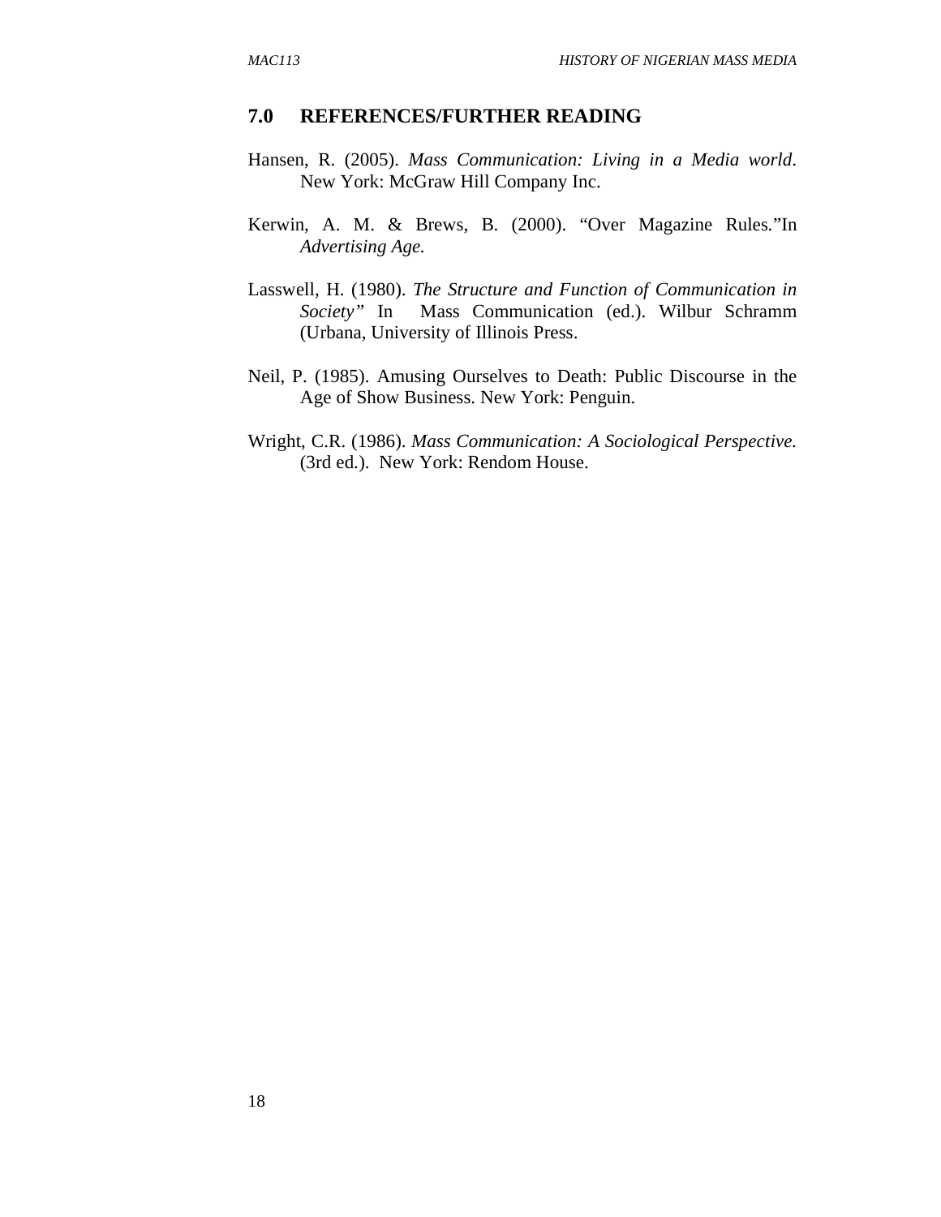## 7.0 REFERENCES/FURTHER READING

Hansen, R. (2005). *Mass Communication: Living in a Media world*. New York: McGraw Hill Company Inc.

Kerwin, A. M. & Brews, B. (2000). "Over Magazine Rules."In *Advertising Age.*

Lasswell, H. (1980). *The Structure and Function of Communication in Society"* In Mass Communication (ed.). Wilbur Schramm (Urbana, University of Illinois Press.

Neil, P. (1985). Amusing Ourselves to Death: Public Discourse in the Age of Show Business. New York: Penguin.

Wright, C.R. (1986). *Mass Communication: A Sociological Perspective.* (3rd ed.). New York: Rendom House.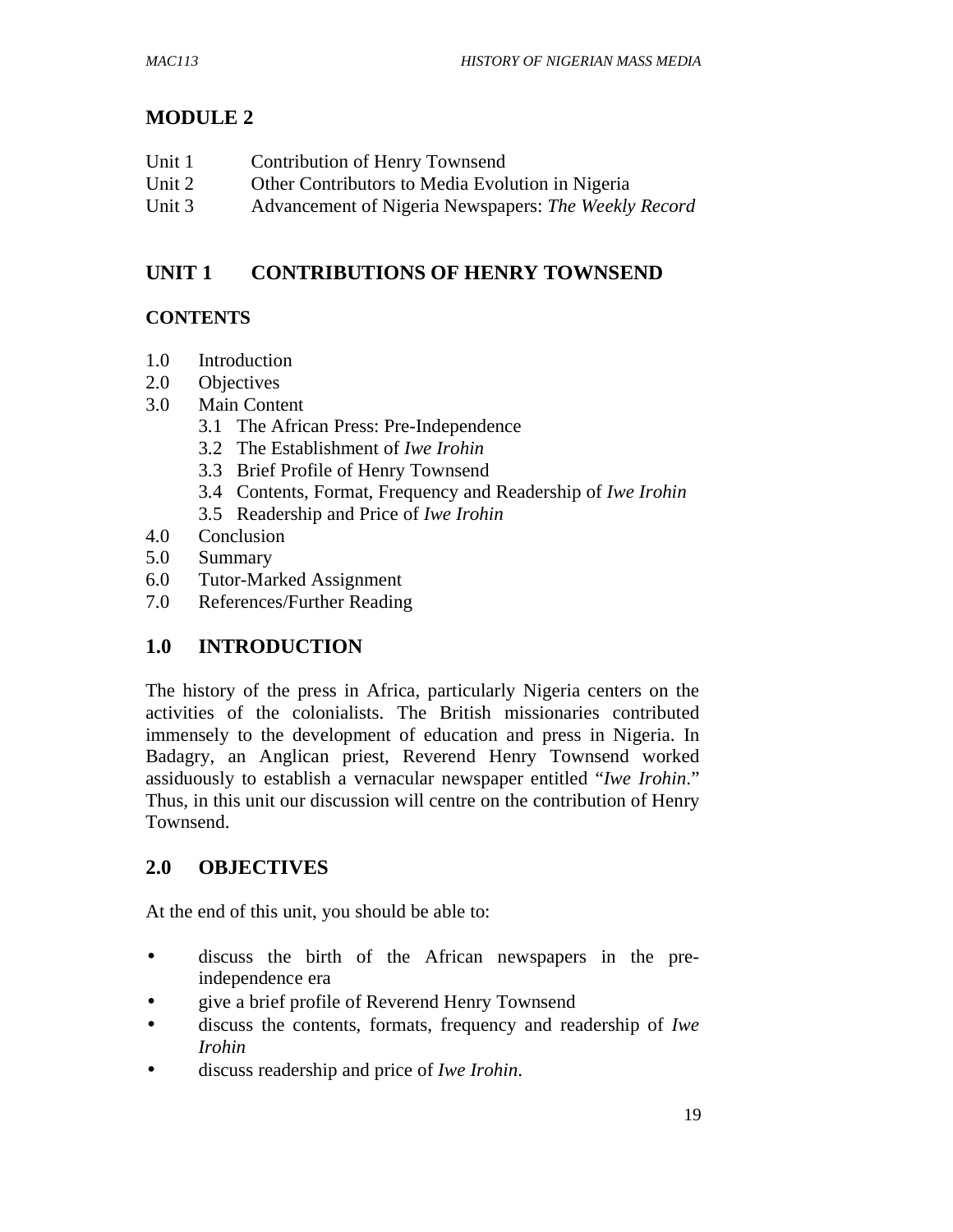# MODULE 2

Unit 1 Contribution of Henry Townsend
Unit 2 Other Contributors to Media Evolution in Nigeria
Unit 3 Advancement of Nigeria Newspapers: *The Weekly Record*

## UNIT 1 CONTRIBUTIONS OF HENRY TOWNSEND

### CONTENTS

1.0 Introduction
2.0 Objectives
3.0 Main Content
  3.1 The African Press: Pre-Independence
  3.2 The Establishment of *Iwe Irohin*
  3.3 Brief Profile of Henry Townsend
  3.4 Contents, Format, Frequency and Readership of *Iwe Irohin*
  3.5 Readership and Price of *Iwe Irohin*
4.0 Conclusion
5.0 Summary
6.0 Tutor-Marked Assignment
7.0 References/Further Reading

## 1.0 INTRODUCTION

The history of the press in Africa, particularly Nigeria centers on the activities of the colonialists. The British missionaries contributed immensely to the development of education and press in Nigeria. In Badagry, an Anglican priest, Reverend Henry Townsend worked assiduously to establish a vernacular newspaper entitled "*Iwe Irohin*." Thus, in this unit our discussion will centre on the contribution of Henry Townsend.

## 2.0 OBJECTIVES

At the end of this unit, you should be able to:

- discuss the birth of the African newspapers in the pre-independence era
- give a brief profile of Reverend Henry Townsend
- discuss the contents, formats, frequency and readership of *Iwe Irohin*
- discuss readership and price of *Iwe Irohin*.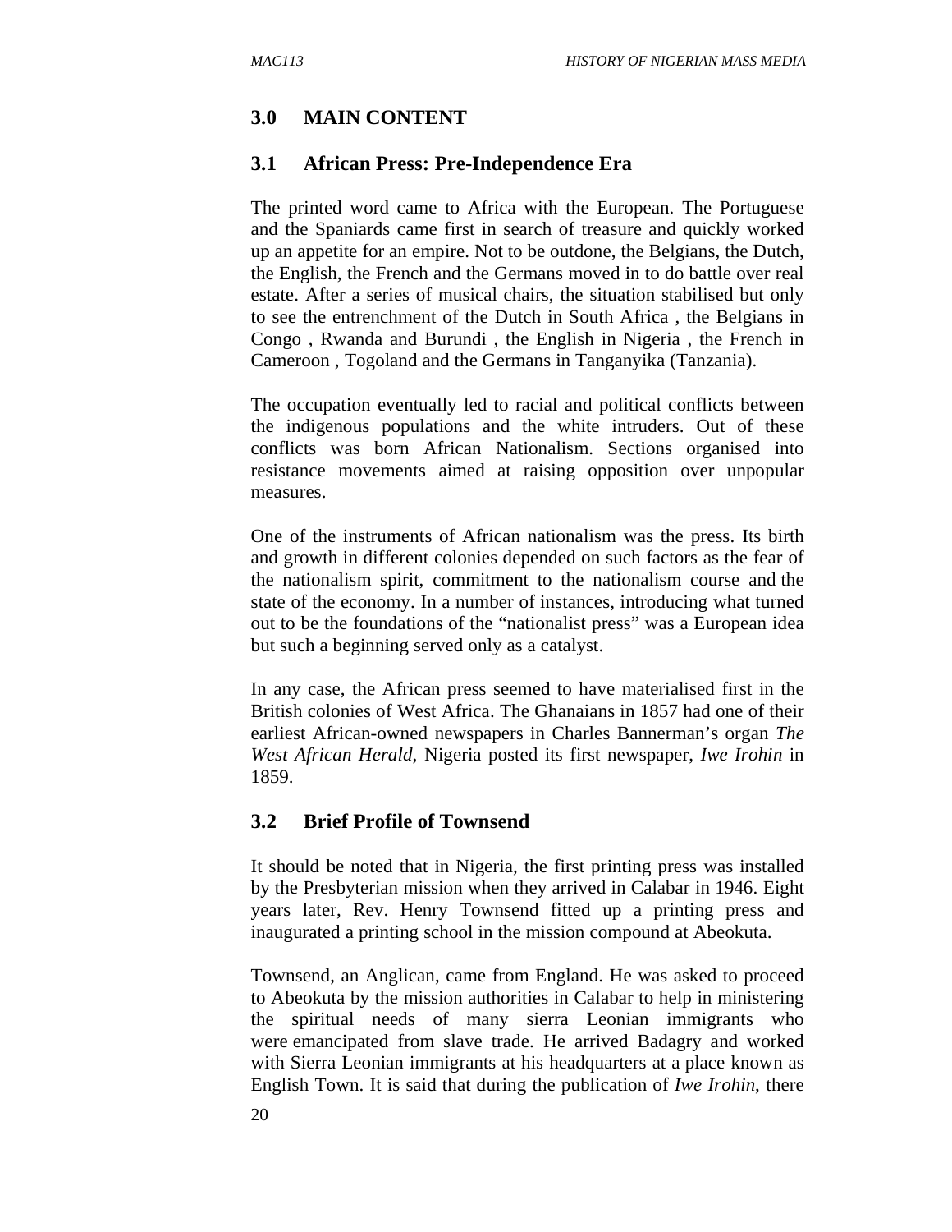## 3.0 MAIN CONTENT

### 3.1 African Press: Pre-Independence Era

The printed word came to Africa with the European. The Portuguese and the Spaniards came first in search of treasure and quickly worked up an appetite for an empire. Not to be outdone, the Belgians, the Dutch, the English, the French and the Germans moved in to do battle over real estate. After a series of musical chairs, the situation stabilised but only to see the entrenchment of the Dutch in South Africa , the Belgians in Congo , Rwanda and Burundi , the English in Nigeria , the French in Cameroon , Togoland and the Germans in Tanganyika (Tanzania).

The occupation eventually led to racial and political conflicts between the indigenous populations and the white intruders. Out of these conflicts was born African Nationalism. Sections organised into resistance movements aimed at raising opposition over unpopular measures.

One of the instruments of African nationalism was the press. Its birth and growth in different colonies depended on such factors as the fear of the nationalism spirit, commitment to the nationalism course and the state of the economy. In a number of instances, introducing what turned out to be the foundations of the "nationalist press" was a European idea but such a beginning served only as a catalyst.

In any case, the African press seemed to have materialised first in the British colonies of West Africa. The Ghanaians in 1857 had one of their earliest African-owned newspapers in Charles Bannerman's organ *The West African Herald*, Nigeria posted its first newspaper, *Iwe Irohin* in 1859.

### 3.2 Brief Profile of Townsend

It should be noted that in Nigeria, the first printing press was installed by the Presbyterian mission when they arrived in Calabar in 1946. Eight years later, Rev. Henry Townsend fitted up a printing press and inaugurated a printing school in the mission compound at Abeokuta.

Townsend, an Anglican, came from England. He was asked to proceed to Abeokuta by the mission authorities in Calabar to help in ministering the spiritual needs of many sierra Leonian immigrants who were emancipated from slave trade. He arrived Badagry and worked with Sierra Leonian immigrants at his headquarters at a place known as English Town. It is said that during the publication of *Iwe Irohin*, there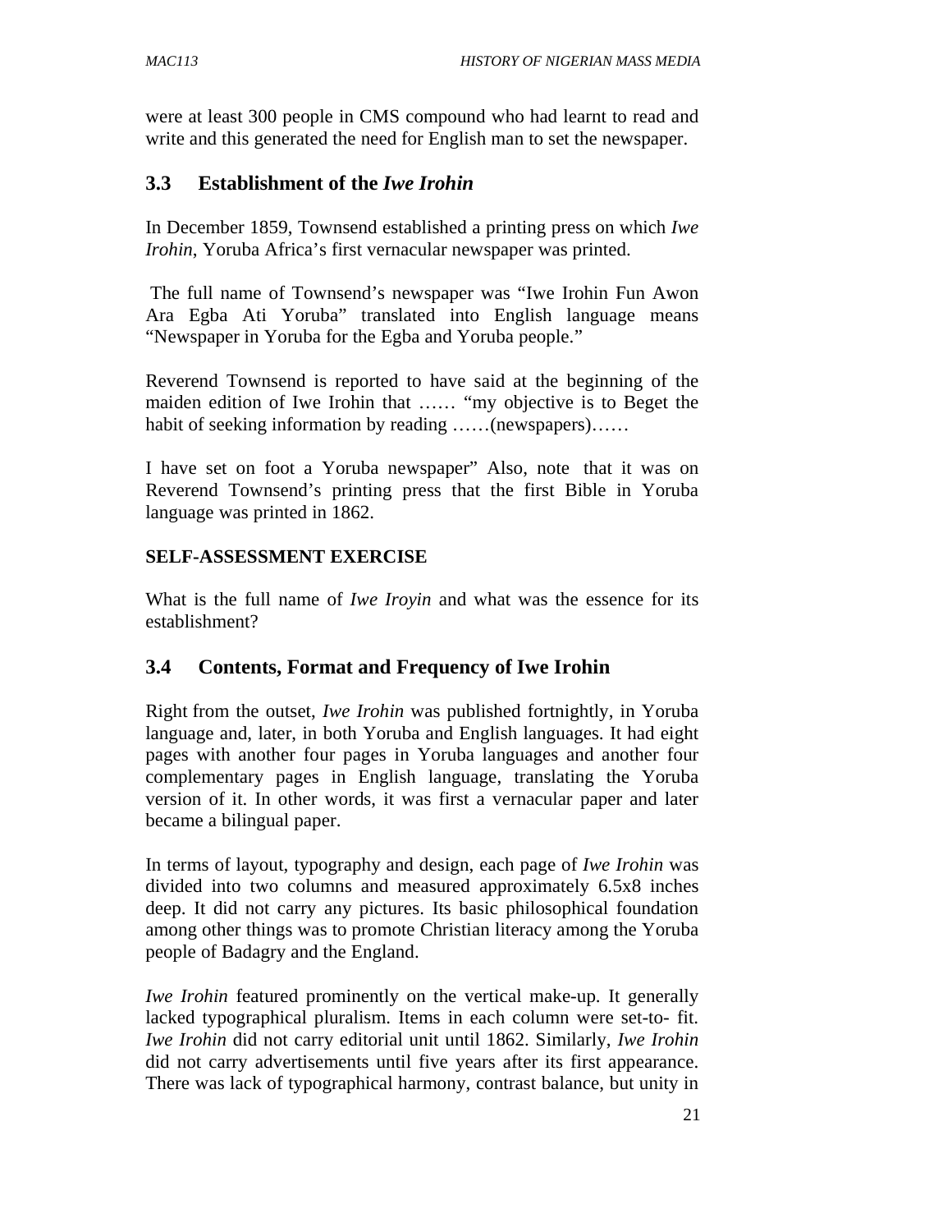were at least 300 people in CMS compound who had learnt to read and write and this generated the need for English man to set the newspaper.

## 3.3 Establishment of the *Iwe Irohin*

In December 1859, Townsend established a printing press on which *Iwe Irohin*, Yoruba Africa's first vernacular newspaper was printed.

The full name of Townsend's newspaper was "Iwe Irohin Fun Awon Ara Egba Ati Yoruba" translated into English language means "Newspaper in Yoruba for the Egba and Yoruba people."

Reverend Townsend is reported to have said at the beginning of the maiden edition of Iwe Irohin that …… "my objective is to Beget the habit of seeking information by reading ……(newspapers)……

I have set on foot a Yoruba newspaper" Also, note that it was on Reverend Townsend's printing press that the first Bible in Yoruba language was printed in 1862.

**SELF-ASSESSMENT EXERCISE**

What is the full name of *Iwe Iroyin* and what was the essence for its establishment?

## 3.4 Contents, Format and Frequency of Iwe Irohin

Right from the outset, *Iwe Irohin* was published fortnightly, in Yoruba language and, later, in both Yoruba and English languages. It had eight pages with another four pages in Yoruba languages and another four complementary pages in English language, translating the Yoruba version of it. In other words, it was first a vernacular paper and later became a bilingual paper.

In terms of layout, typography and design, each page of *Iwe Irohin* was divided into two columns and measured approximately 6.5x8 inches deep. It did not carry any pictures. Its basic philosophical foundation among other things was to promote Christian literacy among the Yoruba people of Badagry and the England.

*Iwe Irohin* featured prominently on the vertical make-up. It generally lacked typographical pluralism. Items in each column were set-to- fit. *Iwe Irohin* did not carry editorial unit until 1862. Similarly, *Iwe Irohin* did not carry advertisements until five years after its first appearance. There was lack of typographical harmony, contrast balance, but unity in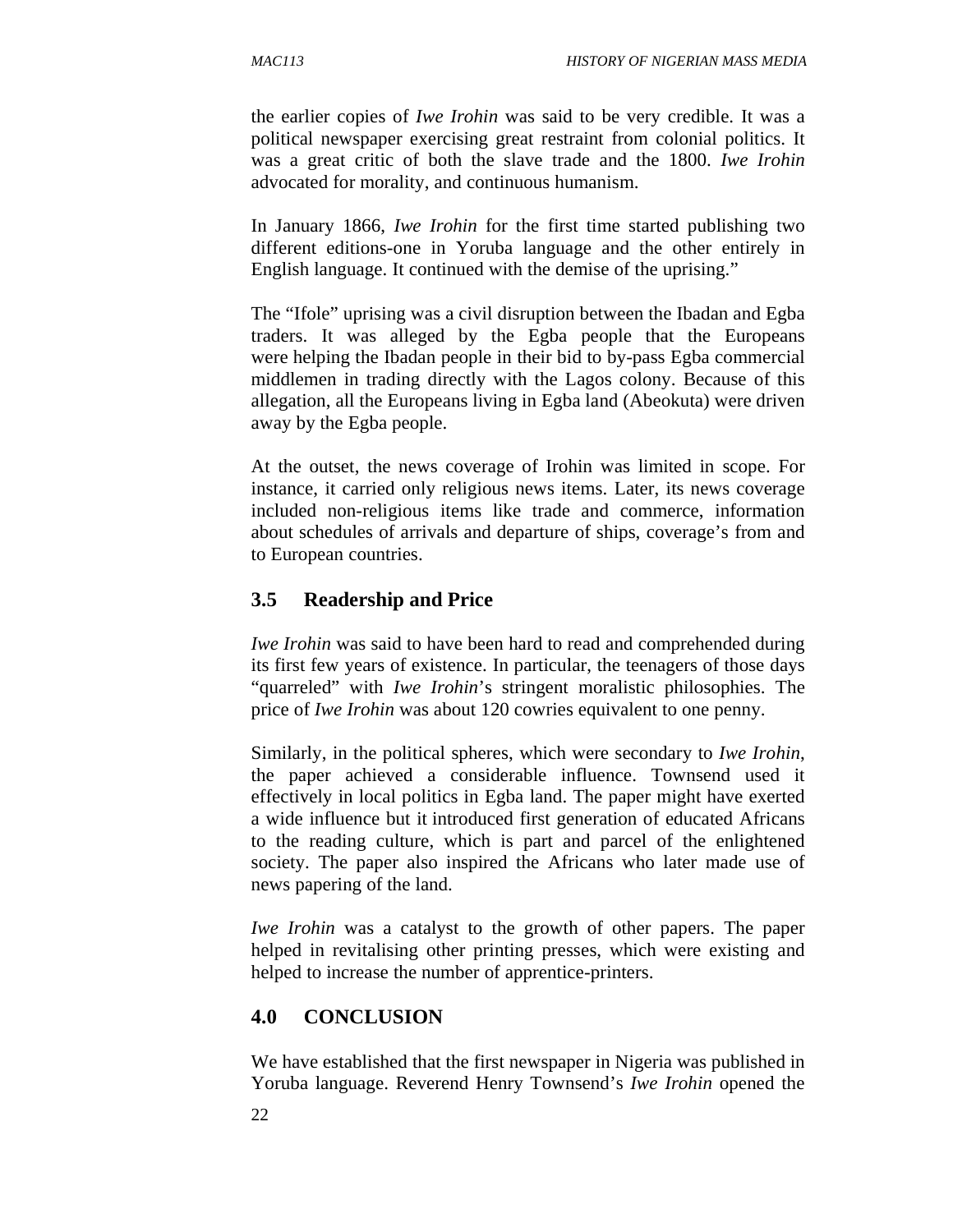the earlier copies of *Iwe Irohin* was said to be very credible. It was a political newspaper exercising great restraint from colonial politics. It was a great critic of both the slave trade and the 1800. *Iwe Irohin* advocated for morality, and continuous humanism.

In January 1866, *Iwe Irohin* for the first time started publishing two different editions-one in Yoruba language and the other entirely in English language. It continued with the demise of the uprising."

The "Ifole" uprising was a civil disruption between the Ibadan and Egba traders. It was alleged by the Egba people that the Europeans were helping the Ibadan people in their bid to by-pass Egba commercial middlemen in trading directly with the Lagos colony. Because of this allegation, all the Europeans living in Egba land (Abeokuta) were driven away by the Egba people.

At the outset, the news coverage of Irohin was limited in scope. For instance, it carried only religious news items. Later, its news coverage included non-religious items like trade and commerce, information about schedules of arrivals and departure of ships, coverage's from and to European countries.

### 3.5 Readership and Price

*Iwe Irohin* was said to have been hard to read and comprehended during its first few years of existence. In particular, the teenagers of those days "quarreled" with *Iwe Irohin*'s stringent moralistic philosophies. The price of *Iwe Irohin* was about 120 cowries equivalent to one penny.

Similarly, in the political spheres, which were secondary to *Iwe Irohin*, the paper achieved a considerable influence. Townsend used it effectively in local politics in Egba land. The paper might have exerted a wide influence but it introduced first generation of educated Africans to the reading culture, which is part and parcel of the enlightened society. The paper also inspired the Africans who later made use of news papering of the land.

*Iwe Irohin* was a catalyst to the growth of other papers. The paper helped in revitalising other printing presses, which were existing and helped to increase the number of apprentice-printers.

## 4.0 CONCLUSION

We have established that the first newspaper in Nigeria was published in Yoruba language. Reverend Henry Townsend's *Iwe Irohin* opened the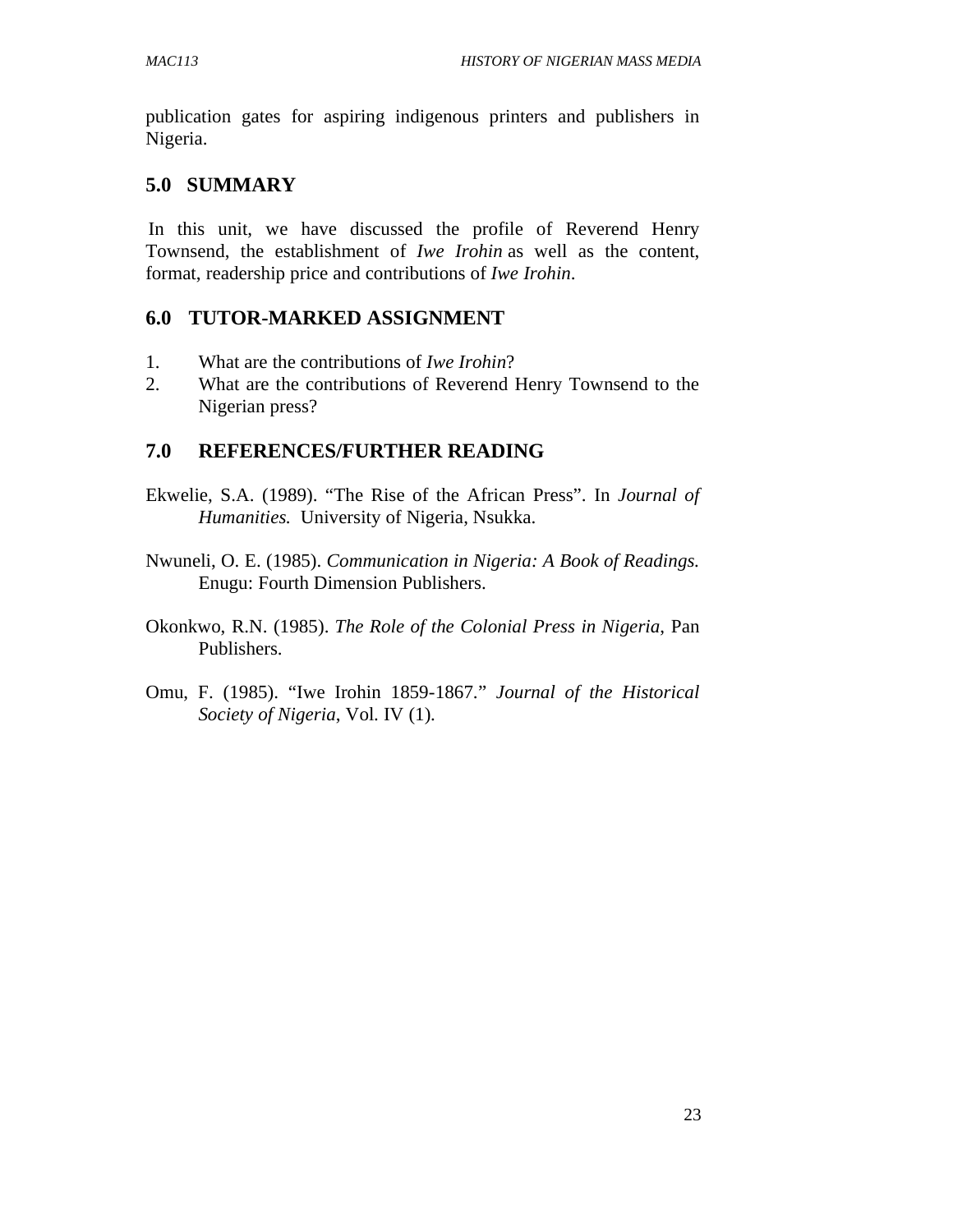publication gates for aspiring indigenous printers and publishers in Nigeria.

## 5.0 SUMMARY

In this unit, we have discussed the profile of Reverend Henry Townsend, the establishment of *Iwe Irohin* as well as the content, format, readership price and contributions of *Iwe Irohin*.

## 6.0 TUTOR-MARKED ASSIGNMENT

1. What are the contributions of *Iwe Irohin*?
2. What are the contributions of Reverend Henry Townsend to the Nigerian press?

## 7.0 REFERENCES/FURTHER READING

Ekwelie, S.A. (1989). "The Rise of the African Press". In *Journal of Humanities.* University of Nigeria, Nsukka.

Nwuneli, O. E. (1985). *Communication in Nigeria: A Book of Readings.* Enugu: Fourth Dimension Publishers.

Okonkwo, R.N. (1985). *The Role of the Colonial Press in Nigeria*, Pan Publishers.

Omu, F. (1985). "Iwe Irohin 1859-1867." *Journal of the Historical Society of Nigeria*, Vol. IV (1).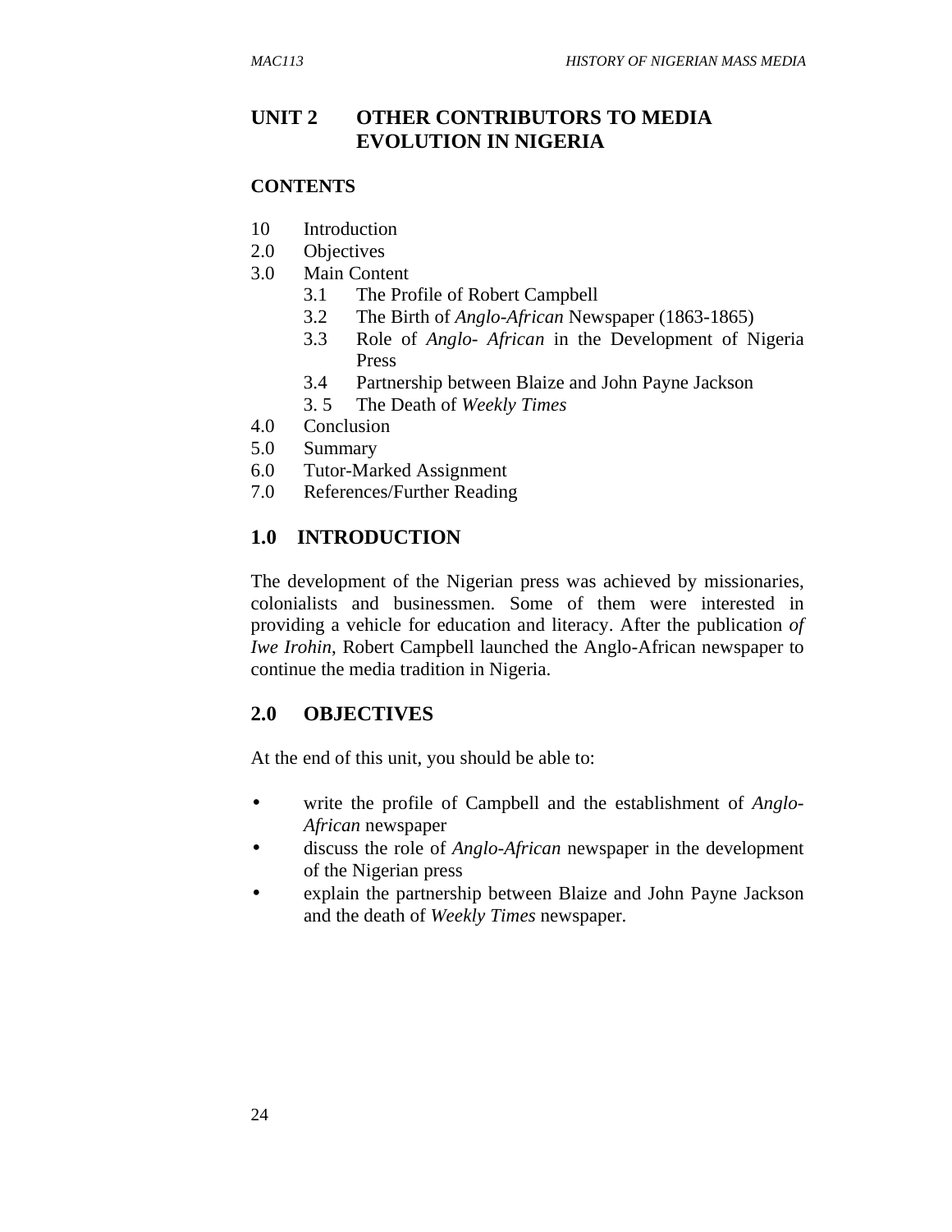# UNIT 2 OTHER CONTRIBUTORS TO MEDIA EVOLUTION IN NIGERIA

## CONTENTS

10 Introduction
2.0 Objectives
3.0 Main Content
   3.1 The Profile of Robert Campbell
   3.2 The Birth of *Anglo-African* Newspaper (1863-1865)
   3.3 Role of *Anglo- African* in the Development of Nigeria Press
   3.4 Partnership between Blaize and John Payne Jackson
   3. 5 The Death of *Weekly Times*
4.0 Conclusion
5.0 Summary
6.0 Tutor-Marked Assignment
7.0 References/Further Reading

## 1.0 INTRODUCTION

The development of the Nigerian press was achieved by missionaries, colonialists and businessmen. Some of them were interested in providing a vehicle for education and literacy. After the publication *of Iwe Irohin*, Robert Campbell launched the Anglo-African newspaper to continue the media tradition in Nigeria.

## 2.0 OBJECTIVES

At the end of this unit, you should be able to:

- write the profile of Campbell and the establishment of *Anglo-African* newspaper
- discuss the role of *Anglo-African* newspaper in the development of the Nigerian press
- explain the partnership between Blaize and John Payne Jackson and the death of *Weekly Times* newspaper.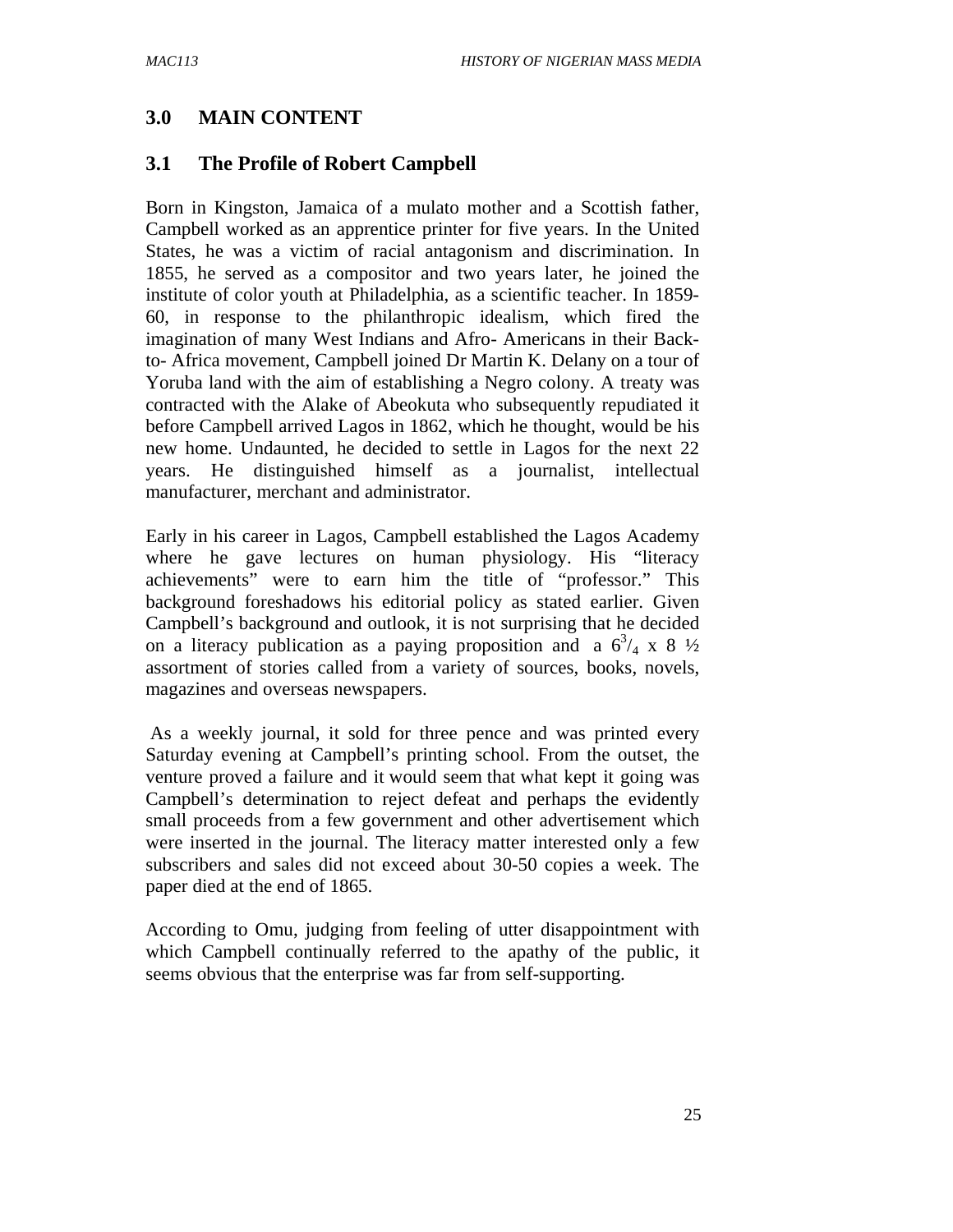## 3.0 MAIN CONTENT

### 3.1 The Profile of Robert Campbell

Born in Kingston, Jamaica of a mulato mother and a Scottish father, Campbell worked as an apprentice printer for five years. In the United States, he was a victim of racial antagonism and discrimination. In 1855, he served as a compositor and two years later, he joined the institute of color youth at Philadelphia, as a scientific teacher. In 1859-60, in response to the philanthropic idealism, which fired the imagination of many West Indians and Afro- Americans in their Back-to- Africa movement, Campbell joined Dr Martin K. Delany on a tour of Yoruba land with the aim of establishing a Negro colony. A treaty was contracted with the Alake of Abeokuta who subsequently repudiated it before Campbell arrived Lagos in 1862, which he thought, would be his new home. Undaunted, he decided to settle in Lagos for the next 22 years. He distinguished himself as a journalist, intellectual manufacturer, merchant and administrator.

Early in his career in Lagos, Campbell established the Lagos Academy where he gave lectures on human physiology. His "literacy achievements" were to earn him the title of "professor." This background foreshadows his editorial policy as stated earlier. Given Campbell's background and outlook, it is not surprising that he decided on a literacy publication as a paying proposition and a $6^{3}/_{4}$ x 8 ½ assortment of stories called from a variety of sources, books, novels, magazines and overseas newspapers.

As a weekly journal, it sold for three pence and was printed every Saturday evening at Campbell's printing school. From the outset, the venture proved a failure and it would seem that what kept it going was Campbell's determination to reject defeat and perhaps the evidently small proceeds from a few government and other advertisement which were inserted in the journal. The literacy matter interested only a few subscribers and sales did not exceed about 30-50 copies a week. The paper died at the end of 1865.

According to Omu, judging from feeling of utter disappointment with which Campbell continually referred to the apathy of the public, it seems obvious that the enterprise was far from self-supporting.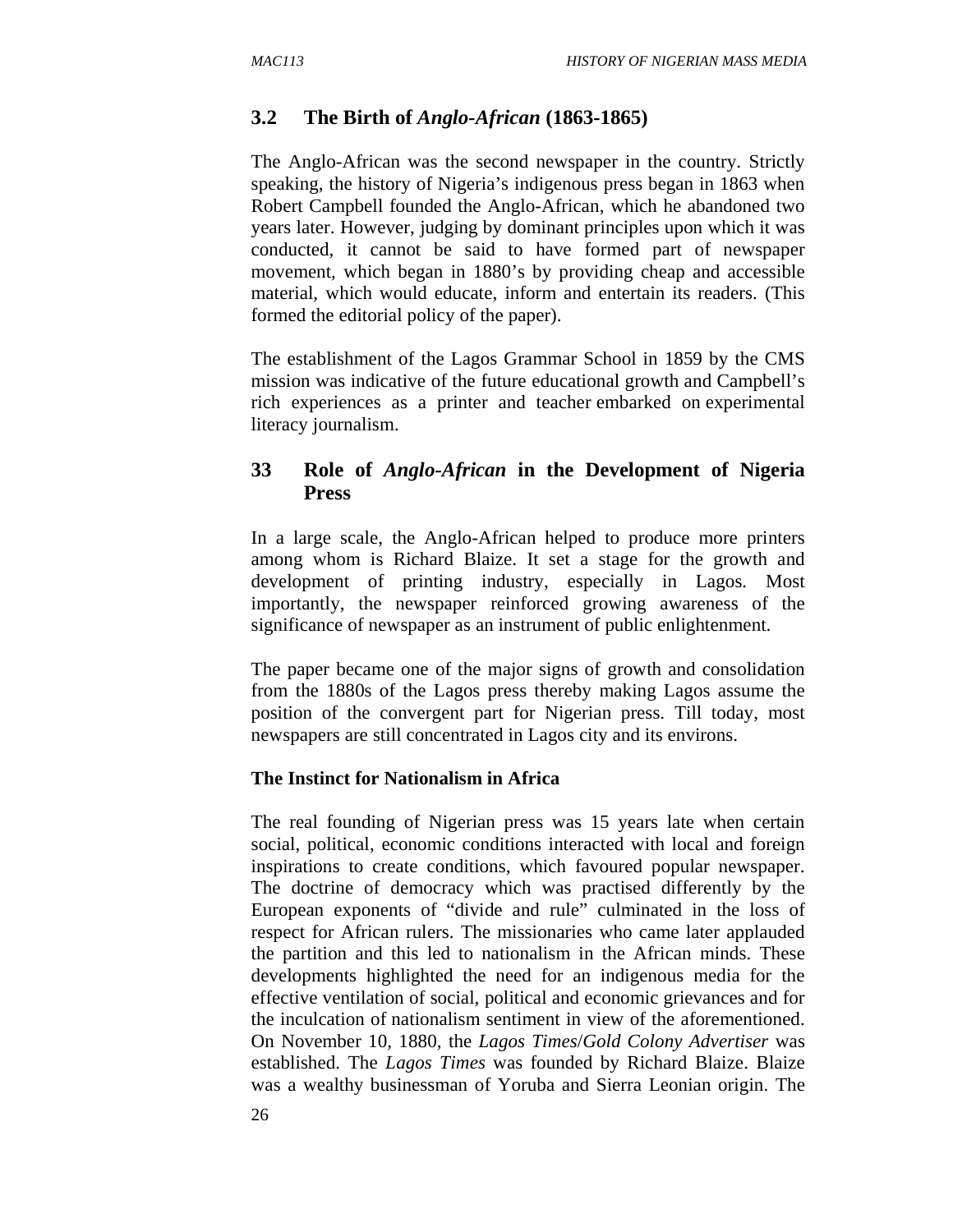## 3.2 The Birth of *Anglo-African* (1863-1865)

The Anglo-African was the second newspaper in the country. Strictly speaking, the history of Nigeria's indigenous press began in 1863 when Robert Campbell founded the Anglo-African, which he abandoned two years later. However, judging by dominant principles upon which it was conducted, it cannot be said to have formed part of newspaper movement, which began in 1880's by providing cheap and accessible material, which would educate, inform and entertain its readers. (This formed the editorial policy of the paper).

The establishment of the Lagos Grammar School in 1859 by the CMS mission was indicative of the future educational growth and Campbell's rich experiences as a printer and teacher embarked on experimental literacy journalism.

## 33 Role of *Anglo-African* in the Development of Nigeria Press

In a large scale, the Anglo-African helped to produce more printers among whom is Richard Blaize. It set a stage for the growth and development of printing industry, especially in Lagos. Most importantly, the newspaper reinforced growing awareness of the significance of newspaper as an instrument of public enlightenment.

The paper became one of the major signs of growth and consolidation from the 1880s of the Lagos press thereby making Lagos assume the position of the convergent part for Nigerian press. Till today, most newspapers are still concentrated in Lagos city and its environs.

**The Instinct for Nationalism in Africa**

The real founding of Nigerian press was 15 years late when certain social, political, economic conditions interacted with local and foreign inspirations to create conditions, which favoured popular newspaper. The doctrine of democracy which was practised differently by the European exponents of "divide and rule" culminated in the loss of respect for African rulers. The missionaries who came later applauded the partition and this led to nationalism in the African minds. These developments highlighted the need for an indigenous media for the effective ventilation of social, political and economic grievances and for the inculcation of nationalism sentiment in view of the aforementioned. On November 10, 1880, the *Lagos Times*/*Gold Colony Advertiser* was established. The *Lagos Times* was founded by Richard Blaize. Blaize was a wealthy businessman of Yoruba and Sierra Leonian origin. The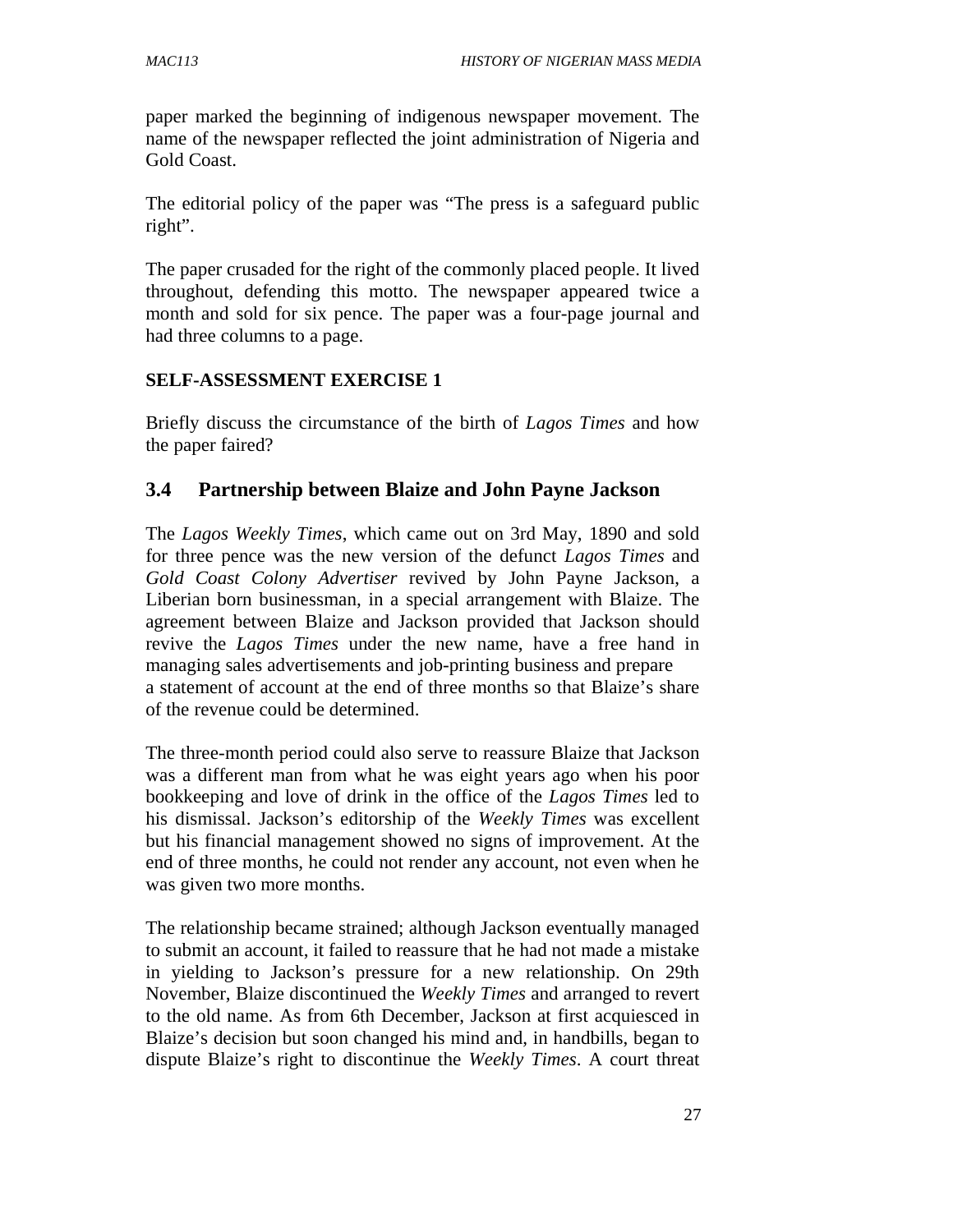paper marked the beginning of indigenous newspaper movement. The name of the newspaper reflected the joint administration of Nigeria and Gold Coast.

The editorial policy of the paper was "The press is a safeguard public right".

The paper crusaded for the right of the commonly placed people. It lived throughout, defending this motto. The newspaper appeared twice a month and sold for six pence. The paper was a four-page journal and had three columns to a page.

**SELF-ASSESSMENT EXERCISE 1**

Briefly discuss the circumstance of the birth of *Lagos Times* and how the paper faired?

## 3.4 Partnership between Blaize and John Payne Jackson

The *Lagos Weekly Times*, which came out on 3rd May, 1890 and sold for three pence was the new version of the defunct *Lagos Times* and *Gold Coast Colony Advertiser* revived by John Payne Jackson, a Liberian born businessman, in a special arrangement with Blaize. The agreement between Blaize and Jackson provided that Jackson should revive the *Lagos Times* under the new name, have a free hand in managing sales advertisements and job-printing business and prepare a statement of account at the end of three months so that Blaize's share of the revenue could be determined.

The three-month period could also serve to reassure Blaize that Jackson was a different man from what he was eight years ago when his poor bookkeeping and love of drink in the office of the *Lagos Times* led to his dismissal. Jackson's editorship of the *Weekly Times* was excellent but his financial management showed no signs of improvement. At the end of three months, he could not render any account, not even when he was given two more months.

The relationship became strained; although Jackson eventually managed to submit an account, it failed to reassure that he had not made a mistake in yielding to Jackson's pressure for a new relationship. On 29th November, Blaize discontinued the *Weekly Times* and arranged to revert to the old name. As from 6th December, Jackson at first acquiesced in Blaize's decision but soon changed his mind and, in handbills, began to dispute Blaize's right to discontinue the *Weekly Times*. A court threat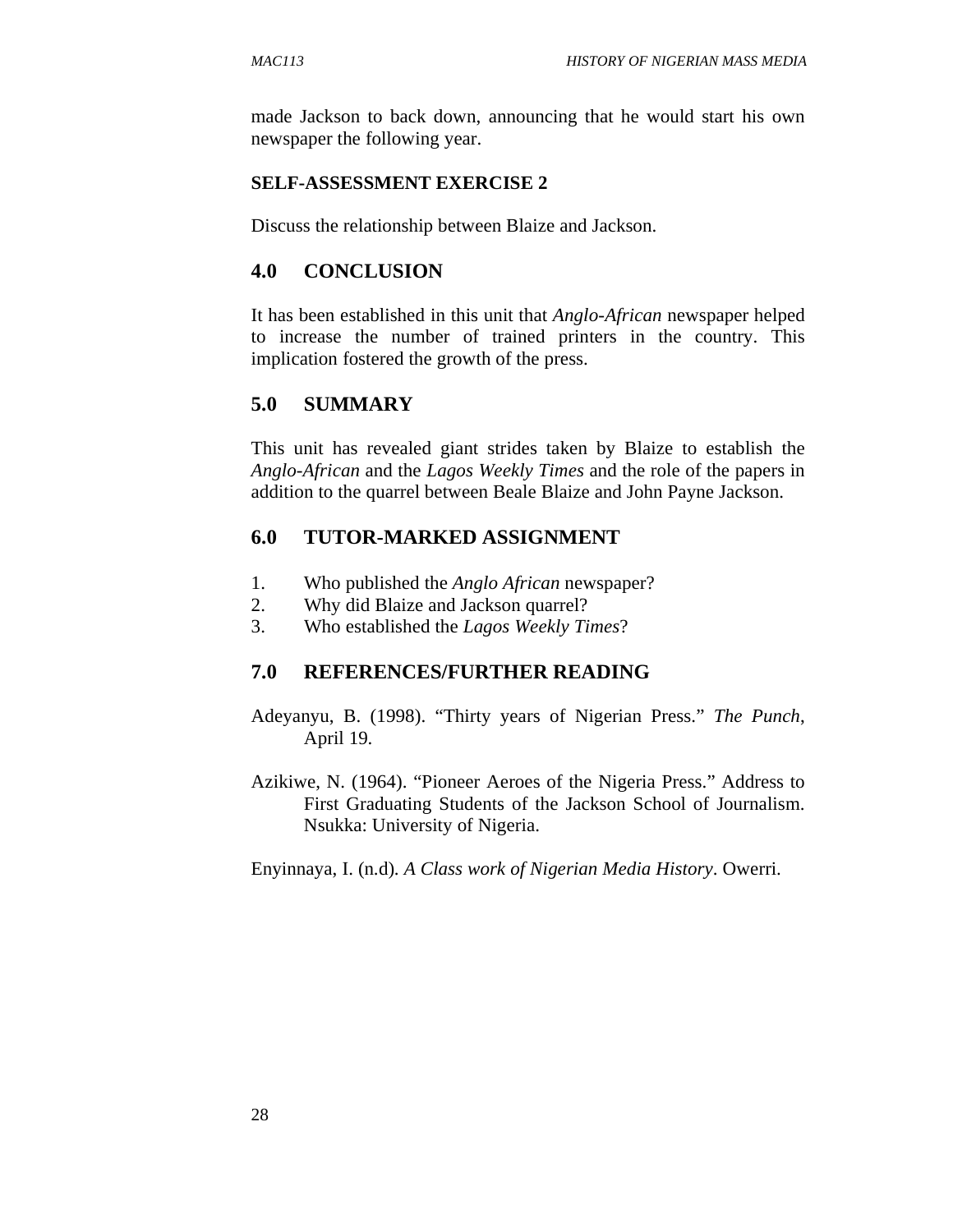made Jackson to back down, announcing that he would start his own newspaper the following year.

**SELF-ASSESSMENT EXERCISE 2**

Discuss the relationship between Blaize and Jackson.

## 4.0 CONCLUSION

It has been established in this unit that *Anglo-African* newspaper helped to increase the number of trained printers in the country. This implication fostered the growth of the press.

## 5.0 SUMMARY

This unit has revealed giant strides taken by Blaize to establish the *Anglo-African* and the *Lagos Weekly Times* and the role of the papers in addition to the quarrel between Beale Blaize and John Payne Jackson.

## 6.0 TUTOR-MARKED ASSIGNMENT

1. Who published the *Anglo African* newspaper?
2. Why did Blaize and Jackson quarrel?
3. Who established the *Lagos Weekly Times*?

## 7.0 REFERENCES/FURTHER READING

Adeyanyu, B. (1998). "Thirty years of Nigerian Press." *The Punch*, April 19.

Azikiwe, N. (1964). "Pioneer Aeroes of the Nigeria Press." Address to First Graduating Students of the Jackson School of Journalism. Nsukka: University of Nigeria.

Enyinnaya, I. (n.d). *A Class work of Nigerian Media History*. Owerri.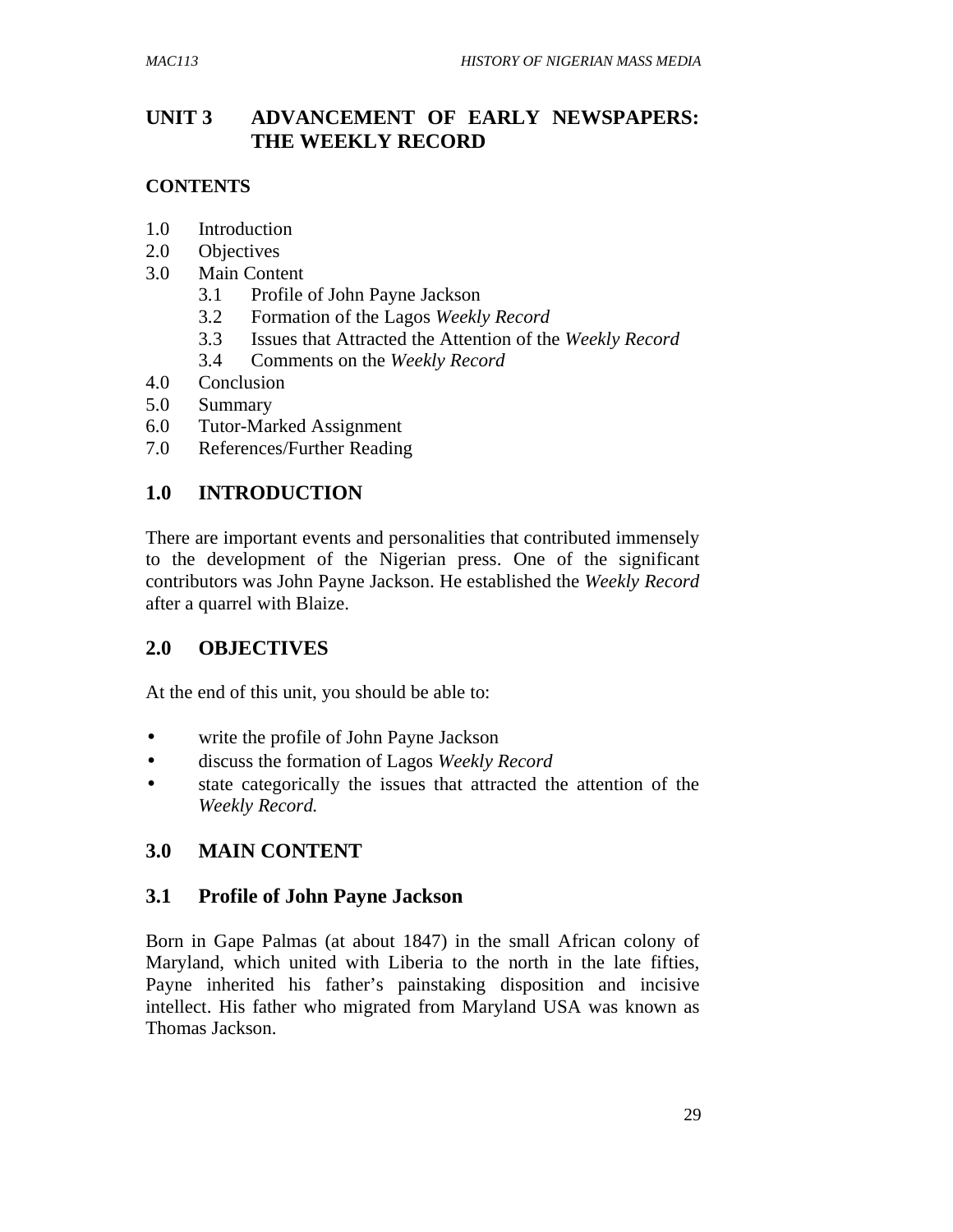# UNIT 3 ADVANCEMENT OF EARLY NEWSPAPERS: THE WEEKLY RECORD

## CONTENTS

1.0 Introduction
2.0 Objectives
3.0 Main Content
   3.1 Profile of John Payne Jackson
   3.2 Formation of the Lagos *Weekly Record*
   3.3 Issues that Attracted the Attention of the *Weekly Record*
   3.4 Comments on the *Weekly Record*
4.0 Conclusion
5.0 Summary
6.0 Tutor-Marked Assignment
7.0 References/Further Reading

## 1.0 INTRODUCTION

There are important events and personalities that contributed immensely to the development of the Nigerian press. One of the significant contributors was John Payne Jackson. He established the *Weekly Record* after a quarrel with Blaize.

## 2.0 OBJECTIVES

At the end of this unit, you should be able to:

- write the profile of John Payne Jackson
- discuss the formation of Lagos *Weekly Record*
- state categorically the issues that attracted the attention of the *Weekly Record.*

## 3.0 MAIN CONTENT

### 3.1 Profile of John Payne Jackson

Born in Gape Palmas (at about 1847) in the small African colony of Maryland, which united with Liberia to the north in the late fifties, Payne inherited his father's painstaking disposition and incisive intellect. His father who migrated from Maryland USA was known as Thomas Jackson.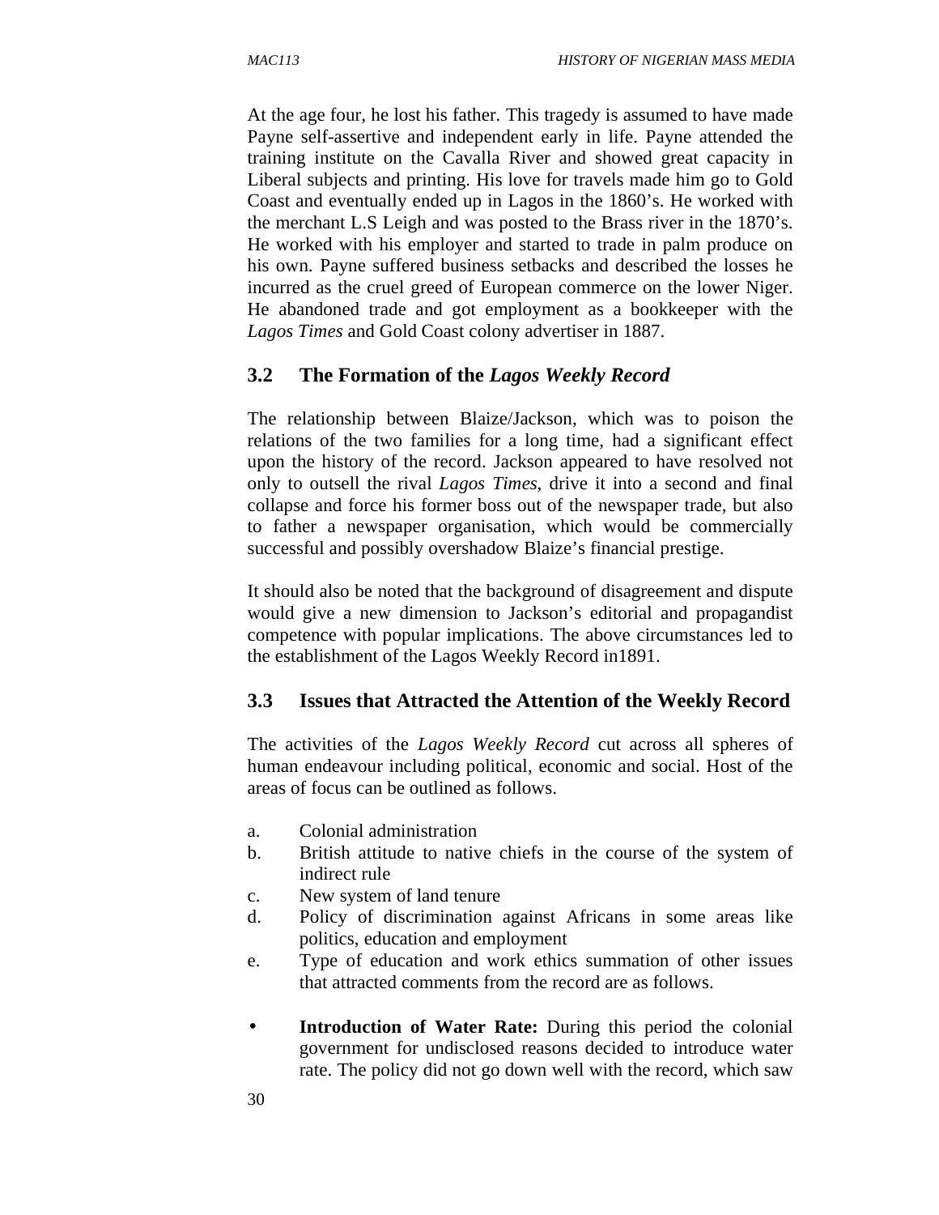At the age four, he lost his father. This tragedy is assumed to have made Payne self-assertive and independent early in life. Payne attended the training institute on the Cavalla River and showed great capacity in Liberal subjects and printing. His love for travels made him go to Gold Coast and eventually ended up in Lagos in the 1860's. He worked with the merchant L.S Leigh and was posted to the Brass river in the 1870's. He worked with his employer and started to trade in palm produce on his own. Payne suffered business setbacks and described the losses he incurred as the cruel greed of European commerce on the lower Niger. He abandoned trade and got employment as a bookkeeper with the *Lagos Times* and Gold Coast colony advertiser in 1887.

## 3.2 The Formation of the *Lagos Weekly Record*

The relationship between Blaize/Jackson, which was to poison the relations of the two families for a long time, had a significant effect upon the history of the record. Jackson appeared to have resolved not only to outsell the rival *Lagos Times*, drive it into a second and final collapse and force his former boss out of the newspaper trade, but also to father a newspaper organisation, which would be commercially successful and possibly overshadow Blaize's financial prestige.

It should also be noted that the background of disagreement and dispute would give a new dimension to Jackson's editorial and propagandist competence with popular implications. The above circumstances led to the establishment of the Lagos Weekly Record in1891.

## 3.3 Issues that Attracted the Attention of the Weekly Record

The activities of the *Lagos Weekly Record* cut across all spheres of human endeavour including political, economic and social. Host of the areas of focus can be outlined as follows.

a. Colonial administration
b. British attitude to native chiefs in the course of the system of indirect rule
c. New system of land tenure
d. Policy of discrimination against Africans in some areas like politics, education and employment
e. Type of education and work ethics summation of other issues that attracted comments from the record are as follows.

- **Introduction of Water Rate:** During this period the colonial government for undisclosed reasons decided to introduce water rate. The policy did not go down well with the record, which saw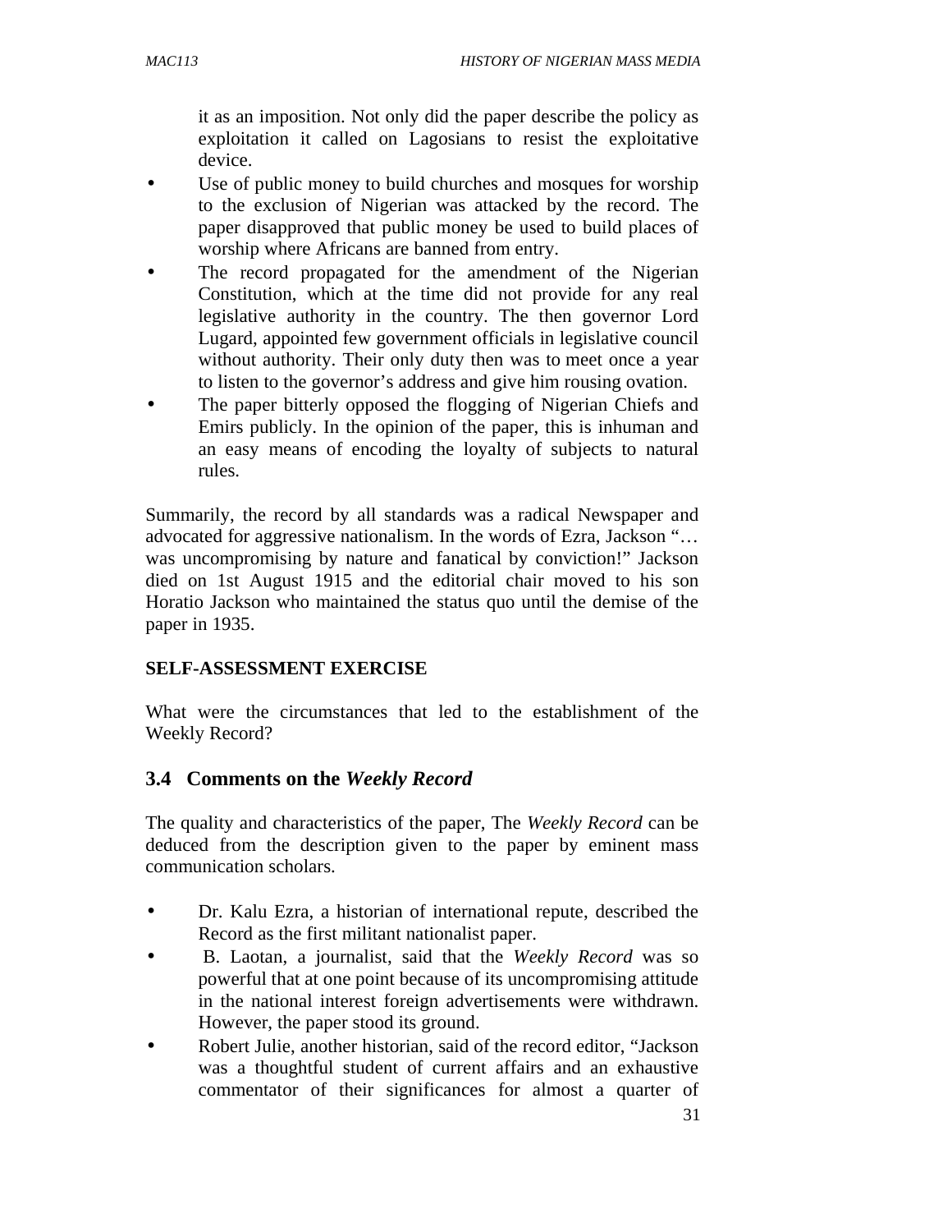it as an imposition. Not only did the paper describe the policy as exploitation it called on Lagosians to resist the exploitative device.

- Use of public money to build churches and mosques for worship to the exclusion of Nigerian was attacked by the record. The paper disapproved that public money be used to build places of worship where Africans are banned from entry.
- The record propagated for the amendment of the Nigerian Constitution, which at the time did not provide for any real legislative authority in the country. The then governor Lord Lugard, appointed few government officials in legislative council without authority. Their only duty then was to meet once a year to listen to the governor's address and give him rousing ovation.
- The paper bitterly opposed the flogging of Nigerian Chiefs and Emirs publicly. In the opinion of the paper, this is inhuman and an easy means of encoding the loyalty of subjects to natural rules.

Summarily, the record by all standards was a radical Newspaper and advocated for aggressive nationalism. In the words of Ezra, Jackson "… was uncompromising by nature and fanatical by conviction!" Jackson died on 1st August 1915 and the editorial chair moved to his son Horatio Jackson who maintained the status quo until the demise of the paper in 1935.

**SELF-ASSESSMENT EXERCISE**

What were the circumstances that led to the establishment of the Weekly Record?

## 3.4 Comments on the *Weekly Record*

The quality and characteristics of the paper, The *Weekly Record* can be deduced from the description given to the paper by eminent mass communication scholars.

- Dr. Kalu Ezra, a historian of international repute, described the Record as the first militant nationalist paper.
- B. Laotan, a journalist, said that the *Weekly Record* was so powerful that at one point because of its uncompromising attitude in the national interest foreign advertisements were withdrawn. However, the paper stood its ground.
- Robert Julie, another historian, said of the record editor, "Jackson was a thoughtful student of current affairs and an exhaustive commentator of their significances for almost a quarter of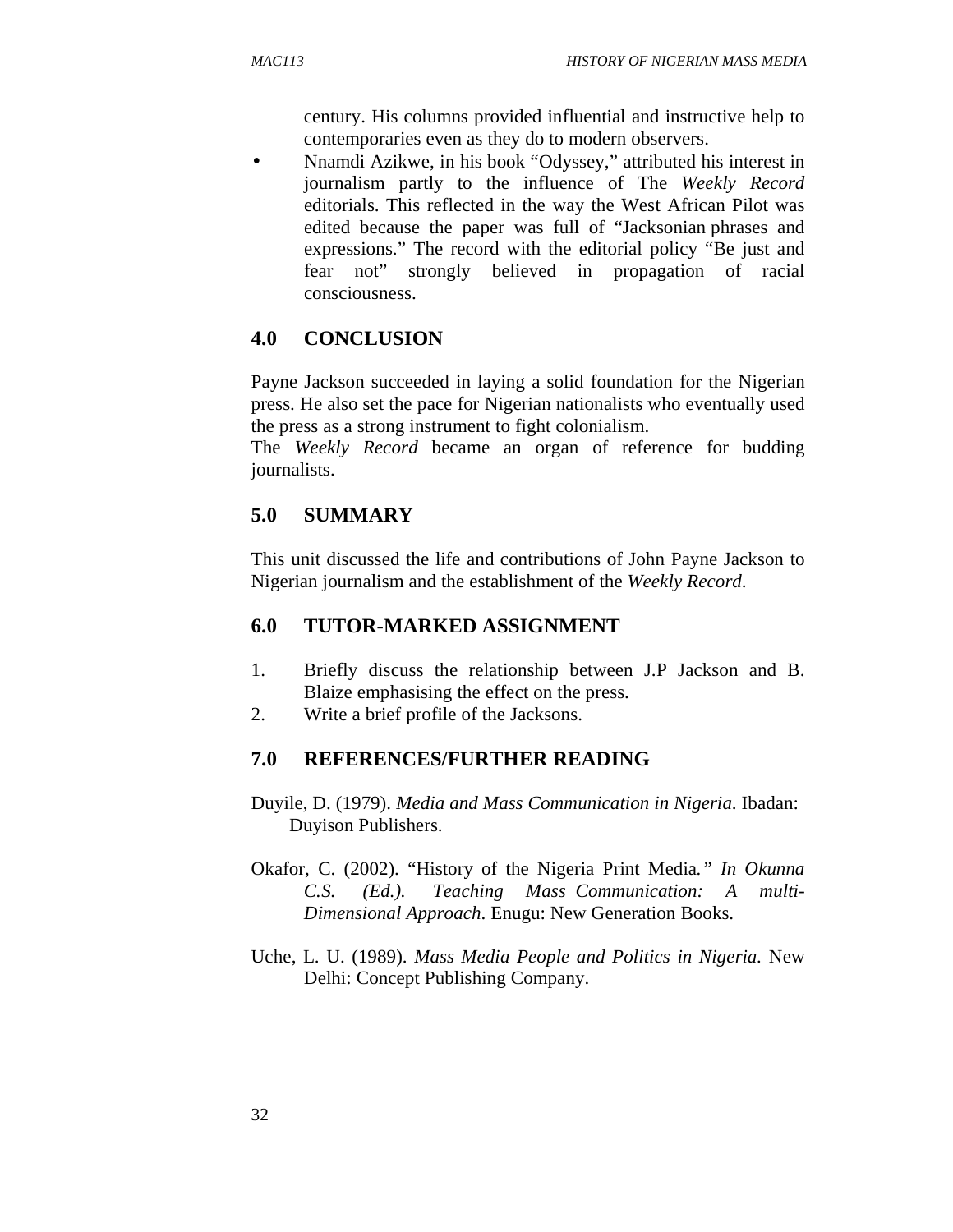century. His columns provided influential and instructive help to contemporaries even as they do to modern observers.

- Nnamdi Azikwe, in his book "Odyssey," attributed his interest in journalism partly to the influence of The *Weekly Record* editorials. This reflected in the way the West African Pilot was edited because the paper was full of "Jacksonian phrases and expressions." The record with the editorial policy "Be just and fear not" strongly believed in propagation of racial consciousness.

## 4.0 CONCLUSION

Payne Jackson succeeded in laying a solid foundation for the Nigerian press. He also set the pace for Nigerian nationalists who eventually used the press as a strong instrument to fight colonialism.
The *Weekly Record* became an organ of reference for budding journalists.

## 5.0 SUMMARY

This unit discussed the life and contributions of John Payne Jackson to Nigerian journalism and the establishment of the *Weekly Record*.

## 6.0 TUTOR-MARKED ASSIGNMENT

1. Briefly discuss the relationship between J.P Jackson and B. Blaize emphasising the effect on the press.
2. Write a brief profile of the Jacksons.

## 7.0 REFERENCES/FURTHER READING

Duyile, D. (1979). *Media and Mass Communication in Nigeria*. Ibadan: Duyison Publishers.

Okafor, C. (2002). "History of the Nigeria Print Media*." In Okunna C.S. (Ed.). Teaching Mass Communication: A multi-Dimensional Approach*. Enugu: New Generation Books.

Uche, L. U. (1989). *Mass Media People and Politics in Nigeria*. New Delhi: Concept Publishing Company.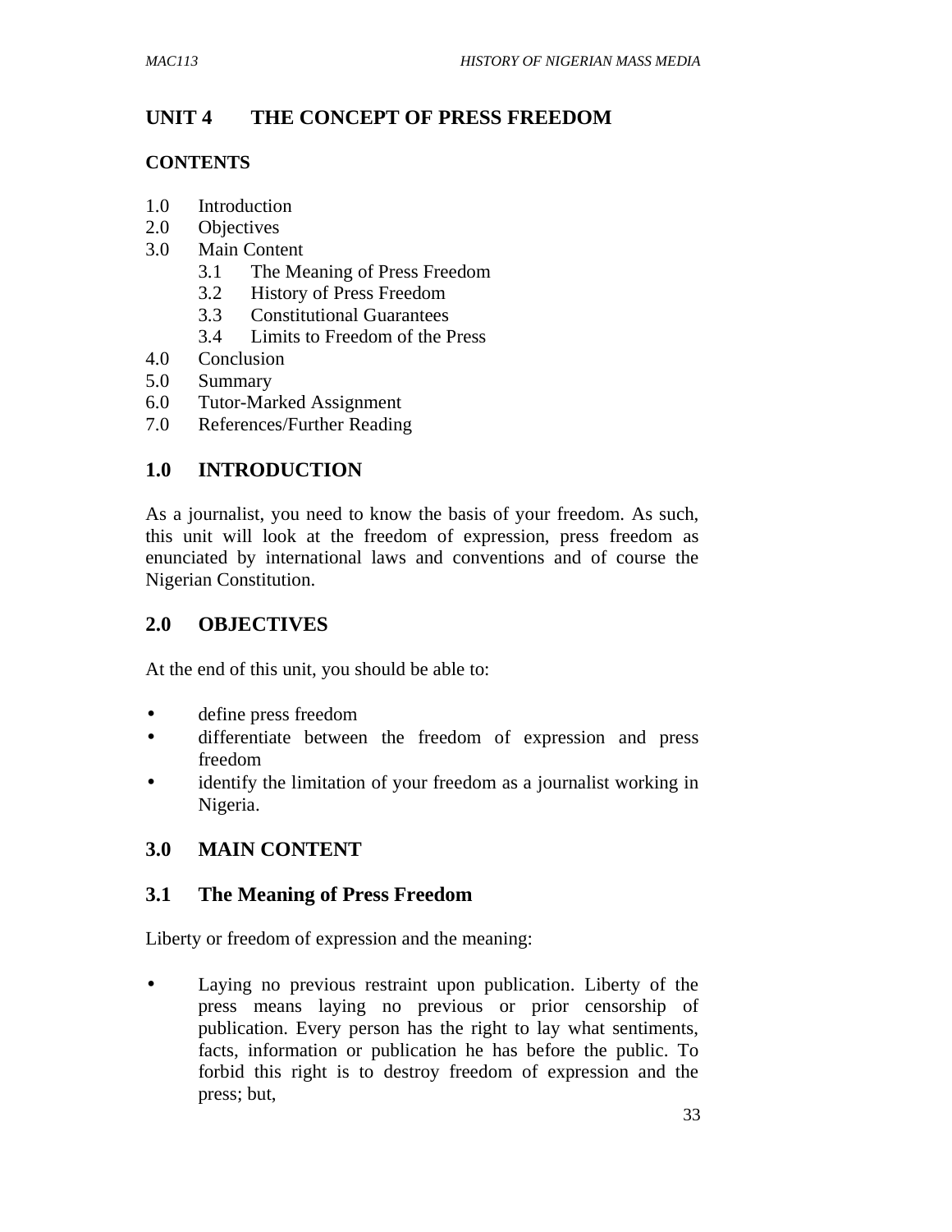# UNIT 4 THE CONCEPT OF PRESS FREEDOM

## CONTENTS

1.0 Introduction
2.0 Objectives
3.0 Main Content
   3.1 The Meaning of Press Freedom
   3.2 History of Press Freedom
   3.3 Constitutional Guarantees
   3.4 Limits to Freedom of the Press
4.0 Conclusion
5.0 Summary
6.0 Tutor-Marked Assignment
7.0 References/Further Reading

## 1.0 INTRODUCTION

As a journalist, you need to know the basis of your freedom. As such, this unit will look at the freedom of expression, press freedom as enunciated by international laws and conventions and of course the Nigerian Constitution.

## 2.0 OBJECTIVES

At the end of this unit, you should be able to:

- define press freedom
- differentiate between the freedom of expression and press freedom
- identify the limitation of your freedom as a journalist working in Nigeria.

## 3.0 MAIN CONTENT

### 3.1 The Meaning of Press Freedom

Liberty or freedom of expression and the meaning:

- Laying no previous restraint upon publication. Liberty of the press means laying no previous or prior censorship of publication. Every person has the right to lay what sentiments, facts, information or publication he has before the public. To forbid this right is to destroy freedom of expression and the press; but,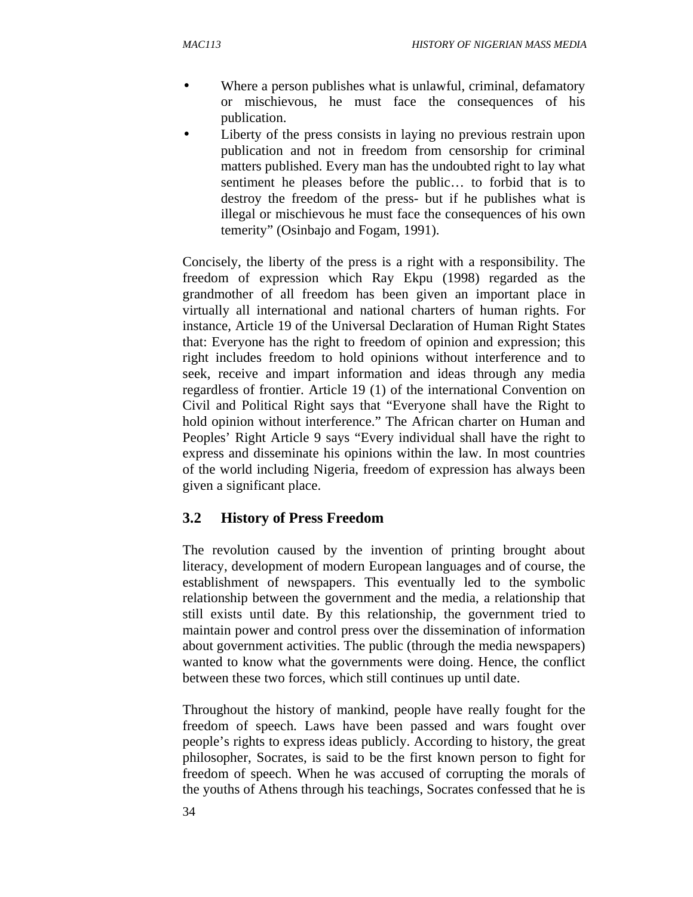- Where a person publishes what is unlawful, criminal, defamatory or mischievous, he must face the consequences of his publication.
- Liberty of the press consists in laying no previous restrain upon publication and not in freedom from censorship for criminal matters published. Every man has the undoubted right to lay what sentiment he pleases before the public… to forbid that is to destroy the freedom of the press- but if he publishes what is illegal or mischievous he must face the consequences of his own temerity" (Osinbajo and Fogam, 1991).

Concisely, the liberty of the press is a right with a responsibility. The freedom of expression which Ray Ekpu (1998) regarded as the grandmother of all freedom has been given an important place in virtually all international and national charters of human rights. For instance, Article 19 of the Universal Declaration of Human Right States that: Everyone has the right to freedom of opinion and expression; this right includes freedom to hold opinions without interference and to seek, receive and impart information and ideas through any media regardless of frontier. Article 19 (1) of the international Convention on Civil and Political Right says that "Everyone shall have the Right to hold opinion without interference." The African charter on Human and Peoples' Right Article 9 says "Every individual shall have the right to express and disseminate his opinions within the law. In most countries of the world including Nigeria, freedom of expression has always been given a significant place.

### 3.2 History of Press Freedom

The revolution caused by the invention of printing brought about literacy, development of modern European languages and of course, the establishment of newspapers. This eventually led to the symbolic relationship between the government and the media, a relationship that still exists until date. By this relationship, the government tried to maintain power and control press over the dissemination of information about government activities. The public (through the media newspapers) wanted to know what the governments were doing. Hence, the conflict between these two forces, which still continues up until date.

Throughout the history of mankind, people have really fought for the freedom of speech. Laws have been passed and wars fought over people's rights to express ideas publicly. According to history, the great philosopher, Socrates, is said to be the first known person to fight for freedom of speech. When he was accused of corrupting the morals of the youths of Athens through his teachings, Socrates confessed that he is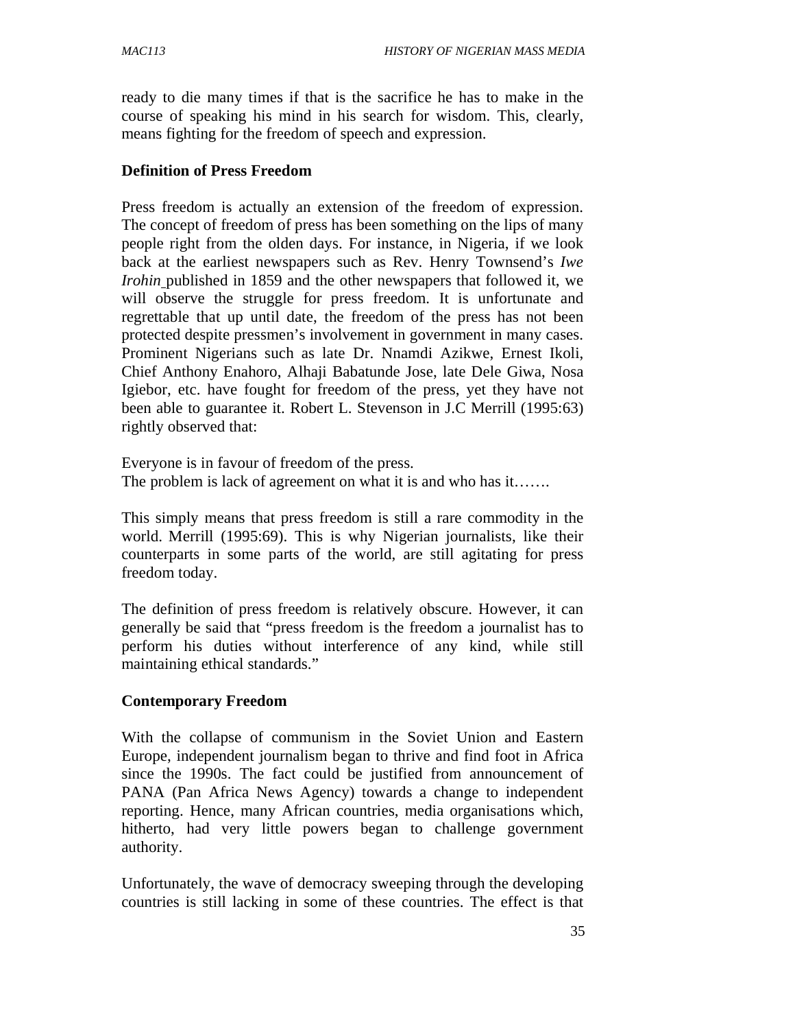ready to die many times if that is the sacrifice he has to make in the course of speaking his mind in his search for wisdom. This, clearly, means fighting for the freedom of speech and expression.

**Definition of Press Freedom**

Press freedom is actually an extension of the freedom of expression. The concept of freedom of press has been something on the lips of many people right from the olden days. For instance, in Nigeria, if we look back at the earliest newspapers such as Rev. Henry Townsend's *Iwe Irohin* published in 1859 and the other newspapers that followed it, we will observe the struggle for press freedom. It is unfortunate and regrettable that up until date, the freedom of the press has not been protected despite pressmen's involvement in government in many cases. Prominent Nigerians such as late Dr. Nnamdi Azikwe, Ernest Ikoli, Chief Anthony Enahoro, Alhaji Babatunde Jose, late Dele Giwa, Nosa Igiebor, etc. have fought for freedom of the press, yet they have not been able to guarantee it. Robert L. Stevenson in J.C Merrill (1995:63) rightly observed that:

Everyone is in favour of freedom of the press.
The problem is lack of agreement on what it is and who has it…….

This simply means that press freedom is still a rare commodity in the world. Merrill (1995:69). This is why Nigerian journalists, like their counterparts in some parts of the world, are still agitating for press freedom today.

The definition of press freedom is relatively obscure. However, it can generally be said that "press freedom is the freedom a journalist has to perform his duties without interference of any kind, while still maintaining ethical standards."

**Contemporary Freedom**

With the collapse of communism in the Soviet Union and Eastern Europe, independent journalism began to thrive and find foot in Africa since the 1990s. The fact could be justified from announcement of PANA (Pan Africa News Agency) towards a change to independent reporting. Hence, many African countries, media organisations which, hitherto, had very little powers began to challenge government authority.

Unfortunately, the wave of democracy sweeping through the developing countries is still lacking in some of these countries. The effect is that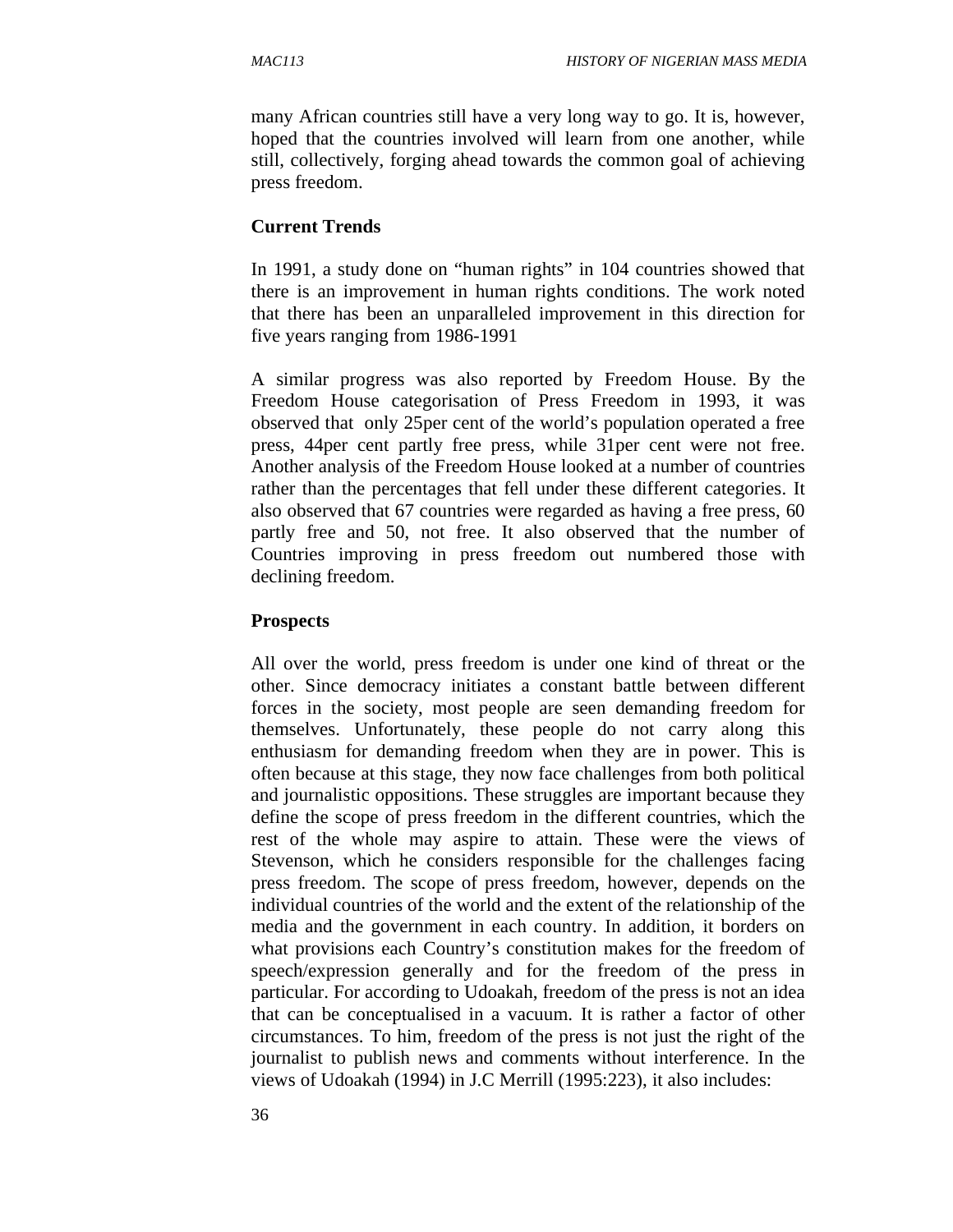many African countries still have a very long way to go. It is, however, hoped that the countries involved will learn from one another, while still, collectively, forging ahead towards the common goal of achieving press freedom.

**Current Trends**

In 1991, a study done on "human rights" in 104 countries showed that there is an improvement in human rights conditions. The work noted that there has been an unparalleled improvement in this direction for five years ranging from 1986-1991

A similar progress was also reported by Freedom House. By the Freedom House categorisation of Press Freedom in 1993, it was observed that only 25per cent of the world's population operated a free press, 44per cent partly free press, while 31per cent were not free. Another analysis of the Freedom House looked at a number of countries rather than the percentages that fell under these different categories. It also observed that 67 countries were regarded as having a free press, 60 partly free and 50, not free. It also observed that the number of Countries improving in press freedom out numbered those with declining freedom.

**Prospects**

All over the world, press freedom is under one kind of threat or the other. Since democracy initiates a constant battle between different forces in the society, most people are seen demanding freedom for themselves. Unfortunately, these people do not carry along this enthusiasm for demanding freedom when they are in power. This is often because at this stage, they now face challenges from both political and journalistic oppositions. These struggles are important because they define the scope of press freedom in the different countries, which the rest of the whole may aspire to attain. These were the views of Stevenson, which he considers responsible for the challenges facing press freedom. The scope of press freedom, however, depends on the individual countries of the world and the extent of the relationship of the media and the government in each country. In addition, it borders on what provisions each Country's constitution makes for the freedom of speech/expression generally and for the freedom of the press in particular. For according to Udoakah, freedom of the press is not an idea that can be conceptualised in a vacuum. It is rather a factor of other circumstances. To him, freedom of the press is not just the right of the journalist to publish news and comments without interference. In the views of Udoakah (1994) in J.C Merrill (1995:223), it also includes: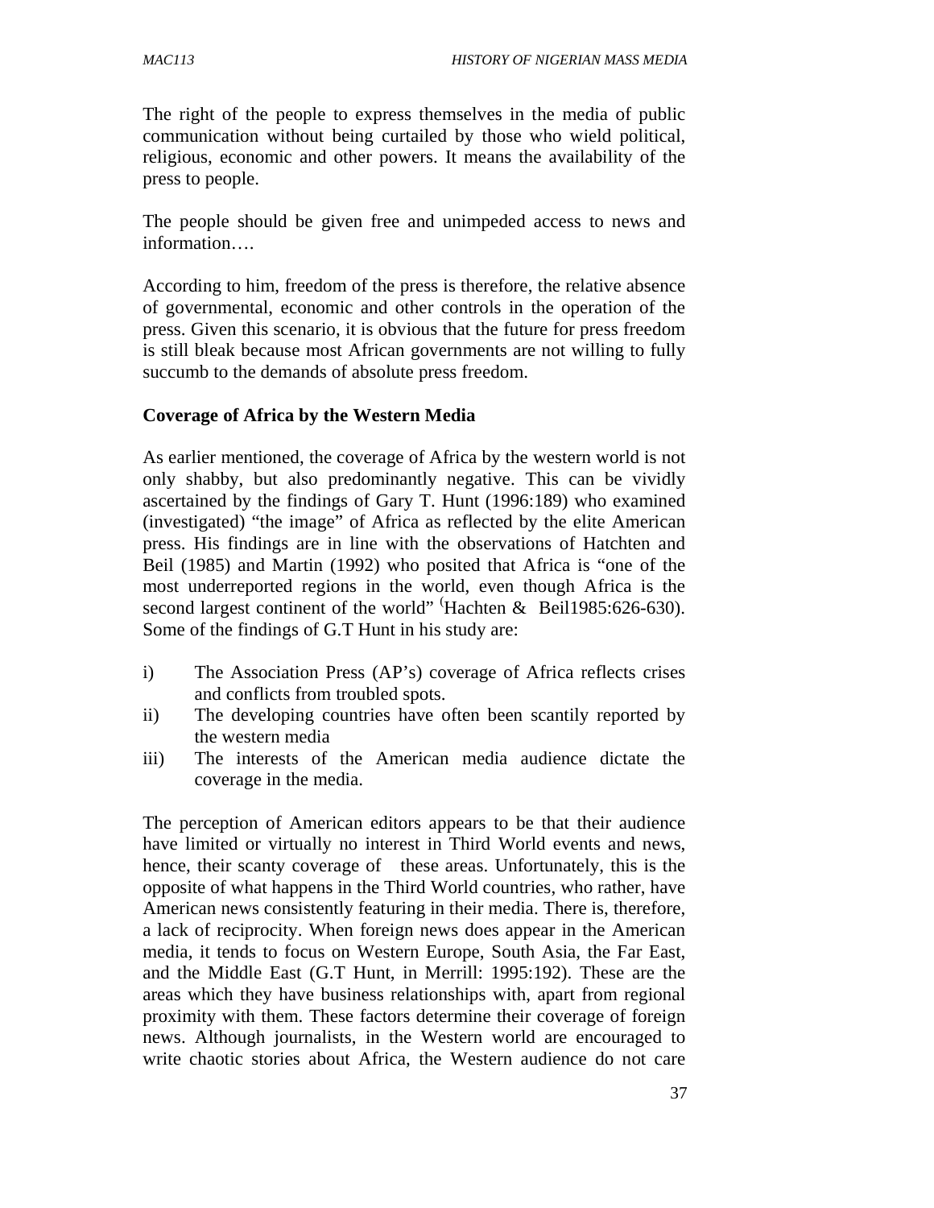The right of the people to express themselves in the media of public communication without being curtailed by those who wield political, religious, economic and other powers. It means the availability of the press to people.

The people should be given free and unimpeded access to news and information….

According to him, freedom of the press is therefore, the relative absence of governmental, economic and other controls in the operation of the press. Given this scenario, it is obvious that the future for press freedom is still bleak because most African governments are not willing to fully succumb to the demands of absolute press freedom.

**Coverage of Africa by the Western Media**

As earlier mentioned, the coverage of Africa by the western world is not only shabby, but also predominantly negative. This can be vividly ascertained by the findings of Gary T. Hunt (1996:189) who examined (investigated) "the image" of Africa as reflected by the elite American press. His findings are in line with the observations of Hatchten and Beil (1985) and Martin (1992) who posited that Africa is "one of the most underreported regions in the world, even though Africa is the second largest continent of the world" (Hachten & Beil1985:626-630). Some of the findings of G.T Hunt in his study are:

i) The Association Press (AP's) coverage of Africa reflects crises and conflicts from troubled spots.
ii) The developing countries have often been scantily reported by the western media
iii) The interests of the American media audience dictate the coverage in the media.

The perception of American editors appears to be that their audience have limited or virtually no interest in Third World events and news, hence, their scanty coverage of these areas. Unfortunately, this is the opposite of what happens in the Third World countries, who rather, have American news consistently featuring in their media. There is, therefore, a lack of reciprocity. When foreign news does appear in the American media, it tends to focus on Western Europe, South Asia, the Far East, and the Middle East (G.T Hunt, in Merrill: 1995:192). These are the areas which they have business relationships with, apart from regional proximity with them. These factors determine their coverage of foreign news. Although journalists, in the Western world are encouraged to write chaotic stories about Africa, the Western audience do not care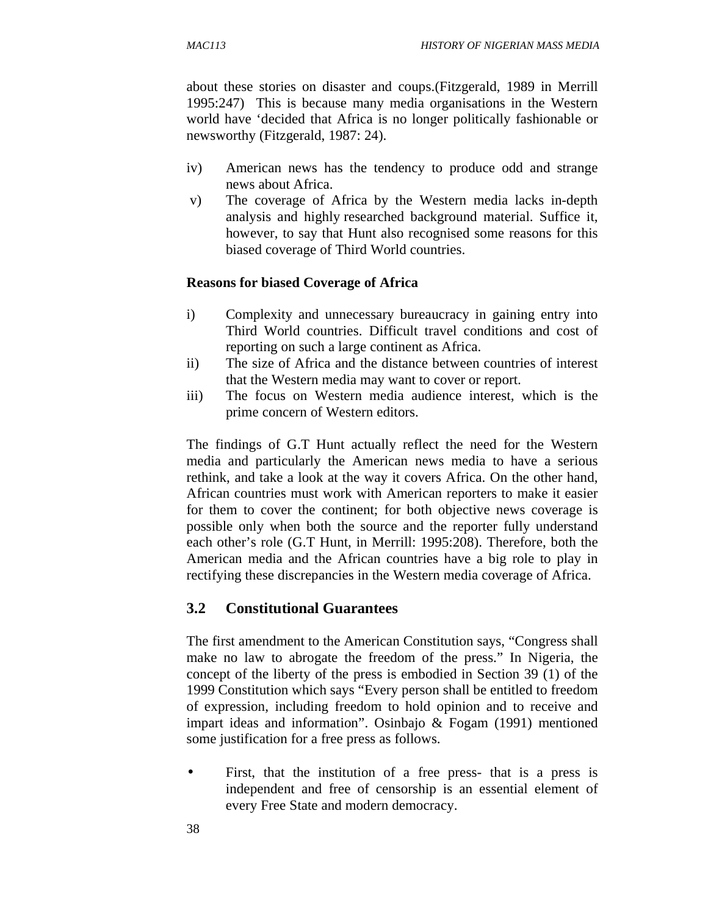about these stories on disaster and coups.(Fitzgerald, 1989 in Merrill 1995:247) This is because many media organisations in the Western world have 'decided that Africa is no longer politically fashionable or newsworthy (Fitzgerald, 1987: 24).

iv) American news has the tendency to produce odd and strange news about Africa.

v) The coverage of Africa by the Western media lacks in-depth analysis and highly researched background material. Suffice it, however, to say that Hunt also recognised some reasons for this biased coverage of Third World countries.

**Reasons for biased Coverage of Africa**

i) Complexity and unnecessary bureaucracy in gaining entry into Third World countries. Difficult travel conditions and cost of reporting on such a large continent as Africa.

ii) The size of Africa and the distance between countries of interest that the Western media may want to cover or report.

iii) The focus on Western media audience interest, which is the prime concern of Western editors.

The findings of G.T Hunt actually reflect the need for the Western media and particularly the American news media to have a serious rethink, and take a look at the way it covers Africa. On the other hand, African countries must work with American reporters to make it easier for them to cover the continent; for both objective news coverage is possible only when both the source and the reporter fully understand each other's role (G.T Hunt, in Merrill: 1995:208). Therefore, both the American media and the African countries have a big role to play in rectifying these discrepancies in the Western media coverage of Africa.

## 3.2 Constitutional Guarantees

The first amendment to the American Constitution says, "Congress shall make no law to abrogate the freedom of the press." In Nigeria, the concept of the liberty of the press is embodied in Section 39 (1) of the 1999 Constitution which says "Every person shall be entitled to freedom of expression, including freedom to hold opinion and to receive and impart ideas and information". Osinbajo & Fogam (1991) mentioned some justification for a free press as follows.

- First, that the institution of a free press- that is a press is independent and free of censorship is an essential element of every Free State and modern democracy.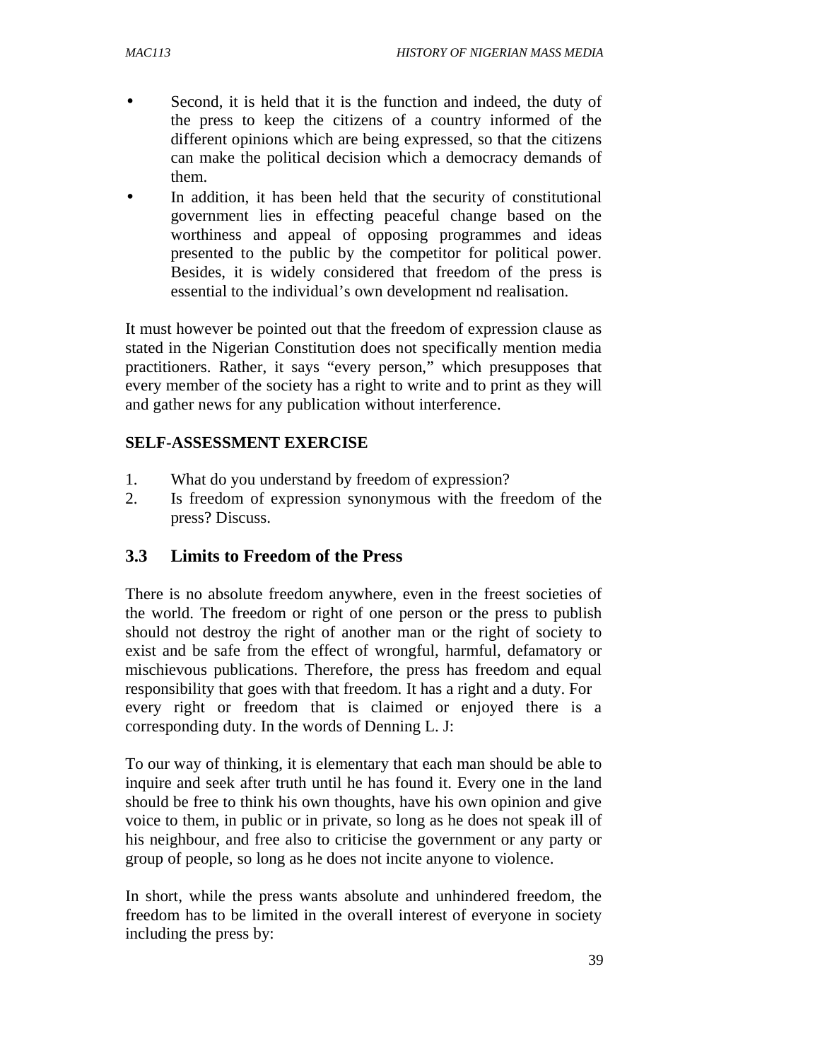- Second, it is held that it is the function and indeed, the duty of the press to keep the citizens of a country informed of the different opinions which are being expressed, so that the citizens can make the political decision which a democracy demands of them.
- In addition, it has been held that the security of constitutional government lies in effecting peaceful change based on the worthiness and appeal of opposing programmes and ideas presented to the public by the competitor for political power. Besides, it is widely considered that freedom of the press is essential to the individual's own development nd realisation.

It must however be pointed out that the freedom of expression clause as stated in the Nigerian Constitution does not specifically mention media practitioners. Rather, it says "every person," which presupposes that every member of the society has a right to write and to print as they will and gather news for any publication without interference.

**SELF-ASSESSMENT EXERCISE**

1. What do you understand by freedom of expression?
2. Is freedom of expression synonymous with the freedom of the press? Discuss.

## 3.3 Limits to Freedom of the Press

There is no absolute freedom anywhere, even in the freest societies of the world. The freedom or right of one person or the press to publish should not destroy the right of another man or the right of society to exist and be safe from the effect of wrongful, harmful, defamatory or mischievous publications. Therefore, the press has freedom and equal responsibility that goes with that freedom. It has a right and a duty. For every right or freedom that is claimed or enjoyed there is a corresponding duty. In the words of Denning L. J:

To our way of thinking, it is elementary that each man should be able to inquire and seek after truth until he has found it. Every one in the land should be free to think his own thoughts, have his own opinion and give voice to them, in public or in private, so long as he does not speak ill of his neighbour, and free also to criticise the government or any party or group of people, so long as he does not incite anyone to violence.

In short, while the press wants absolute and unhindered freedom, the freedom has to be limited in the overall interest of everyone in society including the press by: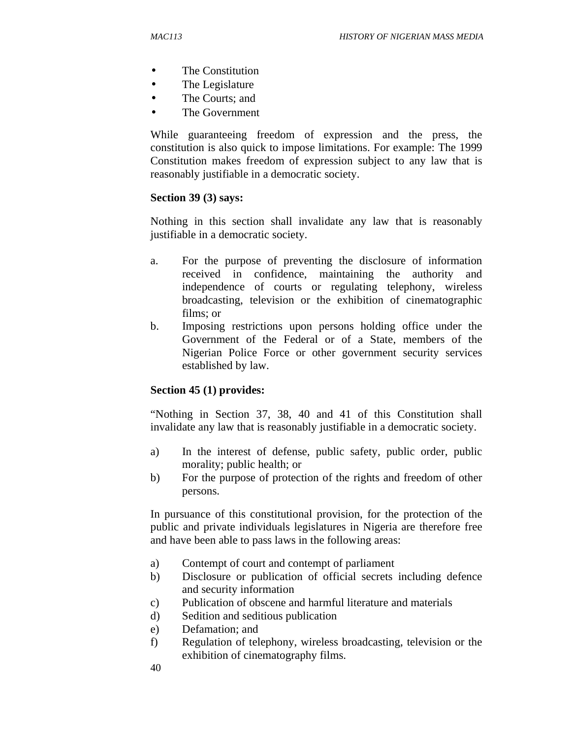- The Constitution
- The Legislature
- The Courts; and
- The Government

While guaranteeing freedom of expression and the press, the constitution is also quick to impose limitations. For example: The 1999 Constitution makes freedom of expression subject to any law that is reasonably justifiable in a democratic society.

**Section 39 (3) says:**

Nothing in this section shall invalidate any law that is reasonably justifiable in a democratic society.

a. For the purpose of preventing the disclosure of information received in confidence, maintaining the authority and independence of courts or regulating telephony, wireless broadcasting, television or the exhibition of cinematographic films; or
b. Imposing restrictions upon persons holding office under the Government of the Federal or of a State, members of the Nigerian Police Force or other government security services established by law.

**Section 45 (1) provides:**

"Nothing in Section 37, 38, 40 and 41 of this Constitution shall invalidate any law that is reasonably justifiable in a democratic society.

a) In the interest of defense, public safety, public order, public morality; public health; or
b) For the purpose of protection of the rights and freedom of other persons.

In pursuance of this constitutional provision, for the protection of the public and private individuals legislatures in Nigeria are therefore free and have been able to pass laws in the following areas:

a) Contempt of court and contempt of parliament
b) Disclosure or publication of official secrets including defence and security information
c) Publication of obscene and harmful literature and materials
d) Sedition and seditious publication
e) Defamation; and
f) Regulation of telephony, wireless broadcasting, television or the exhibition of cinematography films.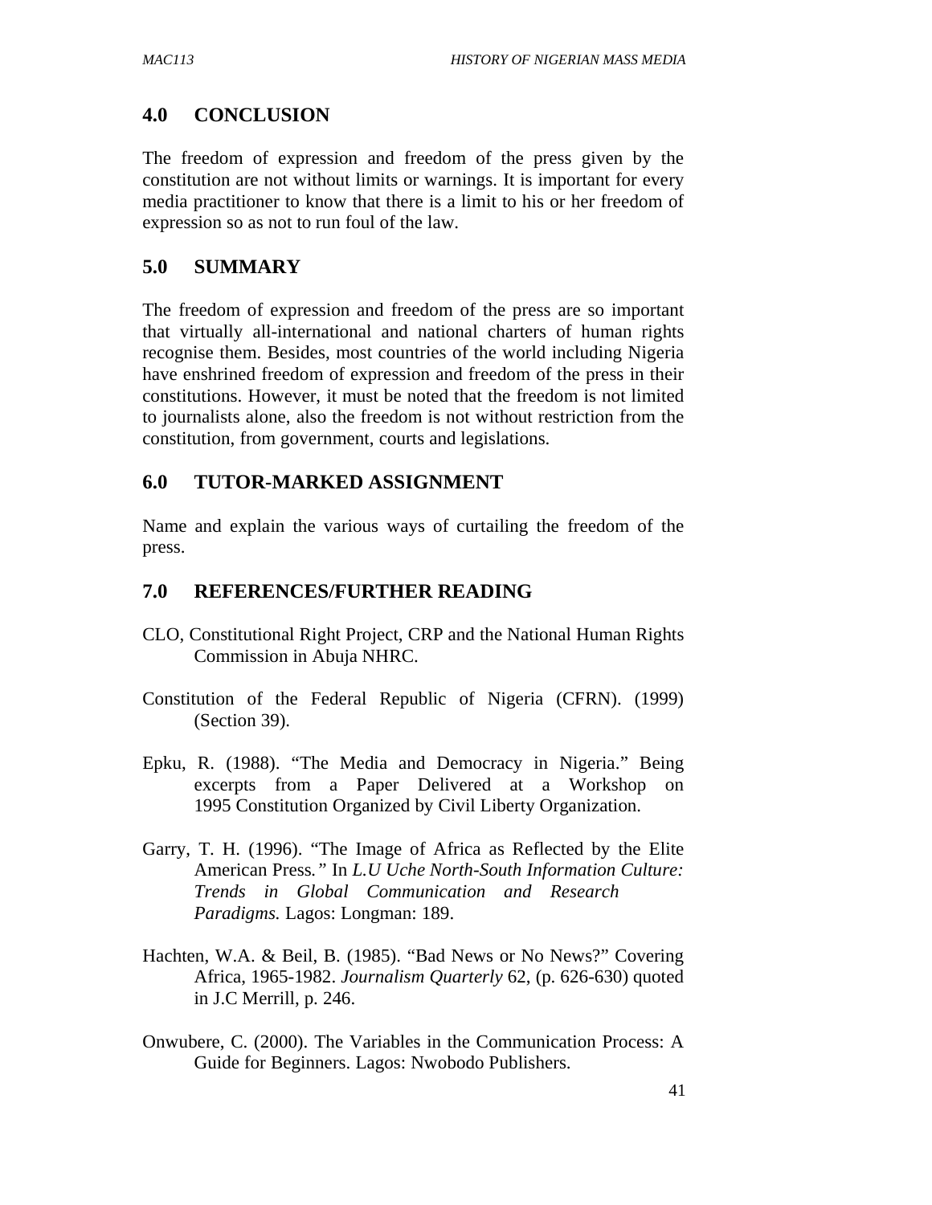## 4.0 CONCLUSION

The freedom of expression and freedom of the press given by the constitution are not without limits or warnings. It is important for every media practitioner to know that there is a limit to his or her freedom of expression so as not to run foul of the law.

## 5.0 SUMMARY

The freedom of expression and freedom of the press are so important that virtually all-international and national charters of human rights recognise them. Besides, most countries of the world including Nigeria have enshrined freedom of expression and freedom of the press in their constitutions. However, it must be noted that the freedom is not limited to journalists alone, also the freedom is not without restriction from the constitution, from government, courts and legislations.

## 6.0 TUTOR-MARKED ASSIGNMENT

Name and explain the various ways of curtailing the freedom of the press.

## 7.0 REFERENCES/FURTHER READING

CLO, Constitutional Right Project, CRP and the National Human Rights Commission in Abuja NHRC.

Constitution of the Federal Republic of Nigeria (CFRN). (1999) (Section 39).

Epku, R. (1988). "The Media and Democracy in Nigeria." Being excerpts from a Paper Delivered at a Workshop on 1995 Constitution Organized by Civil Liberty Organization.

Garry, T. H. (1996). "The Image of Africa as Reflected by the Elite American Press*."* In *L.U Uche North-South Information Culture: Trends in Global Communication and Research Paradigms.* Lagos: Longman: 189.

Hachten, W.A. & Beil, B. (1985). "Bad News or No News?" Covering Africa, 1965-1982. *Journalism Quarterly* 62, (p. 626-630) quoted in J.C Merrill, p. 246.

Onwubere, C. (2000). The Variables in the Communication Process: A Guide for Beginners. Lagos: Nwobodo Publishers.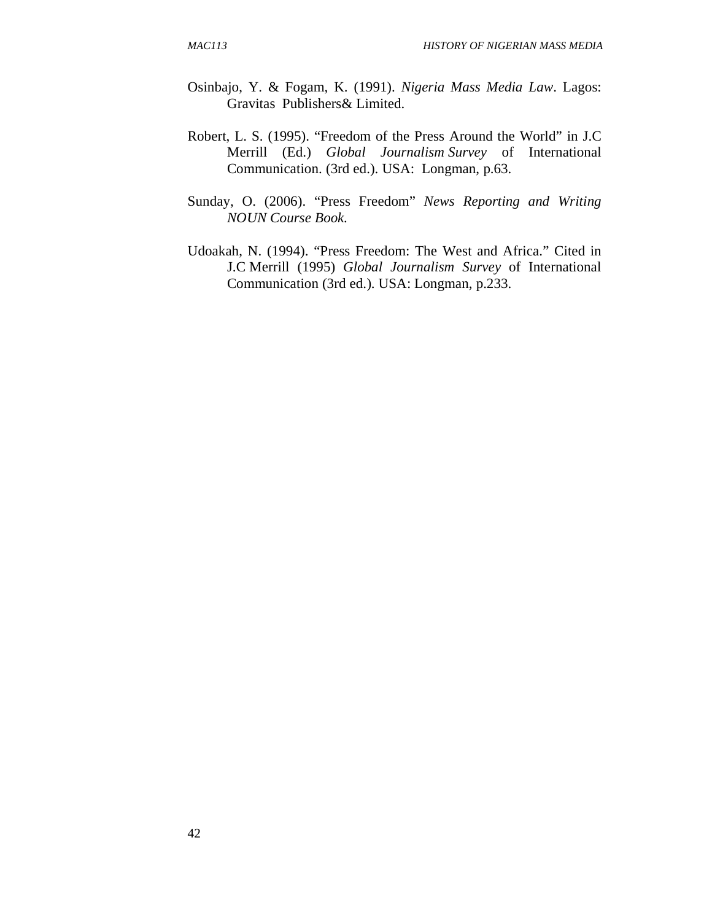Osinbajo, Y. & Fogam, K. (1991). *Nigeria Mass Media Law*. Lagos: Gravitas Publishers& Limited.

Robert, L. S. (1995). "Freedom of the Press Around the World" in J.C Merrill (Ed.) *Global Journalism Survey* of International Communication. (3rd ed.). USA: Longman, p.63.

Sunday, O. (2006). "Press Freedom" *News Reporting and Writing NOUN Course Book.*

Udoakah, N. (1994). "Press Freedom: The West and Africa." Cited in J.C Merrill (1995) *Global Journalism Survey* of International Communication (3rd ed.). USA: Longman, p.233.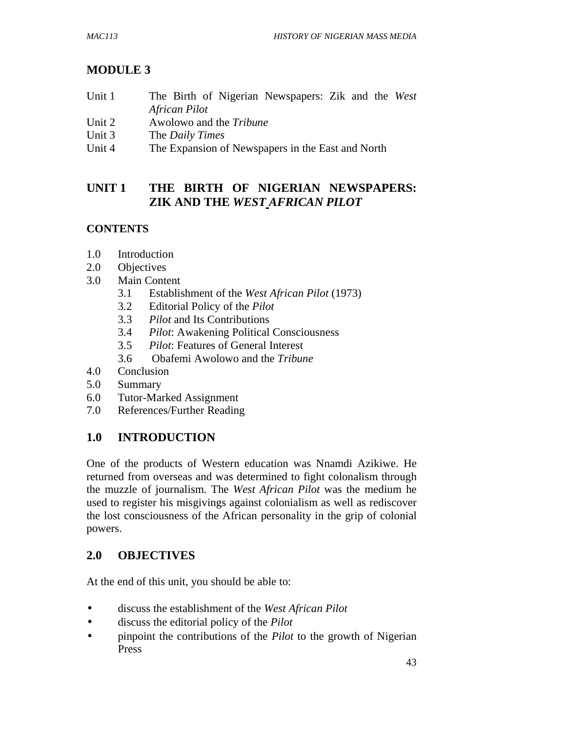# MODULE 3

Unit 1 The Birth of Nigerian Newspapers: Zik and the *West African Pilot*
Unit 2 Awolowo and the *Tribune*
Unit 3 The *Daily Times*
Unit 4 The Expansion of Newspapers in the East and North

## UNIT 1 THE BIRTH OF NIGERIAN NEWSPAPERS: ZIK AND THE *WEST AFRICAN PILOT*

### CONTENTS

1.0 Introduction
2.0 Objectives
3.0 Main Content
 3.1 Establishment of the *West African Pilot* (1973)
 3.2 Editorial Policy of the *Pilot*
 3.3 *Pilot* and Its Contributions
 3.4 *Pilot*: Awakening Political Consciousness
 3.5 *Pilot*: Features of General Interest
 3.6 Obafemi Awolowo and the *Tribune*
4.0 Conclusion
5.0 Summary
6.0 Tutor-Marked Assignment
7.0 References/Further Reading

## 1.0 INTRODUCTION

One of the products of Western education was Nnamdi Azikiwe. He returned from overseas and was determined to fight colonialism through the muzzle of journalism. The *West African Pilot* was the medium he used to register his misgivings against colonialism as well as rediscover the lost consciousness of the African personality in the grip of colonial powers.

## 2.0 OBJECTIVES

At the end of this unit, you should be able to:

- discuss the establishment of the *West African Pilot*
- discuss the editorial policy of the *Pilot*
- pinpoint the contributions of the *Pilot* to the growth of Nigerian Press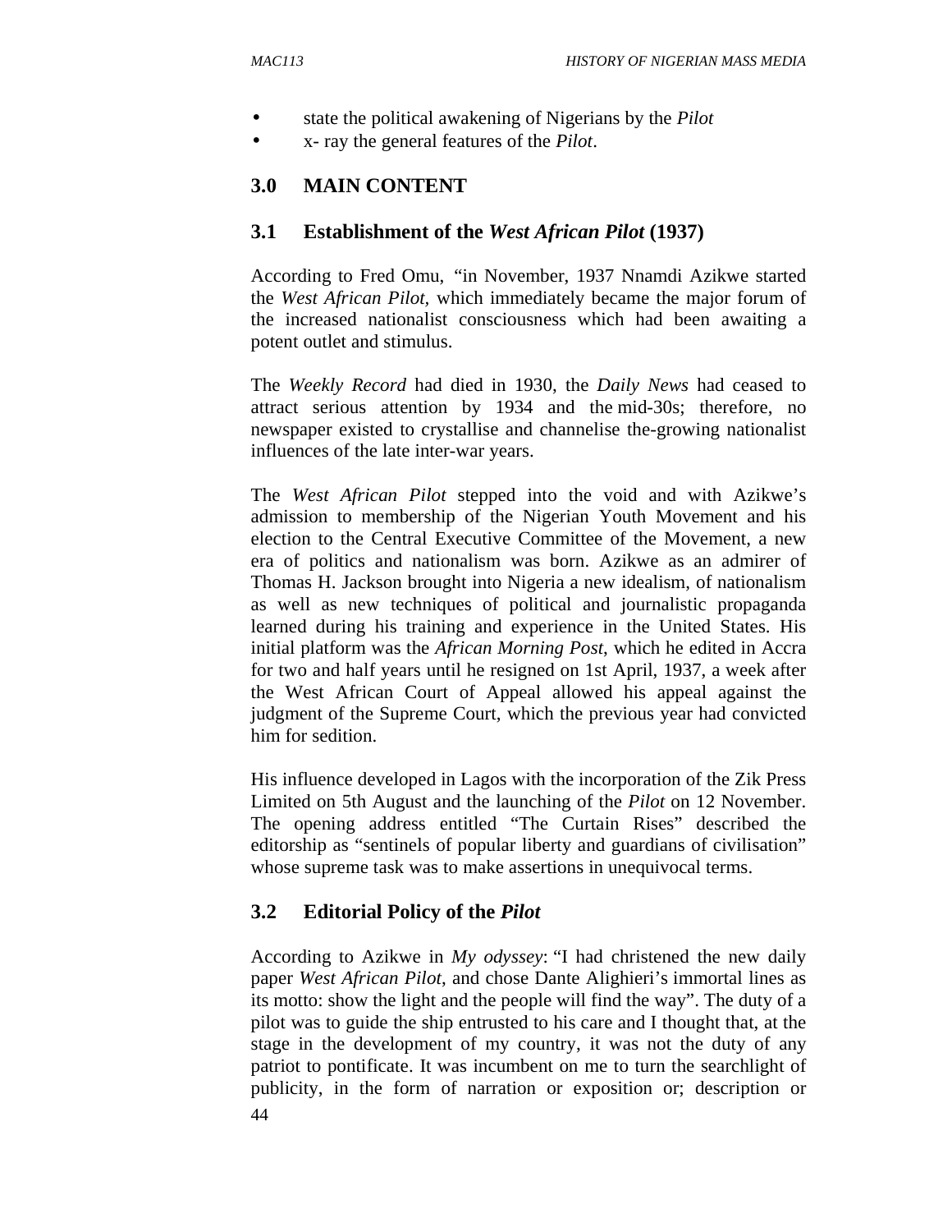- state the political awakening of Nigerians by the *Pilot*
- x- ray the general features of the *Pilot*.

## 3.0 MAIN CONTENT

### 3.1 Establishment of the *West African Pilot* (1937)

According to Fred Omu, "in November, 1937 Nnamdi Azikwe started the *West African Pilot*, which immediately became the major forum of the increased nationalist consciousness which had been awaiting a potent outlet and stimulus.

The *Weekly Record* had died in 1930, the *Daily News* had ceased to attract serious attention by 1934 and the mid-30s; therefore, no newspaper existed to crystallise and channelise the-growing nationalist influences of the late inter-war years.

The *West African Pilot* stepped into the void and with Azikwe's admission to membership of the Nigerian Youth Movement and his election to the Central Executive Committee of the Movement, a new era of politics and nationalism was born. Azikwe as an admirer of Thomas H. Jackson brought into Nigeria a new idealism, of nationalism as well as new techniques of political and journalistic propaganda learned during his training and experience in the United States. His initial platform was the *African Morning Post*, which he edited in Accra for two and half years until he resigned on 1st April, 1937, a week after the West African Court of Appeal allowed his appeal against the judgment of the Supreme Court, which the previous year had convicted him for sedition.

His influence developed in Lagos with the incorporation of the Zik Press Limited on 5th August and the launching of the *Pilot* on 12 November. The opening address entitled "The Curtain Rises" described the editorship as "sentinels of popular liberty and guardians of civilisation" whose supreme task was to make assertions in unequivocal terms.

### 3.2 Editorial Policy of the *Pilot*

According to Azikwe in *My odyssey*: "I had christened the new daily paper *West African Pilot*, and chose Dante Alighieri's immortal lines as its motto: show the light and the people will find the way". The duty of a pilot was to guide the ship entrusted to his care and I thought that, at the stage in the development of my country, it was not the duty of any patriot to pontificate. It was incumbent on me to turn the searchlight of publicity, in the form of narration or exposition or; description or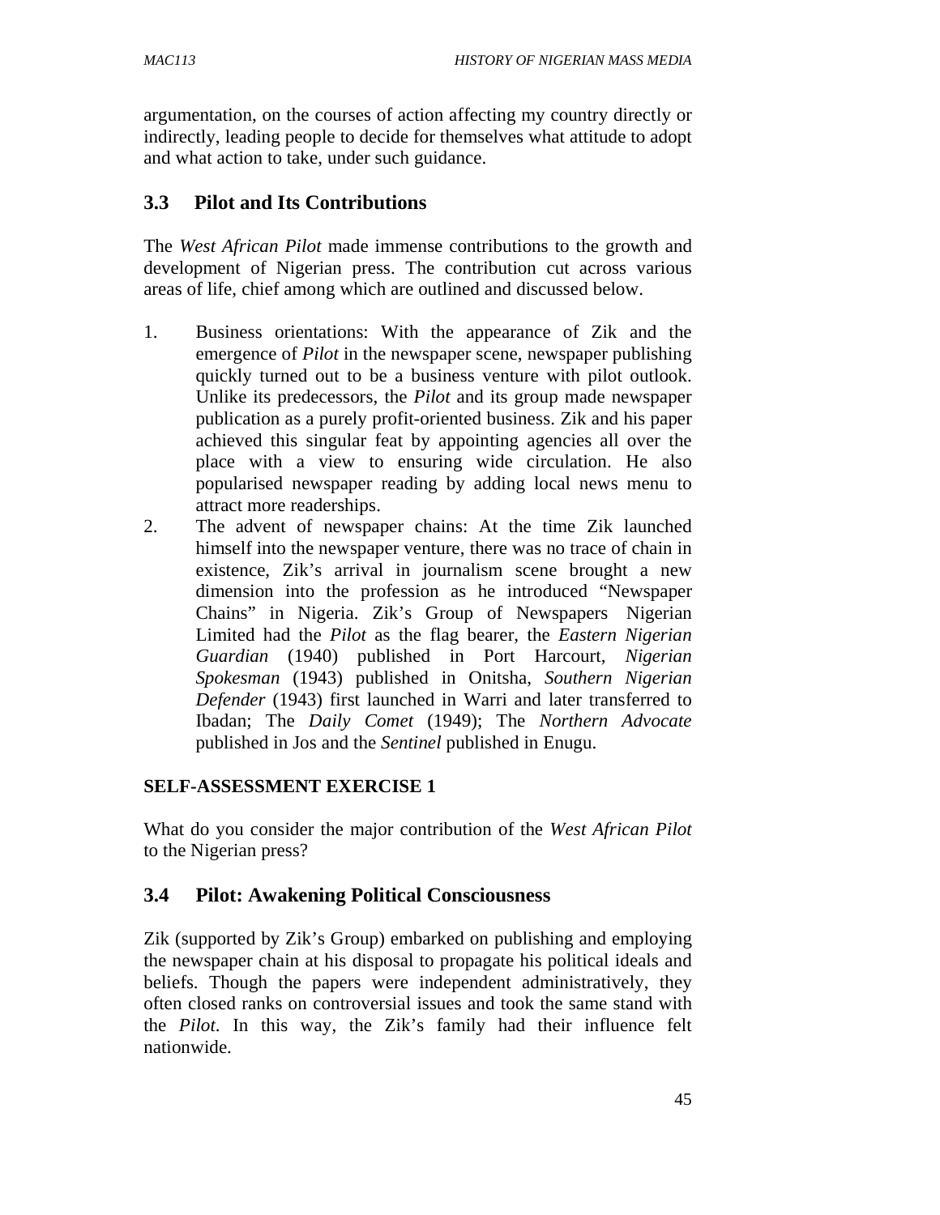argumentation, on the courses of action affecting my country directly or indirectly, leading people to decide for themselves what attitude to adopt and what action to take, under such guidance.

## 3.3 Pilot and Its Contributions

The *West African Pilot* made immense contributions to the growth and development of Nigerian press. The contribution cut across various areas of life, chief among which are outlined and discussed below.

1. Business orientations: With the appearance of Zik and the emergence of *Pilot* in the newspaper scene, newspaper publishing quickly turned out to be a business venture with pilot outlook. Unlike its predecessors, the *Pilot* and its group made newspaper publication as a purely profit-oriented business. Zik and his paper achieved this singular feat by appointing agencies all over the place with a view to ensuring wide circulation. He also popularised newspaper reading by adding local news menu to attract more readerships.
2. The advent of newspaper chains: At the time Zik launched himself into the newspaper venture, there was no trace of chain in existence, Zik's arrival in journalism scene brought a new dimension into the profession as he introduced "Newspaper Chains" in Nigeria. Zik's Group of Newspapers Nigerian Limited had the *Pilot* as the flag bearer, the *Eastern Nigerian Guardian* (1940) published in Port Harcourt, *Nigerian Spokesman* (1943) published in Onitsha, *Southern Nigerian Defender* (1943) first launched in Warri and later transferred to Ibadan; The *Daily Comet* (1949); The *Northern Advocate* published in Jos and the *Sentinel* published in Enugu.

**SELF-ASSESSMENT EXERCISE 1**

What do you consider the major contribution of the *West African Pilot* to the Nigerian press?

## 3.4 Pilot: Awakening Political Consciousness

Zik (supported by Zik's Group) embarked on publishing and employing the newspaper chain at his disposal to propagate his political ideals and beliefs. Though the papers were independent administratively, they often closed ranks on controversial issues and took the same stand with the *Pilot*. In this way, the Zik's family had their influence felt nationwide.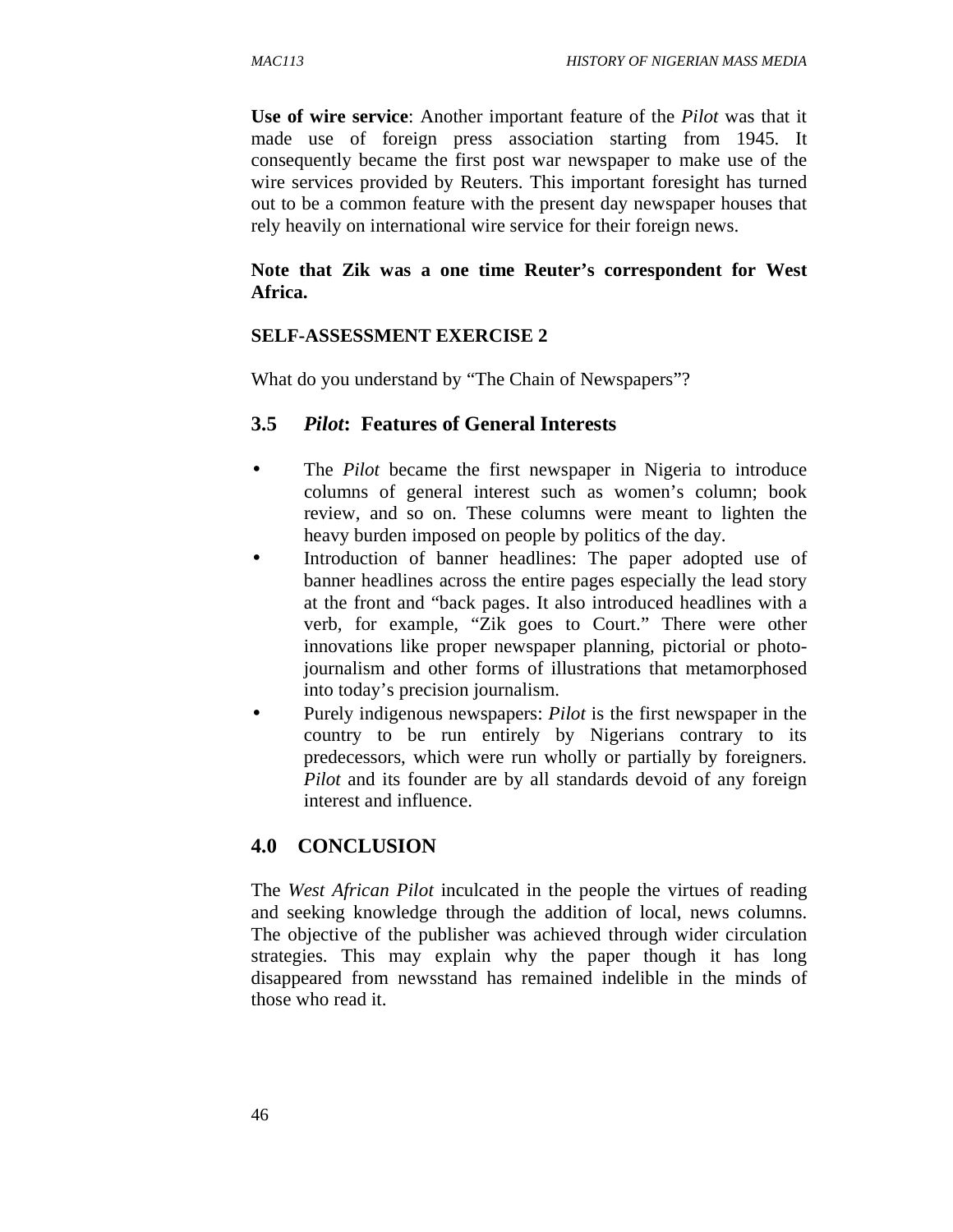**Use of wire service**: Another important feature of the *Pilot* was that it made use of foreign press association starting from 1945. It consequently became the first post war newspaper to make use of the wire services provided by Reuters. This important foresight has turned out to be a common feature with the present day newspaper houses that rely heavily on international wire service for their foreign news.

**Note that Zik was a one time Reuter's correspondent for West Africa.**

**SELF-ASSESSMENT EXERCISE 2**

What do you understand by "The Chain of Newspapers"?

## 3.5 *Pilot*: Features of General Interests

- The *Pilot* became the first newspaper in Nigeria to introduce columns of general interest such as women's column; book review, and so on. These columns were meant to lighten the heavy burden imposed on people by politics of the day.
- Introduction of banner headlines: The paper adopted use of banner headlines across the entire pages especially the lead story at the front and "back pages. It also introduced headlines with a verb, for example, "Zik goes to Court." There were other innovations like proper newspaper planning, pictorial or photo-journalism and other forms of illustrations that metamorphosed into today's precision journalism.
- Purely indigenous newspapers: *Pilot* is the first newspaper in the country to be run entirely by Nigerians contrary to its predecessors, which were run wholly or partially by foreigners. *Pilot* and its founder are by all standards devoid of any foreign interest and influence.

## 4.0 CONCLUSION

The *West African Pilot* inculcated in the people the virtues of reading and seeking knowledge through the addition of local, news columns. The objective of the publisher was achieved through wider circulation strategies. This may explain why the paper though it has long disappeared from newsstand has remained indelible in the minds of those who read it.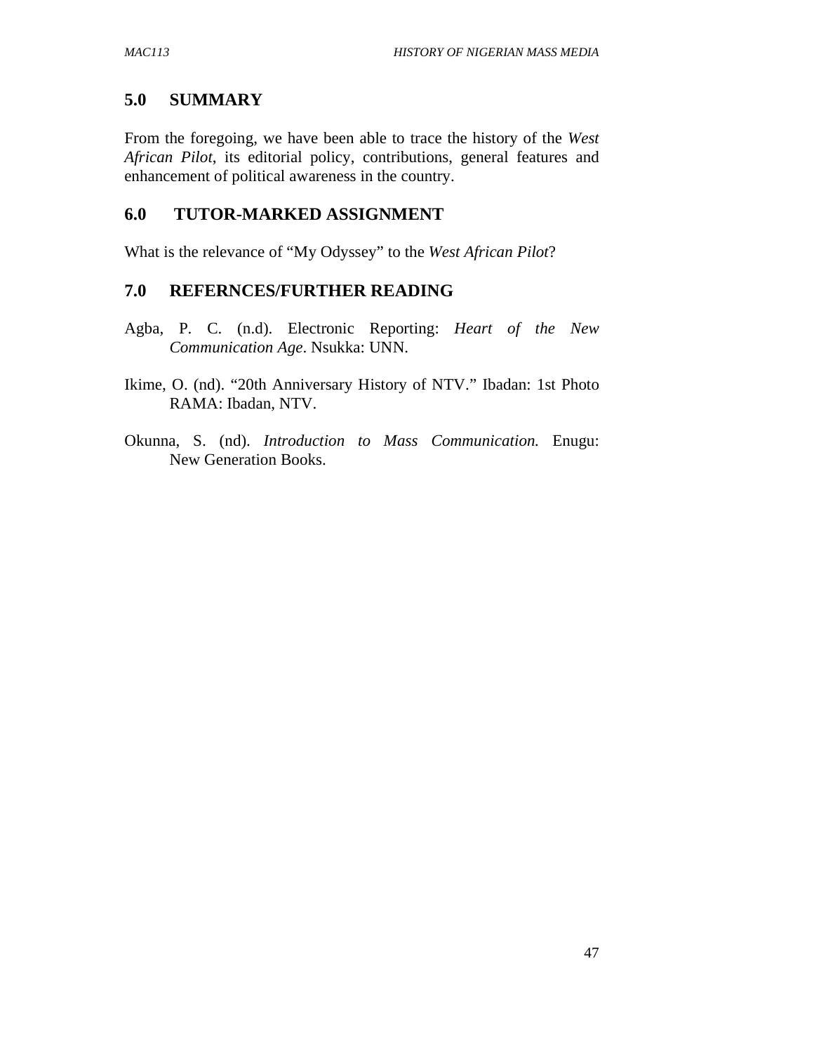## 5.0 SUMMARY

From the foregoing, we have been able to trace the history of the *West African Pilot*, its editorial policy, contributions, general features and enhancement of political awareness in the country.

## 6.0 TUTOR-MARKED ASSIGNMENT

What is the relevance of "My Odyssey" to the *West African Pilot*?

## 7.0 REFERNCES/FURTHER READING

Agba, P. C. (n.d). Electronic Reporting: *Heart of the New Communication Age*. Nsukka: UNN.

Ikime, O. (nd). "20th Anniversary History of NTV." Ibadan: 1st Photo RAMA: Ibadan, NTV.

Okunna, S. (nd). *Introduction to Mass Communication.* Enugu: New Generation Books.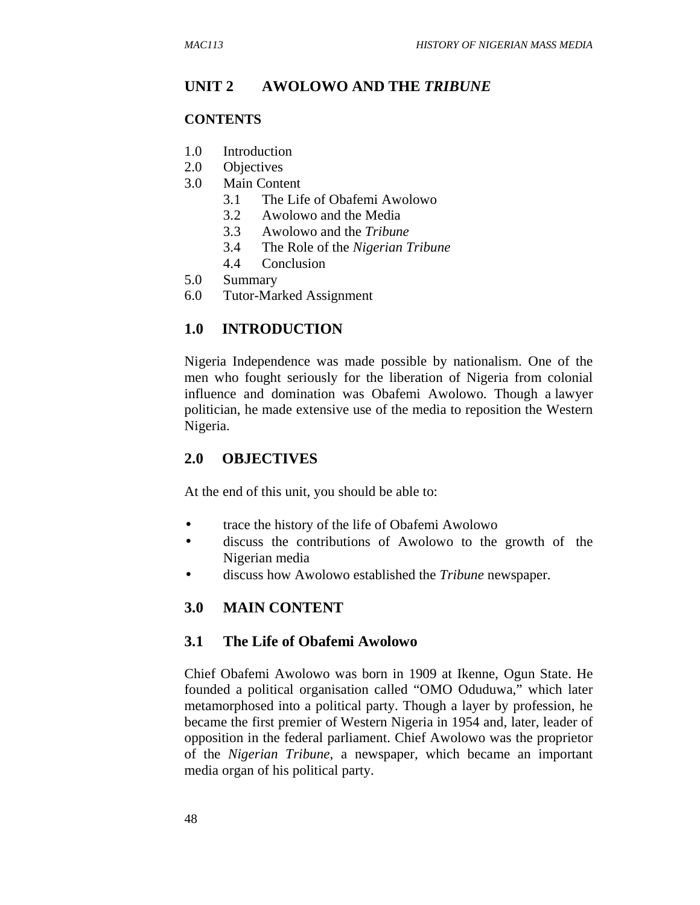# UNIT 2 AWOLOWO AND THE *TRIBUNE*

## CONTENTS

1.0 Introduction
2.0 Objectives
3.0 Main Content
  3.1 The Life of Obafemi Awolowo
  3.2 Awolowo and the Media
  3.3 Awolowo and the *Tribune*
  3.4 The Role of the *Nigerian Tribune*
  4.4 Conclusion
5.0 Summary
6.0 Tutor-Marked Assignment

## 1.0 INTRODUCTION

Nigeria Independence was made possible by nationalism. One of the men who fought seriously for the liberation of Nigeria from colonial influence and domination was Obafemi Awolowo. Though a lawyer politician, he made extensive use of the media to reposition the Western Nigeria.

## 2.0 OBJECTIVES

At the end of this unit, you should be able to:

- trace the history of the life of Obafemi Awolowo
- discuss the contributions of Awolowo to the growth of the Nigerian media
- discuss how Awolowo established the *Tribune* newspaper.

## 3.0 MAIN CONTENT

### 3.1 The Life of Obafemi Awolowo

Chief Obafemi Awolowo was born in 1909 at Ikenne, Ogun State. He founded a political organisation called "OMO Oduduwa," which later metamorphosed into a political party. Though a layer by profession, he became the first premier of Western Nigeria in 1954 and, later, leader of opposition in the federal parliament. Chief Awolowo was the proprietor of the *Nigerian Tribune*, a newspaper, which became an important media organ of his political party.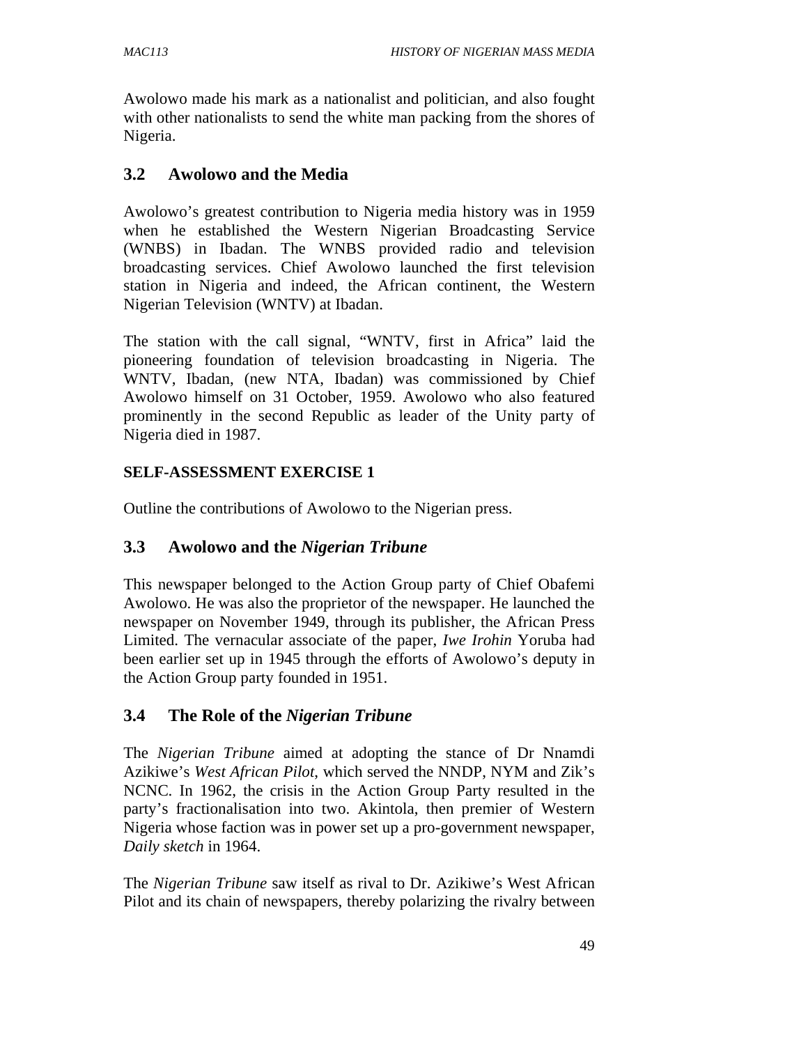Awolowo made his mark as a nationalist and politician, and also fought with other nationalists to send the white man packing from the shores of Nigeria.

## 3.2 Awolowo and the Media

Awolowo's greatest contribution to Nigeria media history was in 1959 when he established the Western Nigerian Broadcasting Service (WNBS) in Ibadan. The WNBS provided radio and television broadcasting services. Chief Awolowo launched the first television station in Nigeria and indeed, the African continent, the Western Nigerian Television (WNTV) at Ibadan.

The station with the call signal, "WNTV, first in Africa" laid the pioneering foundation of television broadcasting in Nigeria. The WNTV, Ibadan, (new NTA, Ibadan) was commissioned by Chief Awolowo himself on 31 October, 1959. Awolowo who also featured prominently in the second Republic as leader of the Unity party of Nigeria died in 1987.

**SELF-ASSESSMENT EXERCISE 1**

Outline the contributions of Awolowo to the Nigerian press.

## 3.3 Awolowo and the *Nigerian Tribune*

This newspaper belonged to the Action Group party of Chief Obafemi Awolowo. He was also the proprietor of the newspaper. He launched the newspaper on November 1949, through its publisher, the African Press Limited. The vernacular associate of the paper, *Iwe Irohin* Yoruba had been earlier set up in 1945 through the efforts of Awolowo's deputy in the Action Group party founded in 1951.

## 3.4 The Role of the *Nigerian Tribune*

The *Nigerian Tribune* aimed at adopting the stance of Dr Nnamdi Azikiwe's *West African Pilot*, which served the NNDP, NYM and Zik's NCNC. In 1962, the crisis in the Action Group Party resulted in the party's fractionalisation into two. Akintola, then premier of Western Nigeria whose faction was in power set up a pro-government newspaper, *Daily sketch* in 1964.

The *Nigerian Tribune* saw itself as rival to Dr. Azikiwe's West African Pilot and its chain of newspapers, thereby polarizing the rivalry between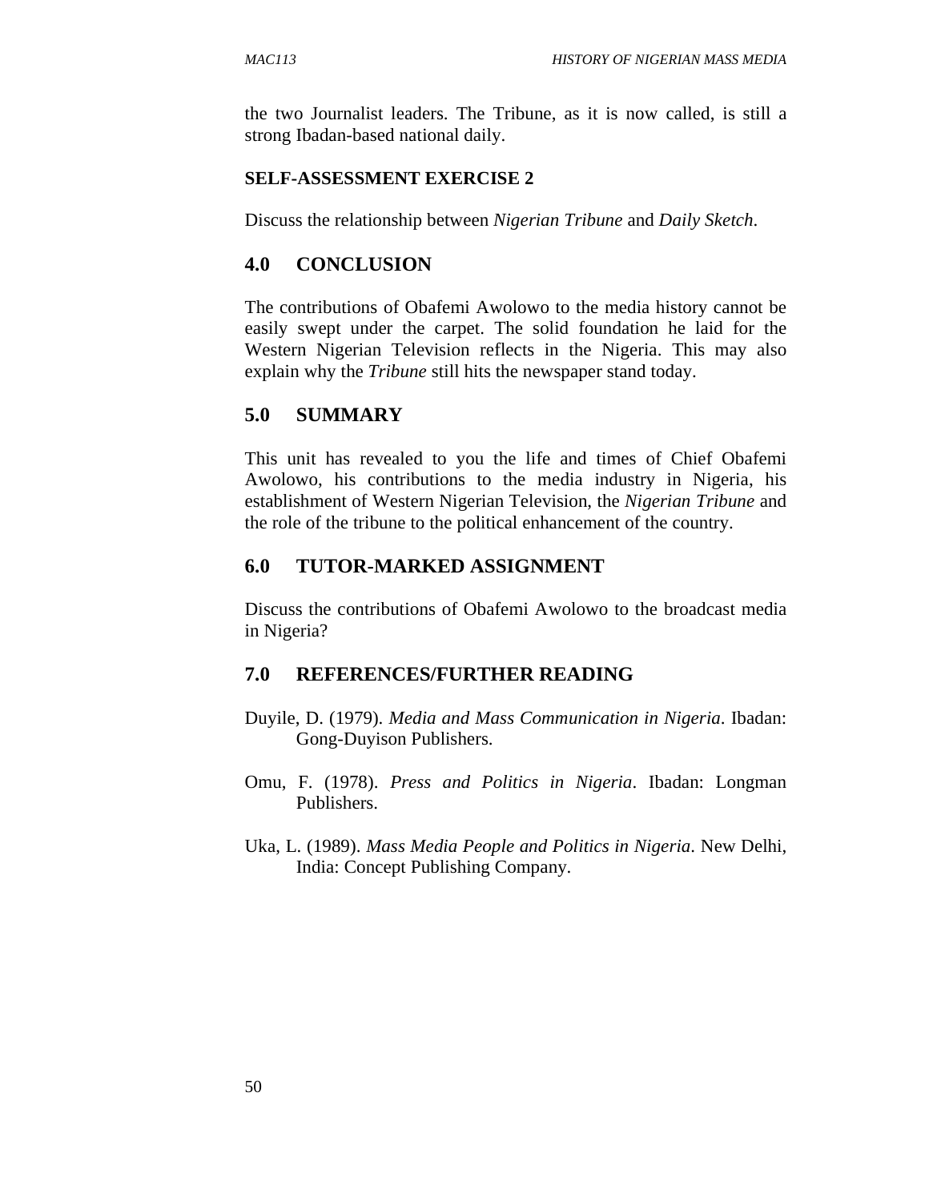the two Journalist leaders. The Tribune, as it is now called, is still a strong Ibadan-based national daily.

**SELF-ASSESSMENT EXERCISE 2**

Discuss the relationship between *Nigerian Tribune* and *Daily Sketch*.

## 4.0 CONCLUSION

The contributions of Obafemi Awolowo to the media history cannot be easily swept under the carpet. The solid foundation he laid for the Western Nigerian Television reflects in the Nigeria. This may also explain why the *Tribune* still hits the newspaper stand today.

## 5.0 SUMMARY

This unit has revealed to you the life and times of Chief Obafemi Awolowo, his contributions to the media industry in Nigeria, his establishment of Western Nigerian Television, the *Nigerian Tribune* and the role of the tribune to the political enhancement of the country.

## 6.0 TUTOR-MARKED ASSIGNMENT

Discuss the contributions of Obafemi Awolowo to the broadcast media in Nigeria?

## 7.0 REFERENCES/FURTHER READING

Duyile, D. (1979). *Media and Mass Communication in Nigeria*. Ibadan: Gong-Duyison Publishers.

Omu, F. (1978). *Press and Politics in Nigeria*. Ibadan: Longman Publishers.

Uka, L. (1989). *Mass Media People and Politics in Nigeria*. New Delhi, India: Concept Publishing Company.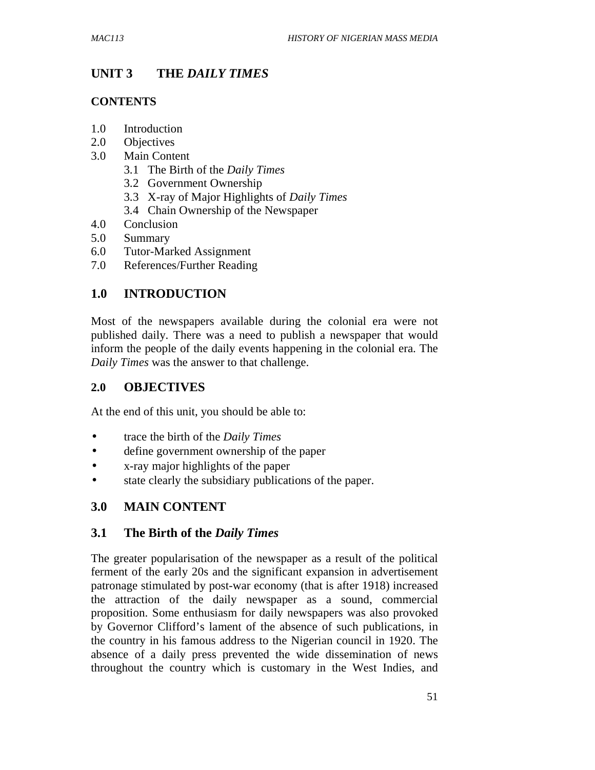# UNIT 3 THE *DAILY TIMES*

**CONTENTS**

1.0 Introduction
2.0 Objectives
3.0 Main Content
 3.1 The Birth of the *Daily Times*
 3.2 Government Ownership
 3.3 X-ray of Major Highlights of *Daily Times*
 3.4 Chain Ownership of the Newspaper
4.0 Conclusion
5.0 Summary
6.0 Tutor-Marked Assignment
7.0 References/Further Reading

## 1.0 INTRODUCTION

Most of the newspapers available during the colonial era were not published daily. There was a need to publish a newspaper that would inform the people of the daily events happening in the colonial era. The *Daily Times* was the answer to that challenge.

## 2.0 OBJECTIVES

At the end of this unit, you should be able to:

- trace the birth of the *Daily Times*
- define government ownership of the paper
- x-ray major highlights of the paper
- state clearly the subsidiary publications of the paper.

## 3.0 MAIN CONTENT

### 3.1 The Birth of the *Daily Times*

The greater popularisation of the newspaper as a result of the political ferment of the early 20s and the significant expansion in advertisement patronage stimulated by post-war economy (that is after 1918) increased the attraction of the daily newspaper as a sound, commercial proposition. Some enthusiasm for daily newspapers was also provoked by Governor Clifford's lament of the absence of such publications, in the country in his famous address to the Nigerian council in 1920. The absence of a daily press prevented the wide dissemination of news throughout the country which is customary in the West Indies, and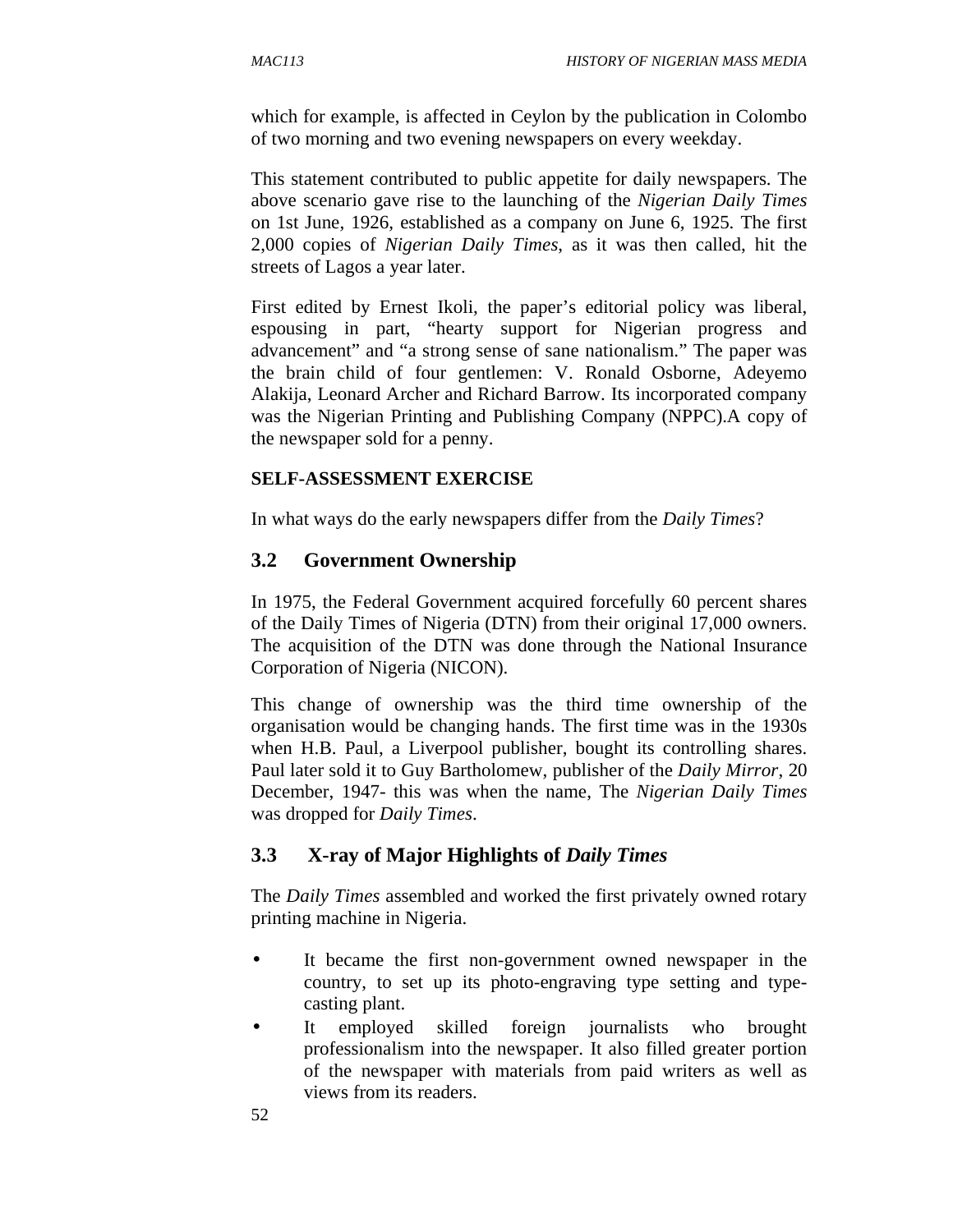which for example, is affected in Ceylon by the publication in Colombo of two morning and two evening newspapers on every weekday.

This statement contributed to public appetite for daily newspapers. The above scenario gave rise to the launching of the *Nigerian Daily Times* on 1st June, 1926, established as a company on June 6, 1925. The first 2,000 copies of *Nigerian Daily Times*, as it was then called, hit the streets of Lagos a year later.

First edited by Ernest Ikoli, the paper's editorial policy was liberal, espousing in part, "hearty support for Nigerian progress and advancement" and "a strong sense of sane nationalism." The paper was the brain child of four gentlemen: V. Ronald Osborne, Adeyemo Alakija, Leonard Archer and Richard Barrow. Its incorporated company was the Nigerian Printing and Publishing Company (NPPC).A copy of the newspaper sold for a penny.

**SELF-ASSESSMENT EXERCISE**

In what ways do the early newspapers differ from the *Daily Times*?

## 3.2 Government Ownership

In 1975, the Federal Government acquired forcefully 60 percent shares of the Daily Times of Nigeria (DTN) from their original 17,000 owners. The acquisition of the DTN was done through the National Insurance Corporation of Nigeria (NICON).

This change of ownership was the third time ownership of the organisation would be changing hands. The first time was in the 1930s when H.B. Paul, a Liverpool publisher, bought its controlling shares. Paul later sold it to Guy Bartholomew, publisher of the *Daily Mirror*, 20 December, 1947- this was when the name, The *Nigerian Daily Times* was dropped for *Daily Times*.

## 3.3 X-ray of Major Highlights of *Daily Times*

The *Daily Times* assembled and worked the first privately owned rotary printing machine in Nigeria.

- It became the first non-government owned newspaper in the country, to set up its photo-engraving type setting and type-casting plant.
- It employed skilled foreign journalists who brought professionalism into the newspaper. It also filled greater portion of the newspaper with materials from paid writers as well as views from its readers.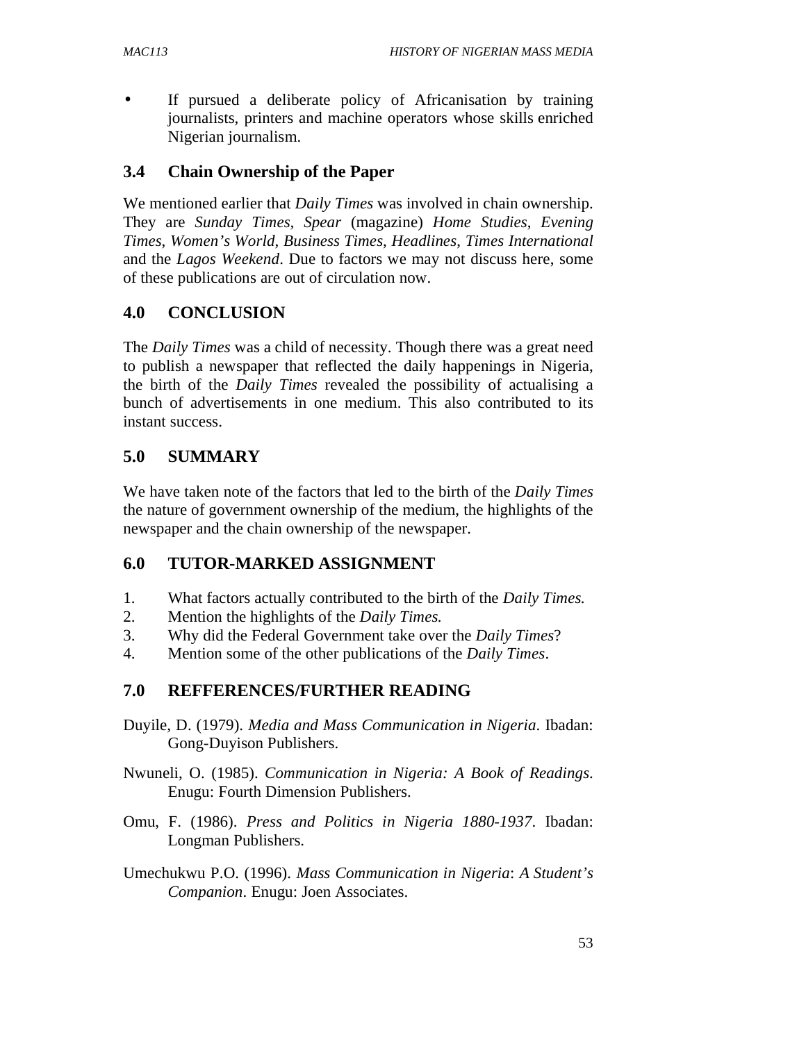- If pursued a deliberate policy of Africanisation by training journalists, printers and machine operators whose skills enriched Nigerian journalism.

## 3.4 Chain Ownership of the Paper

We mentioned earlier that *Daily Times* was involved in chain ownership. They are *Sunday Times, Spear* (magazine) *Home Studies*, *Evening Times*, *Women's World*, *Business Times*, *Headlines*, *Times International* and the *Lagos Weekend*. Due to factors we may not discuss here, some of these publications are out of circulation now.

## 4.0 CONCLUSION

The *Daily Times* was a child of necessity. Though there was a great need to publish a newspaper that reflected the daily happenings in Nigeria, the birth of the *Daily Times* revealed the possibility of actualising a bunch of advertisements in one medium. This also contributed to its instant success.

## 5.0 SUMMARY

We have taken note of the factors that led to the birth of the *Daily Times* the nature of government ownership of the medium, the highlights of the newspaper and the chain ownership of the newspaper.

## 6.0 TUTOR-MARKED ASSIGNMENT

1. What factors actually contributed to the birth of the *Daily Times.*
2. Mention the highlights of the *Daily Times.*
3. Why did the Federal Government take over the *Daily Times*?
4. Mention some of the other publications of the *Daily Times*.

## 7.0 REFFERENCES/FURTHER READING

Duyile, D. (1979). *Media and Mass Communication in Nigeria*. Ibadan: Gong-Duyison Publishers.

Nwuneli, O. (1985). *Communication in Nigeria: A Book of Readings*. Enugu: Fourth Dimension Publishers.

Omu, F. (1986). *Press and Politics in Nigeria 1880-1937*. Ibadan: Longman Publishers.

Umechukwu P.O. (1996). *Mass Communication in Nigeria*: *A Student's Companion*. Enugu: Joen Associates.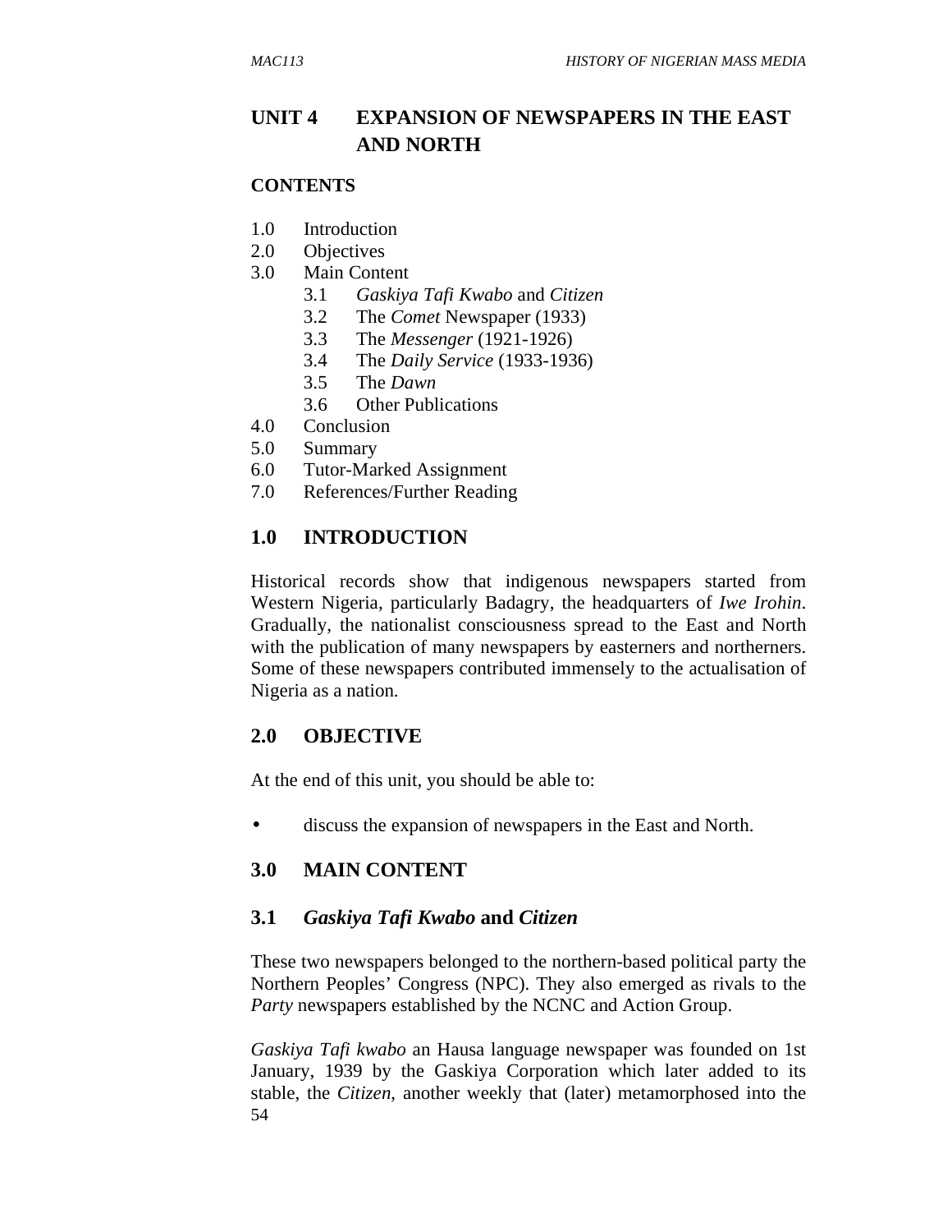# UNIT 4 EXPANSION OF NEWSPAPERS IN THE EAST AND NORTH

**CONTENTS**

1.0 Introduction
2.0 Objectives
3.0 Main Content
  3.1 *Gaskiya Tafi Kwabo* and *Citizen*
  3.2 The *Comet* Newspaper (1933)
  3.3 The *Messenger* (1921-1926)
  3.4 The *Daily Service* (1933-1936)
  3.5 The *Dawn*
  3.6 Other Publications
4.0 Conclusion
5.0 Summary
6.0 Tutor-Marked Assignment
7.0 References/Further Reading

## 1.0 INTRODUCTION

Historical records show that indigenous newspapers started from Western Nigeria, particularly Badagry, the headquarters of *Iwe Irohin*. Gradually, the nationalist consciousness spread to the East and North with the publication of many newspapers by easterners and northerners. Some of these newspapers contributed immensely to the actualisation of Nigeria as a nation.

## 2.0 OBJECTIVE

At the end of this unit, you should be able to:

- discuss the expansion of newspapers in the East and North.

## 3.0 MAIN CONTENT

### 3.1 *Gaskiya Tafi Kwabo* and *Citizen*

These two newspapers belonged to the northern-based political party the Northern Peoples' Congress (NPC). They also emerged as rivals to the *Party* newspapers established by the NCNC and Action Group.

*Gaskiya Tafi kwabo* an Hausa language newspaper was founded on 1st January, 1939 by the Gaskiya Corporation which later added to its stable, the *Citizen*, another weekly that (later) metamorphosed into the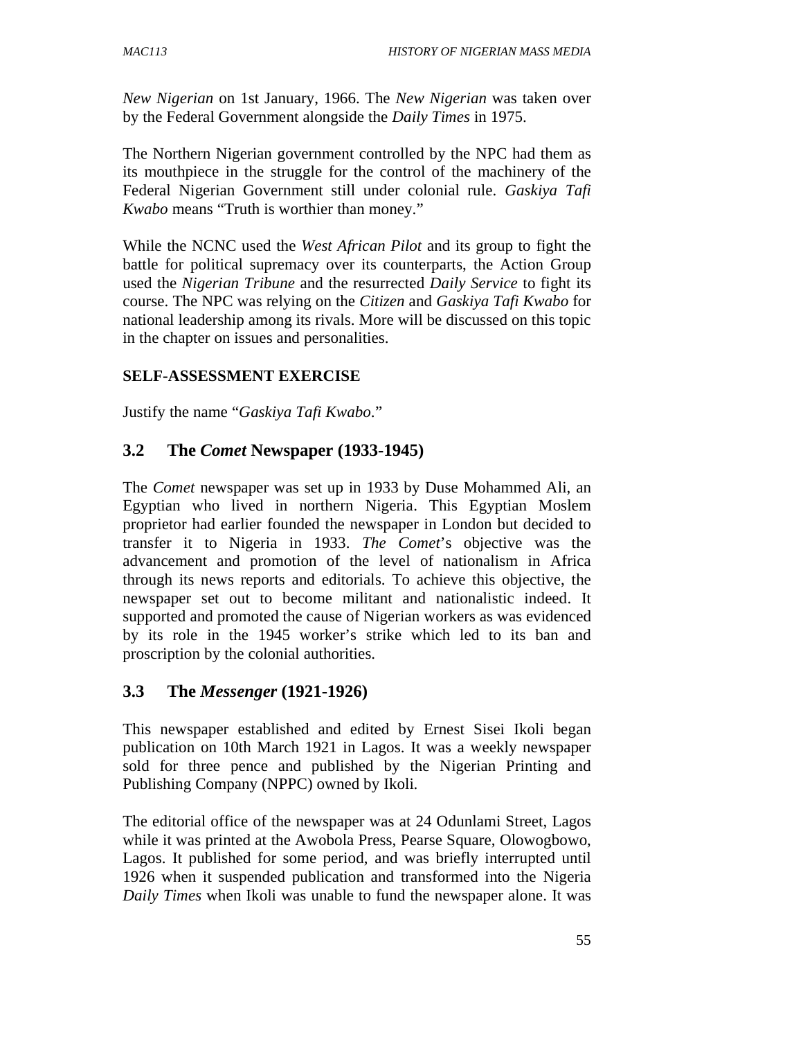*New Nigerian* on 1st January, 1966. The *New Nigerian* was taken over by the Federal Government alongside the *Daily Times* in 1975.

The Northern Nigerian government controlled by the NPC had them as its mouthpiece in the struggle for the control of the machinery of the Federal Nigerian Government still under colonial rule. *Gaskiya Tafi Kwabo* means "Truth is worthier than money."

While the NCNC used the *West African Pilot* and its group to fight the battle for political supremacy over its counterparts, the Action Group used the *Nigerian Tribune* and the resurrected *Daily Service* to fight its course. The NPC was relying on the *Citizen* and *Gaskiya Tafi Kwabo* for national leadership among its rivals. More will be discussed on this topic in the chapter on issues and personalities.

**SELF-ASSESSMENT EXERCISE**

Justify the name "*Gaskiya Tafi Kwabo*."

## 3.2 The *Comet* Newspaper (1933-1945)

The *Comet* newspaper was set up in 1933 by Duse Mohammed Ali, an Egyptian who lived in northern Nigeria. This Egyptian Moslem proprietor had earlier founded the newspaper in London but decided to transfer it to Nigeria in 1933. *The Comet*'s objective was the advancement and promotion of the level of nationalism in Africa through its news reports and editorials. To achieve this objective, the newspaper set out to become militant and nationalistic indeed. It supported and promoted the cause of Nigerian workers as was evidenced by its role in the 1945 worker's strike which led to its ban and proscription by the colonial authorities.

## 3.3 The *Messenger* (1921-1926)

This newspaper established and edited by Ernest Sisei Ikoli began publication on 10th March 1921 in Lagos. It was a weekly newspaper sold for three pence and published by the Nigerian Printing and Publishing Company (NPPC) owned by Ikoli.

The editorial office of the newspaper was at 24 Odunlami Street, Lagos while it was printed at the Awobola Press, Pearse Square, Olowogbowo, Lagos. It published for some period, and was briefly interrupted until 1926 when it suspended publication and transformed into the Nigeria *Daily Times* when Ikoli was unable to fund the newspaper alone. It was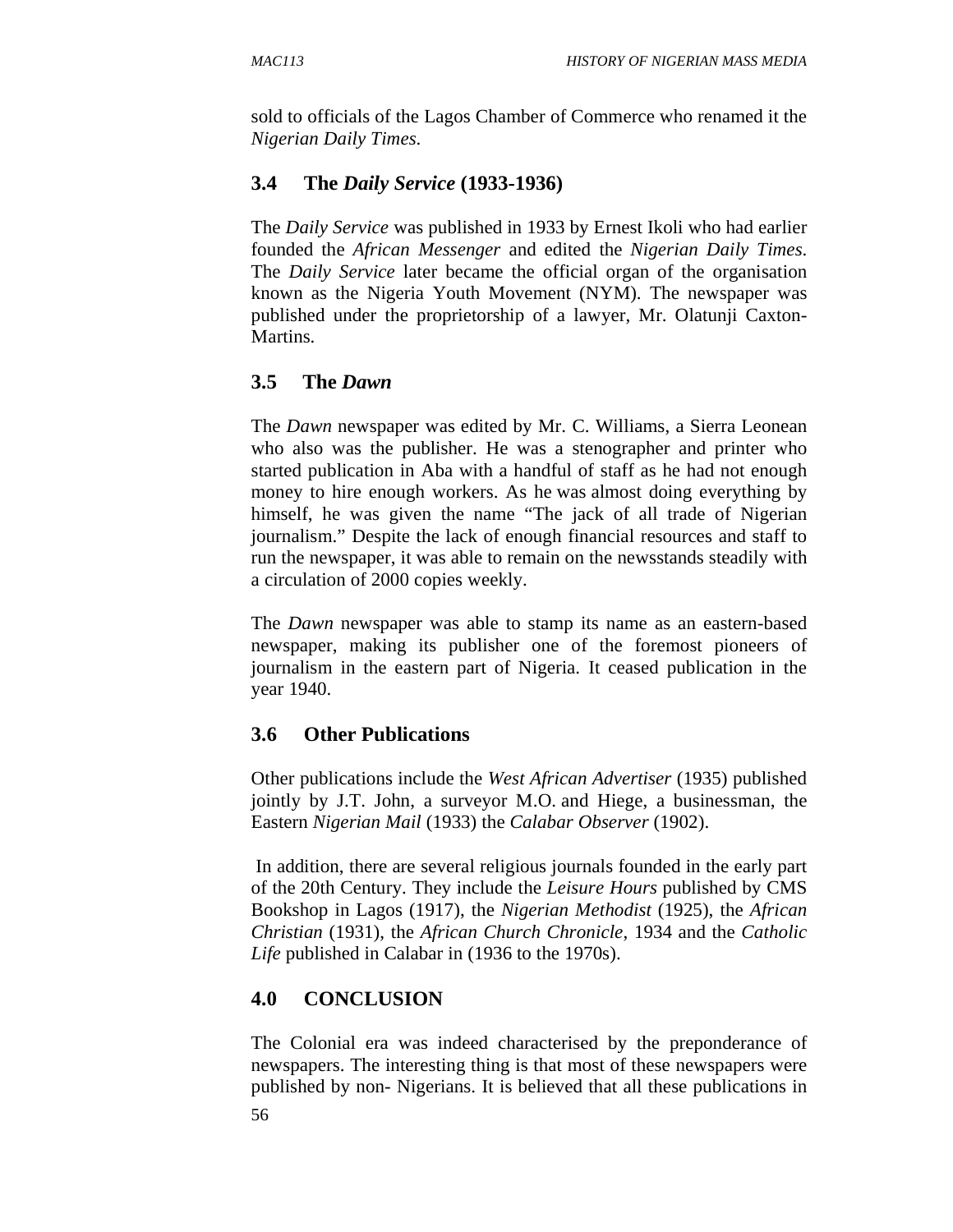sold to officials of the Lagos Chamber of Commerce who renamed it the *Nigerian Daily Times.*

### 3.4 The *Daily Service* (1933-1936)

The *Daily Service* was published in 1933 by Ernest Ikoli who had earlier founded the *African Messenger* and edited the *Nigerian Daily Times*. The *Daily Service* later became the official organ of the organisation known as the Nigeria Youth Movement (NYM). The newspaper was published under the proprietorship of a lawyer, Mr. Olatunji Caxton-Martins.

### 3.5 The *Dawn*

The *Dawn* newspaper was edited by Mr. C. Williams, a Sierra Leonean who also was the publisher. He was a stenographer and printer who started publication in Aba with a handful of staff as he had not enough money to hire enough workers. As he was almost doing everything by himself, he was given the name "The jack of all trade of Nigerian journalism." Despite the lack of enough financial resources and staff to run the newspaper, it was able to remain on the newsstands steadily with a circulation of 2000 copies weekly.

The *Dawn* newspaper was able to stamp its name as an eastern-based newspaper, making its publisher one of the foremost pioneers of journalism in the eastern part of Nigeria. It ceased publication in the year 1940.

### 3.6 Other Publications

Other publications include the *West African Advertiser* (1935) published jointly by J.T. John, a surveyor M.O. and Hiege, a businessman, the Eastern *Nigerian Mail* (1933) the *Calabar Observer* (1902).

In addition, there are several religious journals founded in the early part of the 20th Century. They include the *Leisure Hours* published by CMS Bookshop in Lagos (1917), the *Nigerian Methodist* (1925), the *African Christian* (1931), the *African Church Chronicle*, 1934 and the *Catholic Life* published in Calabar in (1936 to the 1970s).

## 4.0 CONCLUSION

The Colonial era was indeed characterised by the preponderance of newspapers. The interesting thing is that most of these newspapers were published by non- Nigerians. It is believed that all these publications in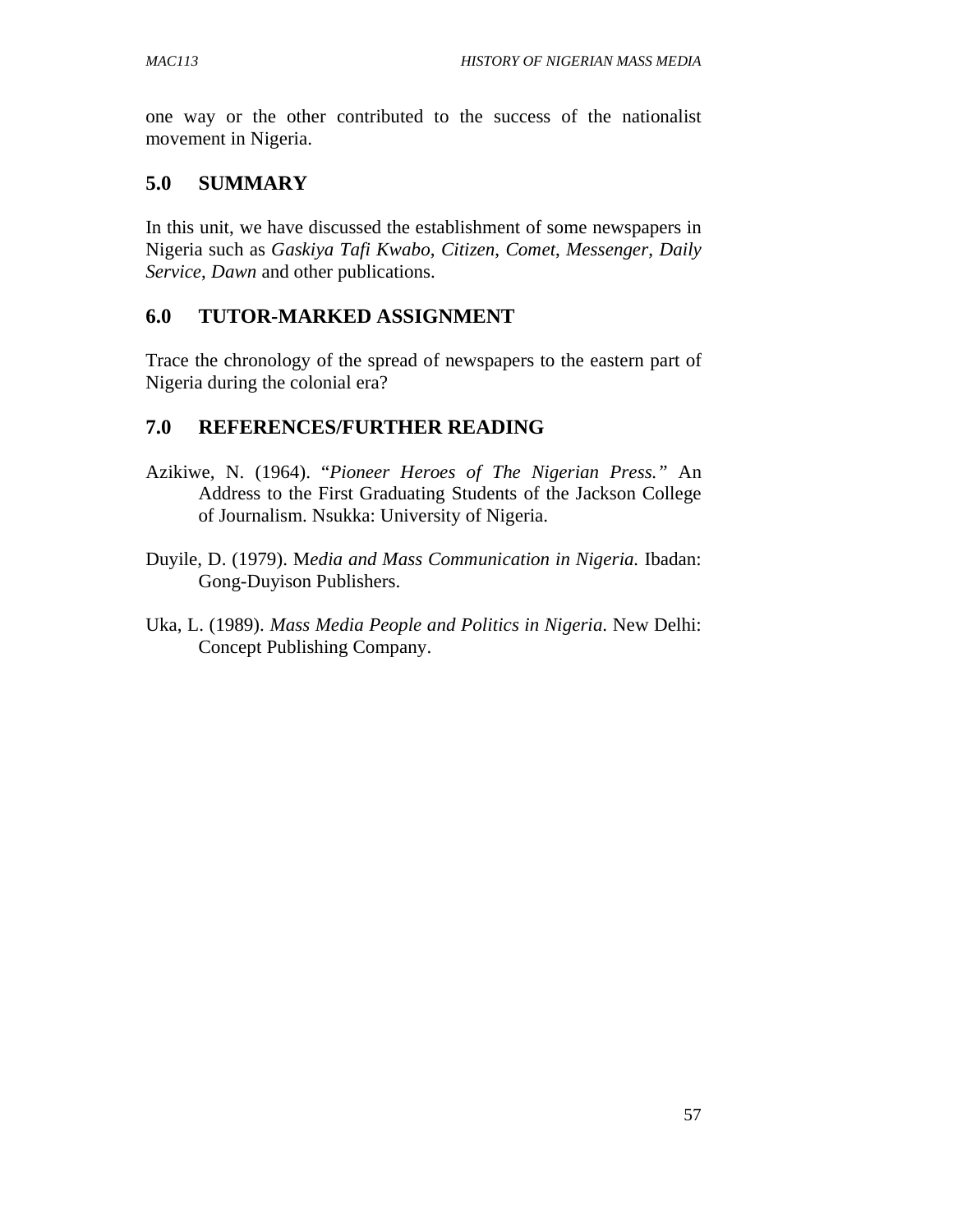one way or the other contributed to the success of the nationalist movement in Nigeria.

## 5.0 SUMMARY

In this unit, we have discussed the establishment of some newspapers in Nigeria such as *Gaskiya Tafi Kwabo*, *Citizen*, *Comet*, *Messenger*, *Daily Service*, *Dawn* and other publications.

## 6.0 TUTOR-MARKED ASSIGNMENT

Trace the chronology of the spread of newspapers to the eastern part of Nigeria during the colonial era?

## 7.0 REFERENCES/FURTHER READING

Azikiwe, N. (1964). *"Pioneer Heroes of The Nigerian Press."* An Address to the First Graduating Students of the Jackson College of Journalism. Nsukka: University of Nigeria.

Duyile, D. (1979). M*edia and Mass Communication in Nigeria.* Ibadan: Gong-Duyison Publishers.

Uka, L. (1989). *Mass Media People and Politics in Nigeria.* New Delhi: Concept Publishing Company.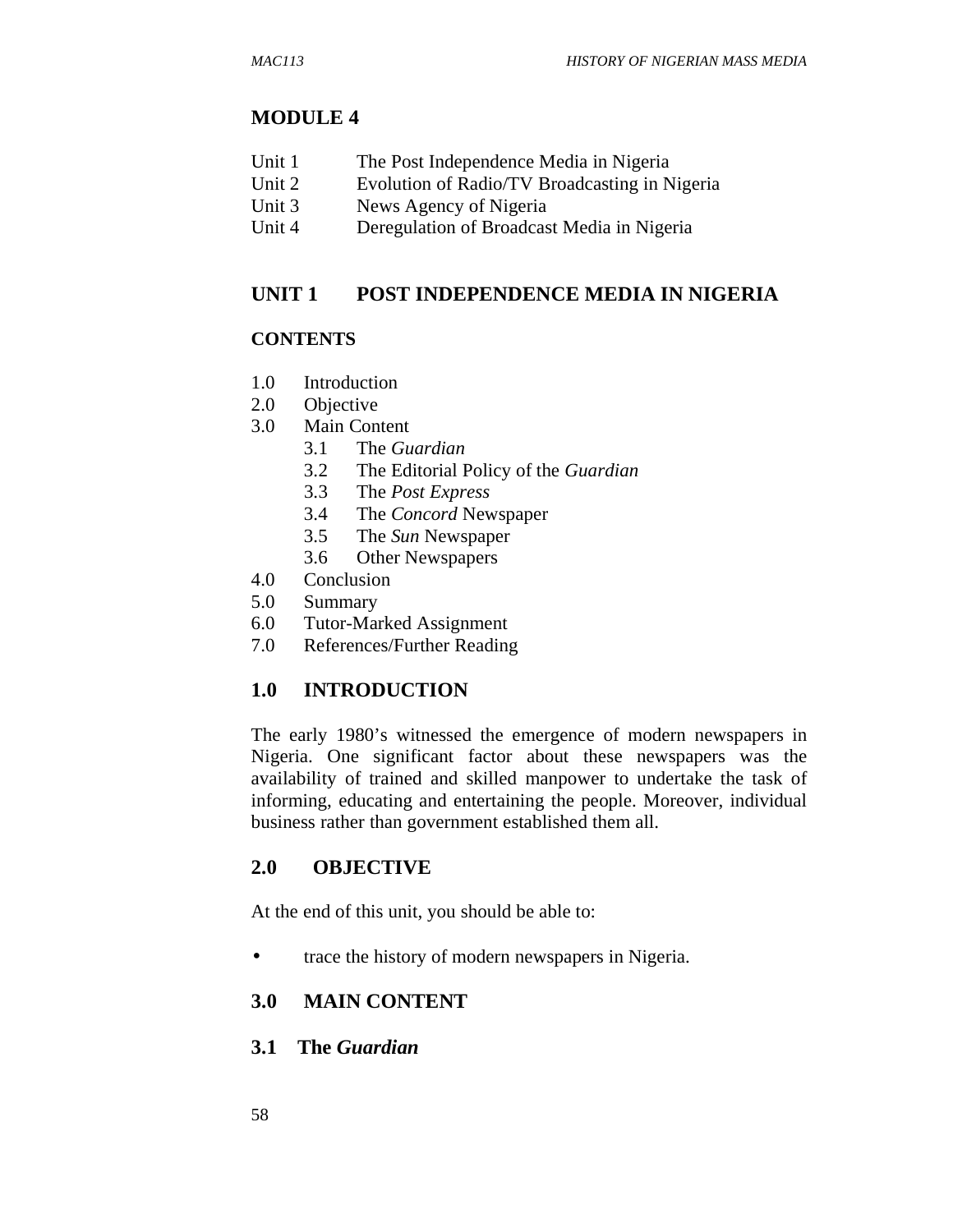## MODULE 4

Unit 1 The Post Independence Media in Nigeria
Unit 2 Evolution of Radio/TV Broadcasting in Nigeria
Unit 3 News Agency of Nigeria
Unit 4 Deregulation of Broadcast Media in Nigeria

## UNIT 1 POST INDEPENDENCE MEDIA IN NIGERIA

### CONTENTS

1.0 Introduction
2.0 Objective
3.0 Main Content
    3.1 The *Guardian*
    3.2 The Editorial Policy of the *Guardian*
    3.3 The *Post Express*
    3.4 The *Concord* Newspaper
    3.5 The *Sun* Newspaper
    3.6 Other Newspapers
4.0 Conclusion
5.0 Summary
6.0 Tutor-Marked Assignment
7.0 References/Further Reading

### 1.0 INTRODUCTION

The early 1980's witnessed the emergence of modern newspapers in Nigeria. One significant factor about these newspapers was the availability of trained and skilled manpower to undertake the task of informing, educating and entertaining the people. Moreover, individual business rather than government established them all.

### 2.0 OBJECTIVE

At the end of this unit, you should be able to:

- trace the history of modern newspapers in Nigeria.

### 3.0 MAIN CONTENT

### 3.1 The *Guardian*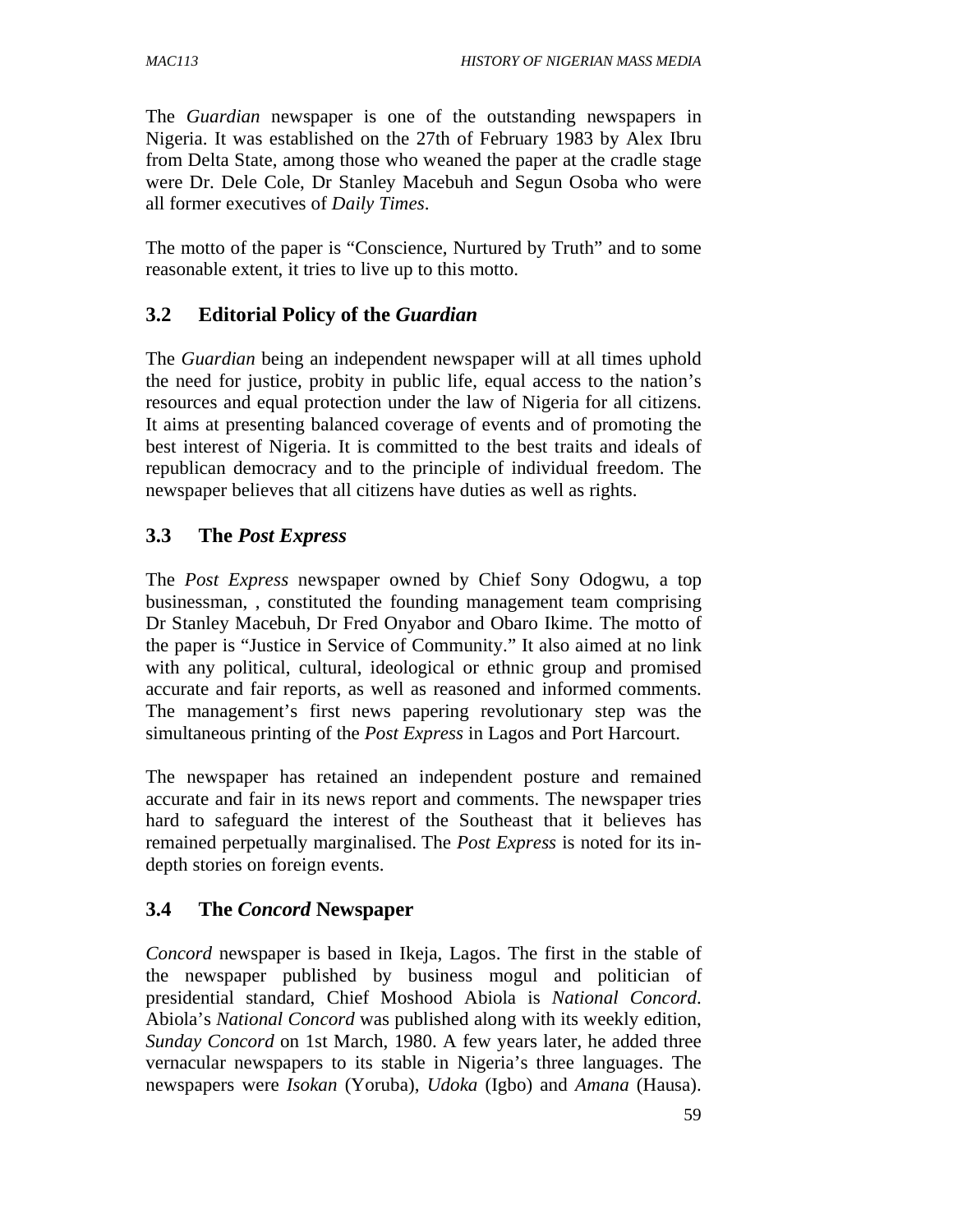The *Guardian* newspaper is one of the outstanding newspapers in Nigeria. It was established on the 27th of February 1983 by Alex Ibru from Delta State, among those who weaned the paper at the cradle stage were Dr. Dele Cole, Dr Stanley Macebuh and Segun Osoba who were all former executives of *Daily Times*.

The motto of the paper is "Conscience, Nurtured by Truth" and to some reasonable extent, it tries to live up to this motto.

## 3.2 Editorial Policy of the *Guardian*

The *Guardian* being an independent newspaper will at all times uphold the need for justice, probity in public life, equal access to the nation's resources and equal protection under the law of Nigeria for all citizens. It aims at presenting balanced coverage of events and of promoting the best interest of Nigeria. It is committed to the best traits and ideals of republican democracy and to the principle of individual freedom. The newspaper believes that all citizens have duties as well as rights.

## 3.3 The *Post Express*

The *Post Express* newspaper owned by Chief Sony Odogwu, a top businessman, , constituted the founding management team comprising Dr Stanley Macebuh, Dr Fred Onyabor and Obaro Ikime. The motto of the paper is "Justice in Service of Community." It also aimed at no link with any political, cultural, ideological or ethnic group and promised accurate and fair reports, as well as reasoned and informed comments. The management's first news papering revolutionary step was the simultaneous printing of the *Post Express* in Lagos and Port Harcourt.

The newspaper has retained an independent posture and remained accurate and fair in its news report and comments. The newspaper tries hard to safeguard the interest of the Southeast that it believes has remained perpetually marginalised. The *Post Express* is noted for its in-depth stories on foreign events.

## 3.4 The *Concord* Newspaper

*Concord* newspaper is based in Ikeja, Lagos. The first in the stable of the newspaper published by business mogul and politician of presidential standard, Chief Moshood Abiola is *National Concord*. Abiola's *National Concord* was published along with its weekly edition, *Sunday Concord* on 1st March, 1980. A few years later, he added three vernacular newspapers to its stable in Nigeria's three languages. The newspapers were *Isokan* (Yoruba), *Udoka* (Igbo) and *Amana* (Hausa).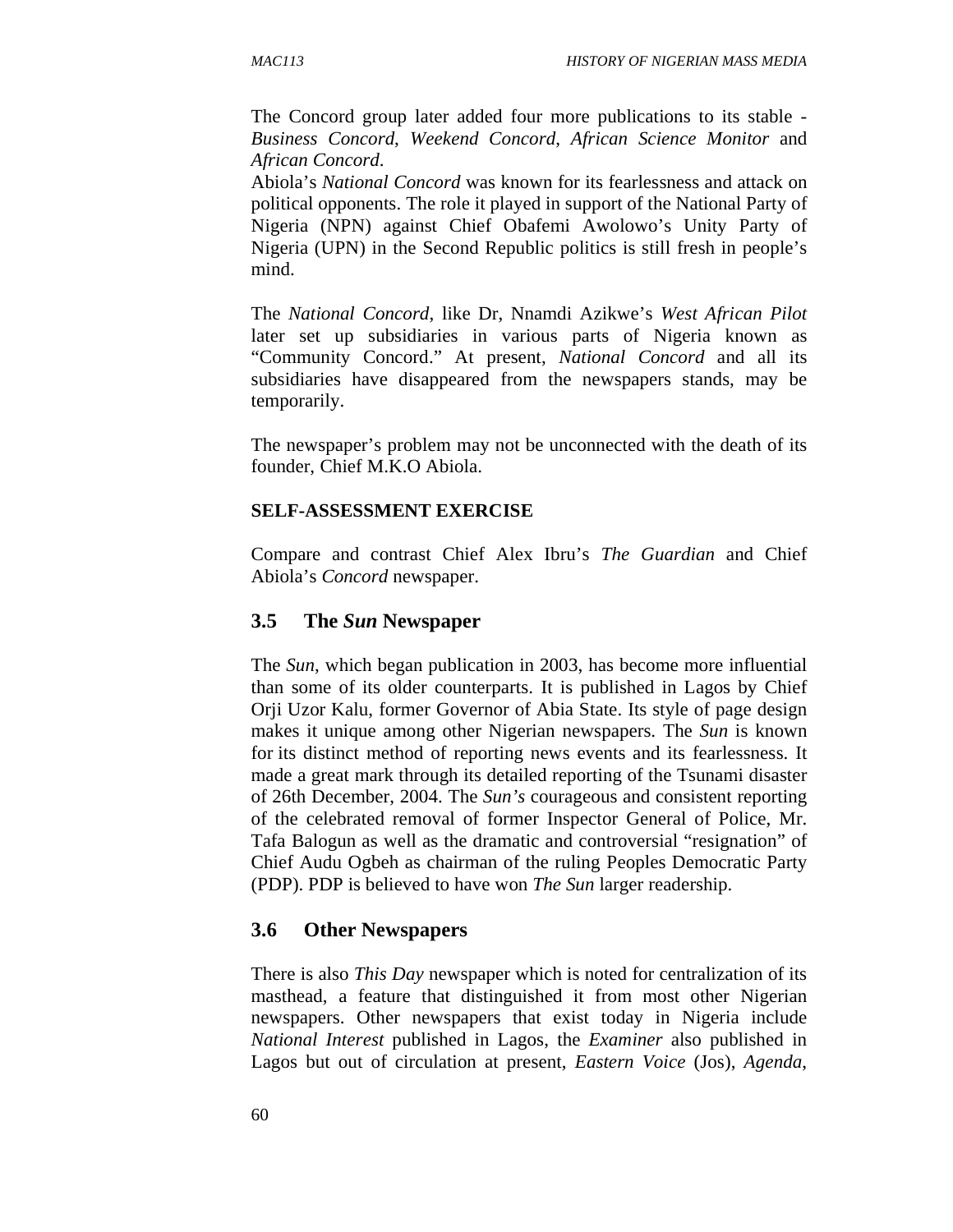The Concord group later added four more publications to its stable - *Business Concord*, *Weekend Concord*, *African Science Monitor* and *African Concord*.

Abiola's *National Concord* was known for its fearlessness and attack on political opponents. The role it played in support of the National Party of Nigeria (NPN) against Chief Obafemi Awolowo's Unity Party of Nigeria (UPN) in the Second Republic politics is still fresh in people's mind.

The *National Concord*, like Dr, Nnamdi Azikwe's *West African Pilot* later set up subsidiaries in various parts of Nigeria known as "Community Concord." At present, *National Concord* and all its subsidiaries have disappeared from the newspapers stands, may be temporarily.

The newspaper's problem may not be unconnected with the death of its founder, Chief M.K.O Abiola.

**SELF-ASSESSMENT EXERCISE**

Compare and contrast Chief Alex Ibru's *The Guardian* and Chief Abiola's *Concord* newspaper.

## 3.5 The *Sun* Newspaper

The *Sun*, which began publication in 2003, has become more influential than some of its older counterparts. It is published in Lagos by Chief Orji Uzor Kalu, former Governor of Abia State. Its style of page design makes it unique among other Nigerian newspapers. The *Sun* is known for its distinct method of reporting news events and its fearlessness. It made a great mark through its detailed reporting of the Tsunami disaster of 26th December, 2004. The *Sun's* courageous and consistent reporting of the celebrated removal of former Inspector General of Police, Mr. Tafa Balogun as well as the dramatic and controversial "resignation" of Chief Audu Ogbeh as chairman of the ruling Peoples Democratic Party (PDP). PDP is believed to have won *The Sun* larger readership.

## 3.6 Other Newspapers

There is also *This Day* newspaper which is noted for centralization of its masthead, a feature that distinguished it from most other Nigerian newspapers. Other newspapers that exist today in Nigeria include *National Interest* published in Lagos, the *Examiner* also published in Lagos but out of circulation at present, *Eastern Voice* (Jos), *Agenda*,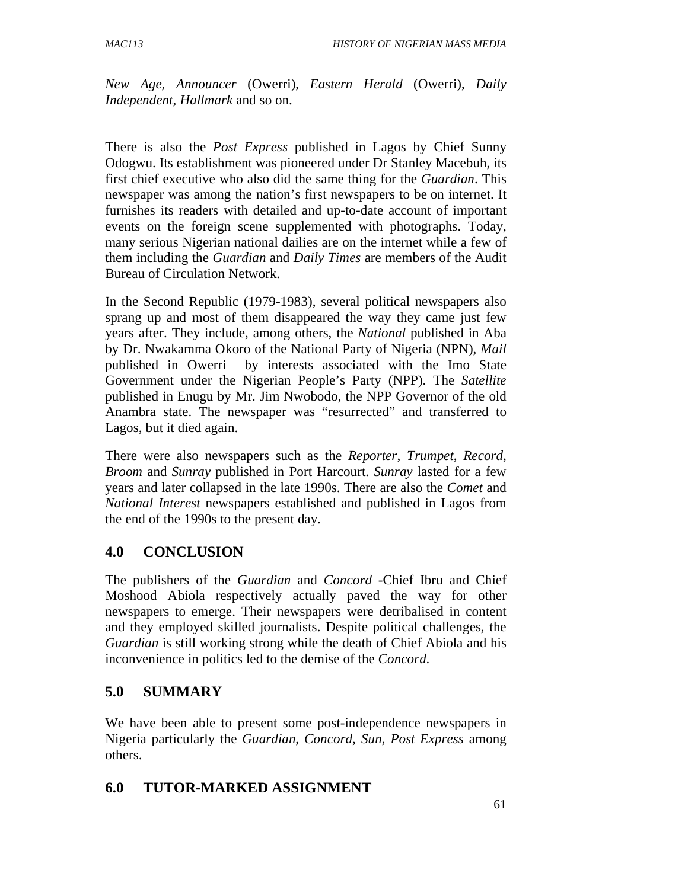*New Age*, *Announcer* (Owerri), *Eastern Herald* (Owerri), *Daily Independent, Hallmark* and so on.

There is also the *Post Express* published in Lagos by Chief Sunny Odogwu. Its establishment was pioneered under Dr Stanley Macebuh, its first chief executive who also did the same thing for the *Guardian*. This newspaper was among the nation's first newspapers to be on internet. It furnishes its readers with detailed and up-to-date account of important events on the foreign scene supplemented with photographs. Today, many serious Nigerian national dailies are on the internet while a few of them including the *Guardian* and *Daily Times* are members of the Audit Bureau of Circulation Network.

In the Second Republic (1979-1983), several political newspapers also sprang up and most of them disappeared the way they came just few years after. They include, among others, the *National* published in Aba by Dr. Nwakamma Okoro of the National Party of Nigeria (NPN), *Mail* published in Owerri by interests associated with the Imo State Government under the Nigerian People's Party (NPP). The *Satellite* published in Enugu by Mr. Jim Nwobodo, the NPP Governor of the old Anambra state. The newspaper was "resurrected" and transferred to Lagos, but it died again.

There were also newspapers such as the *Reporter*, *Trumpet*, *Record*, *Broom* and *Sunray* published in Port Harcourt. *Sunray* lasted for a few years and later collapsed in the late 1990s. There are also the *Comet* and *National Interest* newspapers established and published in Lagos from the end of the 1990s to the present day.

## 4.0 CONCLUSION

The publishers of the *Guardian* and *Concord* -Chief Ibru and Chief Moshood Abiola respectively actually paved the way for other newspapers to emerge. Their newspapers were detribalised in content and they employed skilled journalists. Despite political challenges, the *Guardian* is still working strong while the death of Chief Abiola and his inconvenience in politics led to the demise of the *Concord.*

## 5.0 SUMMARY

We have been able to present some post-independence newspapers in Nigeria particularly the *Guardian*, *Concord*, *Sun*, *Post Express* among others.

## 6.0 TUTOR-MARKED ASSIGNMENT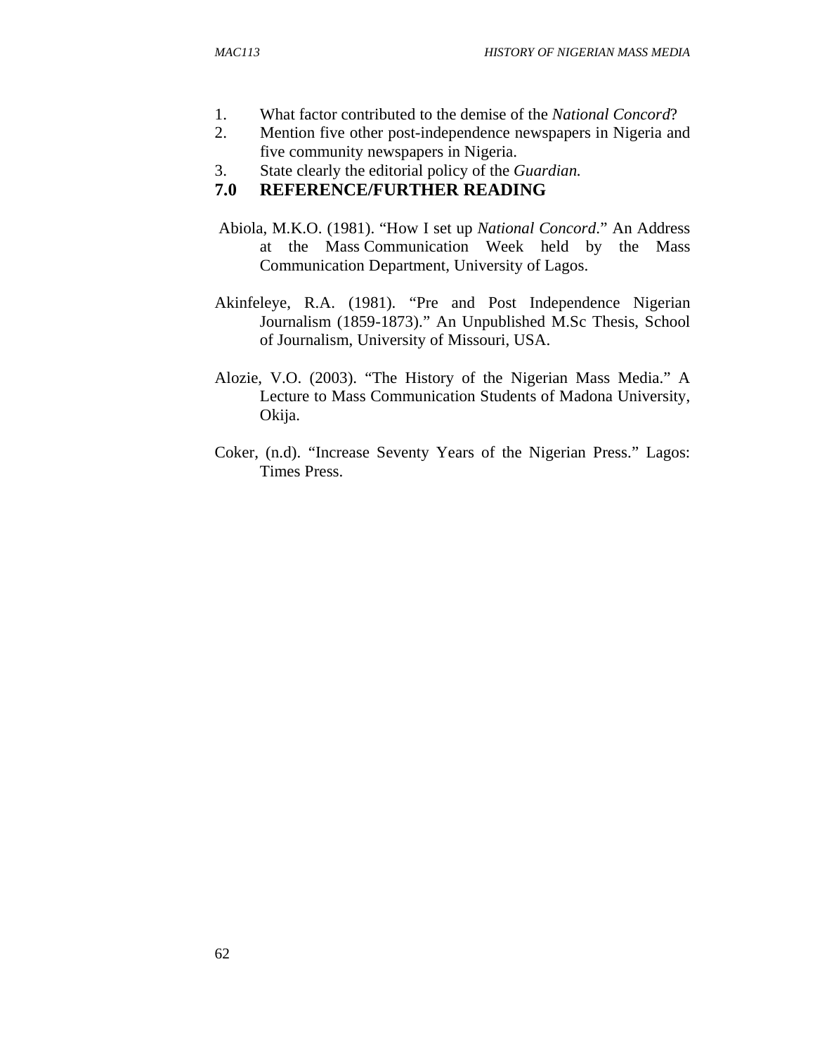1. What factor contributed to the demise of the *National Concord*?
2. Mention five other post-independence newspapers in Nigeria and five community newspapers in Nigeria.
3. State clearly the editorial policy of the *Guardian.*

## 7.0 REFERENCE/FURTHER READING

Abiola, M.K.O. (1981). "How I set up *National Concord*." An Address at the Mass Communication Week held by the Mass Communication Department, University of Lagos.

Akinfeleye, R.A. (1981). "Pre and Post Independence Nigerian Journalism (1859-1873)." An Unpublished M.Sc Thesis, School of Journalism, University of Missouri, USA.

Alozie, V.O. (2003). "The History of the Nigerian Mass Media." A Lecture to Mass Communication Students of Madona University, Okija.

Coker, (n.d). "Increase Seventy Years of the Nigerian Press." Lagos: Times Press.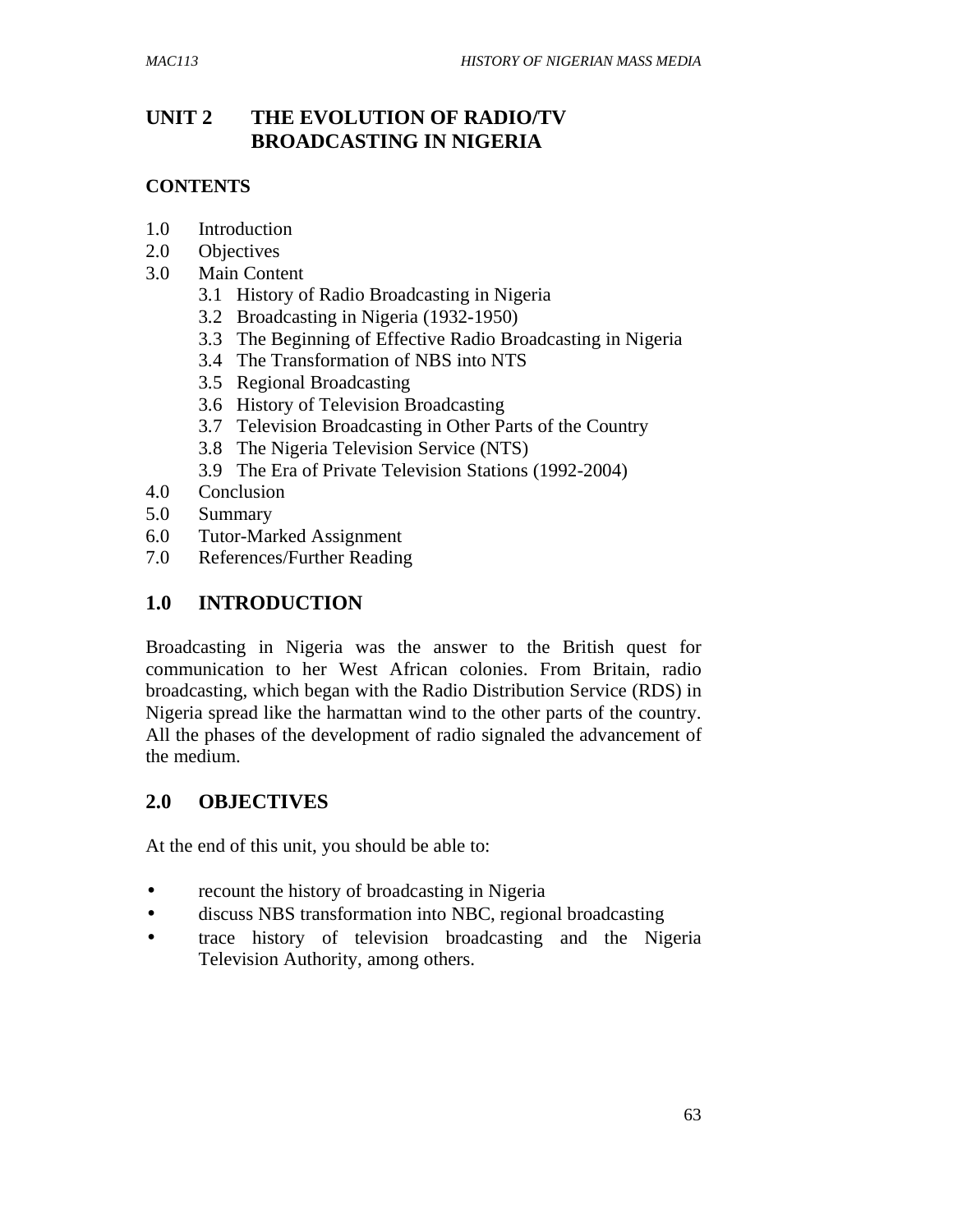# UNIT 2 THE EVOLUTION OF RADIO/TV BROADCASTING IN NIGERIA

## CONTENTS

1.0 Introduction
2.0 Objectives
3.0 Main Content
   3.1 History of Radio Broadcasting in Nigeria
   3.2 Broadcasting in Nigeria (1932-1950)
   3.3 The Beginning of Effective Radio Broadcasting in Nigeria
   3.4 The Transformation of NBS into NTS
   3.5 Regional Broadcasting
   3.6 History of Television Broadcasting
   3.7 Television Broadcasting in Other Parts of the Country
   3.8 The Nigeria Television Service (NTS)
   3.9 The Era of Private Television Stations (1992-2004)
4.0 Conclusion
5.0 Summary
6.0 Tutor-Marked Assignment
7.0 References/Further Reading

## 1.0 INTRODUCTION

Broadcasting in Nigeria was the answer to the British quest for communication to her West African colonies. From Britain, radio broadcasting, which began with the Radio Distribution Service (RDS) in Nigeria spread like the harmattan wind to the other parts of the country. All the phases of the development of radio signaled the advancement of the medium.

## 2.0 OBJECTIVES

At the end of this unit, you should be able to:

- recount the history of broadcasting in Nigeria
- discuss NBS transformation into NBC, regional broadcasting
- trace history of television broadcasting and the Nigeria Television Authority, among others.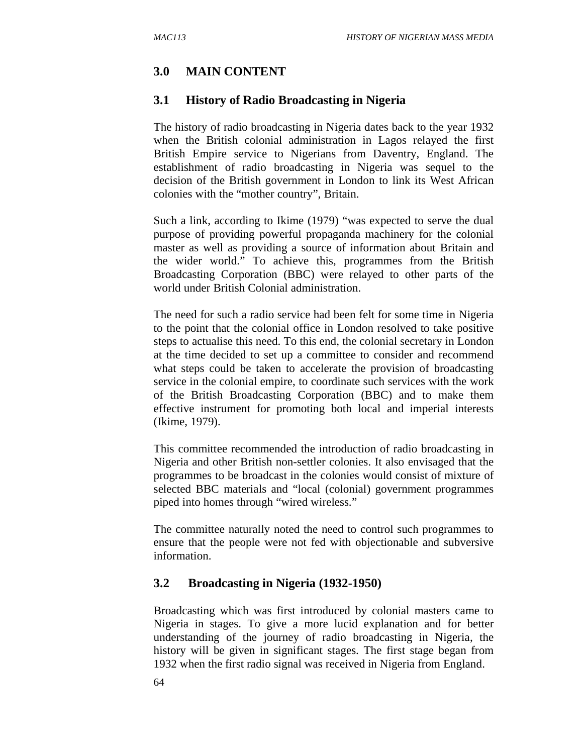## 3.0 MAIN CONTENT

### 3.1 History of Radio Broadcasting in Nigeria

The history of radio broadcasting in Nigeria dates back to the year 1932 when the British colonial administration in Lagos relayed the first British Empire service to Nigerians from Daventry, England. The establishment of radio broadcasting in Nigeria was sequel to the decision of the British government in London to link its West African colonies with the "mother country", Britain.

Such a link, according to Ikime (1979) "was expected to serve the dual purpose of providing powerful propaganda machinery for the colonial master as well as providing a source of information about Britain and the wider world." To achieve this, programmes from the British Broadcasting Corporation (BBC) were relayed to other parts of the world under British Colonial administration.

The need for such a radio service had been felt for some time in Nigeria to the point that the colonial office in London resolved to take positive steps to actualise this need. To this end, the colonial secretary in London at the time decided to set up a committee to consider and recommend what steps could be taken to accelerate the provision of broadcasting service in the colonial empire, to coordinate such services with the work of the British Broadcasting Corporation (BBC) and to make them effective instrument for promoting both local and imperial interests (Ikime, 1979).

This committee recommended the introduction of radio broadcasting in Nigeria and other British non-settler colonies. It also envisaged that the programmes to be broadcast in the colonies would consist of mixture of selected BBC materials and "local (colonial) government programmes piped into homes through "wired wireless."

The committee naturally noted the need to control such programmes to ensure that the people were not fed with objectionable and subversive information.

### 3.2 Broadcasting in Nigeria (1932-1950)

Broadcasting which was first introduced by colonial masters came to Nigeria in stages. To give a more lucid explanation and for better understanding of the journey of radio broadcasting in Nigeria, the history will be given in significant stages. The first stage began from 1932 when the first radio signal was received in Nigeria from England.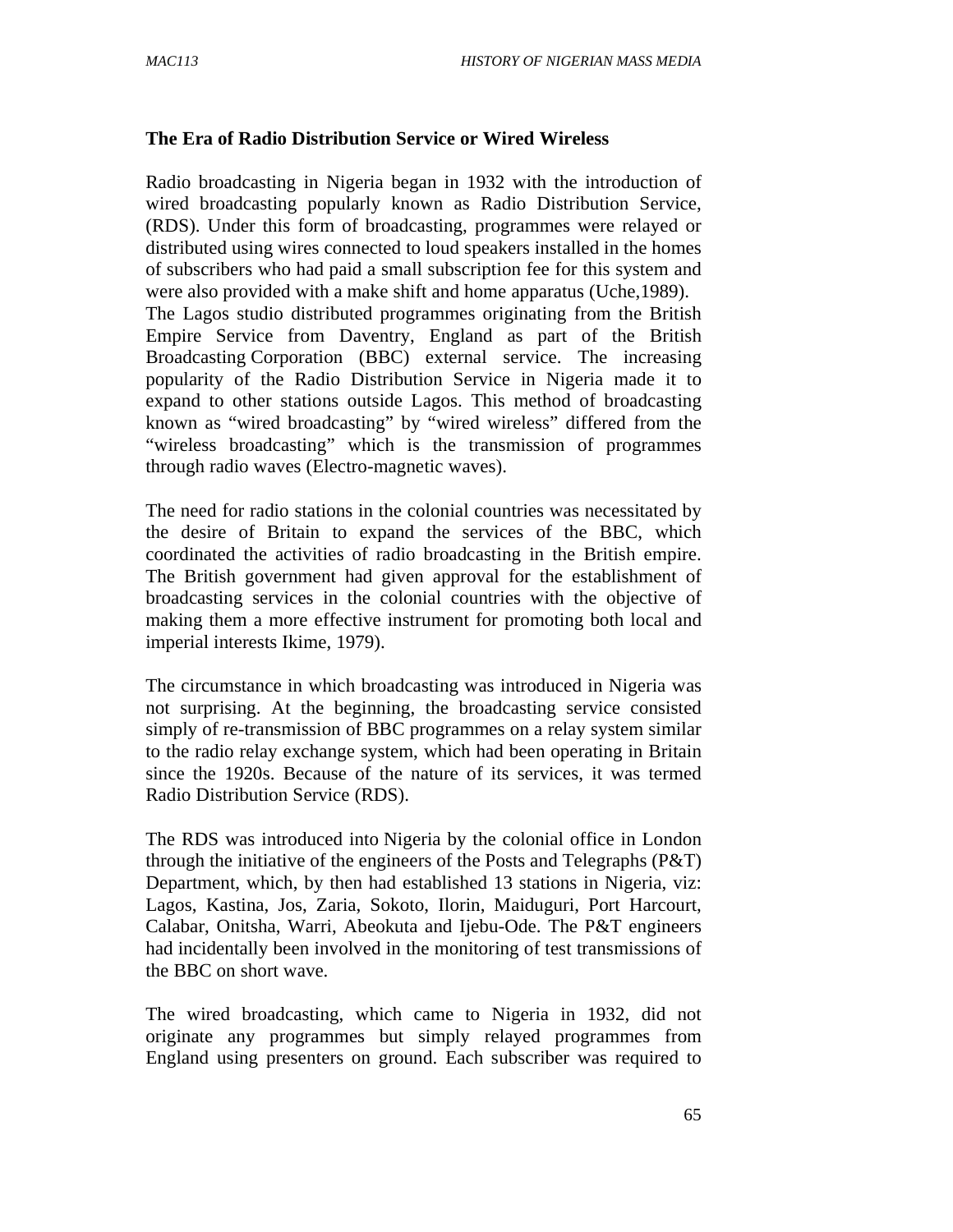### The Era of Radio Distribution Service or Wired Wireless

Radio broadcasting in Nigeria began in 1932 with the introduction of wired broadcasting popularly known as Radio Distribution Service, (RDS). Under this form of broadcasting, programmes were relayed or distributed using wires connected to loud speakers installed in the homes of subscribers who had paid a small subscription fee for this system and were also provided with a make shift and home apparatus (Uche,1989). The Lagos studio distributed programmes originating from the British Empire Service from Daventry, England as part of the British Broadcasting Corporation (BBC) external service. The increasing popularity of the Radio Distribution Service in Nigeria made it to expand to other stations outside Lagos. This method of broadcasting known as "wired broadcasting" by "wired wireless" differed from the "wireless broadcasting" which is the transmission of programmes through radio waves (Electro-magnetic waves).

The need for radio stations in the colonial countries was necessitated by the desire of Britain to expand the services of the BBC, which coordinated the activities of radio broadcasting in the British empire. The British government had given approval for the establishment of broadcasting services in the colonial countries with the objective of making them a more effective instrument for promoting both local and imperial interests Ikime, 1979).

The circumstance in which broadcasting was introduced in Nigeria was not surprising. At the beginning, the broadcasting service consisted simply of re-transmission of BBC programmes on a relay system similar to the radio relay exchange system, which had been operating in Britain since the 1920s. Because of the nature of its services, it was termed Radio Distribution Service (RDS).

The RDS was introduced into Nigeria by the colonial office in London through the initiative of the engineers of the Posts and Telegraphs (P&T) Department, which, by then had established 13 stations in Nigeria, viz: Lagos, Kastina, Jos, Zaria, Sokoto, Ilorin, Maiduguri, Port Harcourt, Calabar, Onitsha, Warri, Abeokuta and Ijebu-Ode. The P&T engineers had incidentally been involved in the monitoring of test transmissions of the BBC on short wave.

The wired broadcasting, which came to Nigeria in 1932, did not originate any programmes but simply relayed programmes from England using presenters on ground. Each subscriber was required to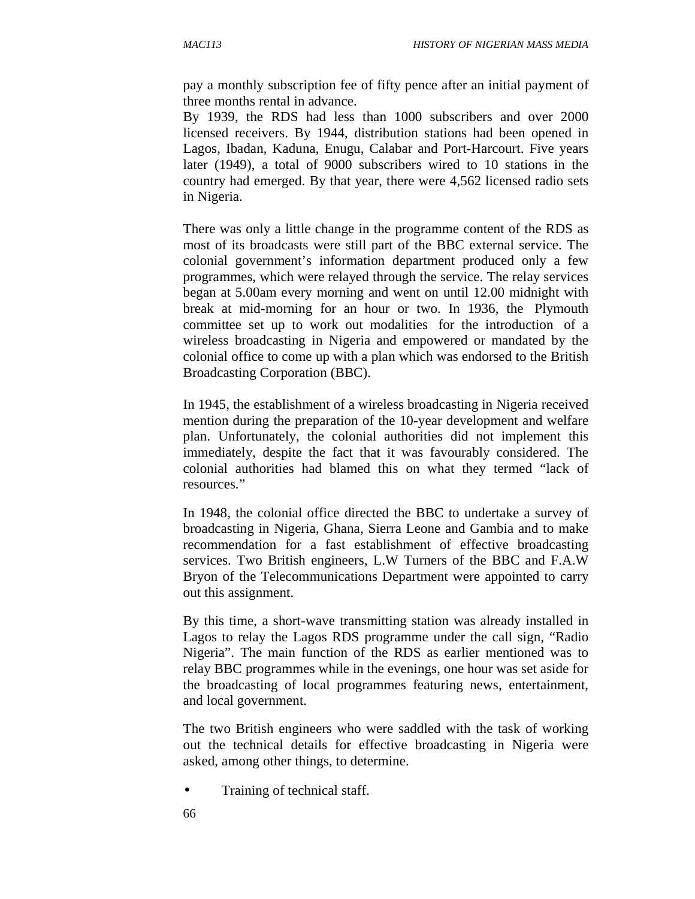pay a monthly subscription fee of fifty pence after an initial payment of three months rental in advance.
By 1939, the RDS had less than 1000 subscribers and over 2000 licensed receivers. By 1944, distribution stations had been opened in Lagos, Ibadan, Kaduna, Enugu, Calabar and Port-Harcourt. Five years later (1949), a total of 9000 subscribers wired to 10 stations in the country had emerged. By that year, there were 4,562 licensed radio sets in Nigeria.

There was only a little change in the programme content of the RDS as most of its broadcasts were still part of the BBC external service. The colonial government's information department produced only a few programmes, which were relayed through the service. The relay services began at 5.00am every morning and went on until 12.00 midnight with break at mid-morning for an hour or two. In 1936, the Plymouth committee set up to work out modalities for the introduction of a wireless broadcasting in Nigeria and empowered or mandated by the colonial office to come up with a plan which was endorsed to the British Broadcasting Corporation (BBC).

In 1945, the establishment of a wireless broadcasting in Nigeria received mention during the preparation of the 10-year development and welfare plan. Unfortunately, the colonial authorities did not implement this immediately, despite the fact that it was favourably considered. The colonial authorities had blamed this on what they termed "lack of resources."

In 1948, the colonial office directed the BBC to undertake a survey of broadcasting in Nigeria, Ghana, Sierra Leone and Gambia and to make recommendation for a fast establishment of effective broadcasting services. Two British engineers, L.W Turners of the BBC and F.A.W Bryon of the Telecommunications Department were appointed to carry out this assignment.

By this time, a short-wave transmitting station was already installed in Lagos to relay the Lagos RDS programme under the call sign, "Radio Nigeria". The main function of the RDS as earlier mentioned was to relay BBC programmes while in the evenings, one hour was set aside for the broadcasting of local programmes featuring news, entertainment, and local government.

The two British engineers who were saddled with the task of working out the technical details for effective broadcasting in Nigeria were asked, among other things, to determine.

- Training of technical staff.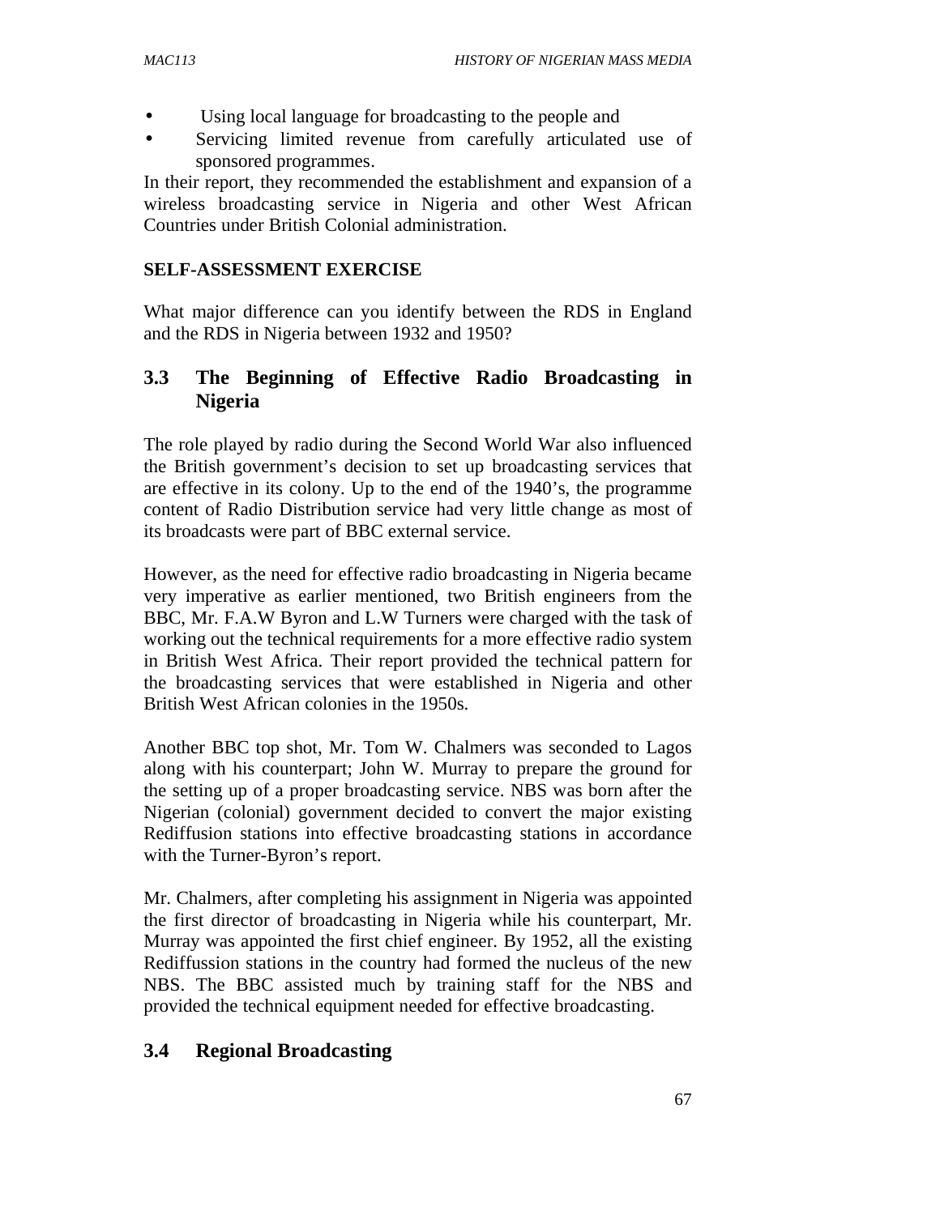- Using local language for broadcasting to the people and
- Servicing limited revenue from carefully articulated use of sponsored programmes.

In their report, they recommended the establishment and expansion of a wireless broadcasting service in Nigeria and other West African Countries under British Colonial administration.

**SELF-ASSESSMENT EXERCISE**

What major difference can you identify between the RDS in England and the RDS in Nigeria between 1932 and 1950?

## 3.3 The Beginning of Effective Radio Broadcasting in Nigeria

The role played by radio during the Second World War also influenced the British government's decision to set up broadcasting services that are effective in its colony. Up to the end of the 1940's, the programme content of Radio Distribution service had very little change as most of its broadcasts were part of BBC external service.

However, as the need for effective radio broadcasting in Nigeria became very imperative as earlier mentioned, two British engineers from the BBC, Mr. F.A.W Byron and L.W Turners were charged with the task of working out the technical requirements for a more effective radio system in British West Africa. Their report provided the technical pattern for the broadcasting services that were established in Nigeria and other British West African colonies in the 1950s.

Another BBC top shot, Mr. Tom W. Chalmers was seconded to Lagos along with his counterpart; John W. Murray to prepare the ground for the setting up of a proper broadcasting service. NBS was born after the Nigerian (colonial) government decided to convert the major existing Rediffusion stations into effective broadcasting stations in accordance with the Turner-Byron's report.

Mr. Chalmers, after completing his assignment in Nigeria was appointed the first director of broadcasting in Nigeria while his counterpart, Mr. Murray was appointed the first chief engineer. By 1952, all the existing Rediffussion stations in the country had formed the nucleus of the new NBS. The BBC assisted much by training staff for the NBS and provided the technical equipment needed for effective broadcasting.

## 3.4 Regional Broadcasting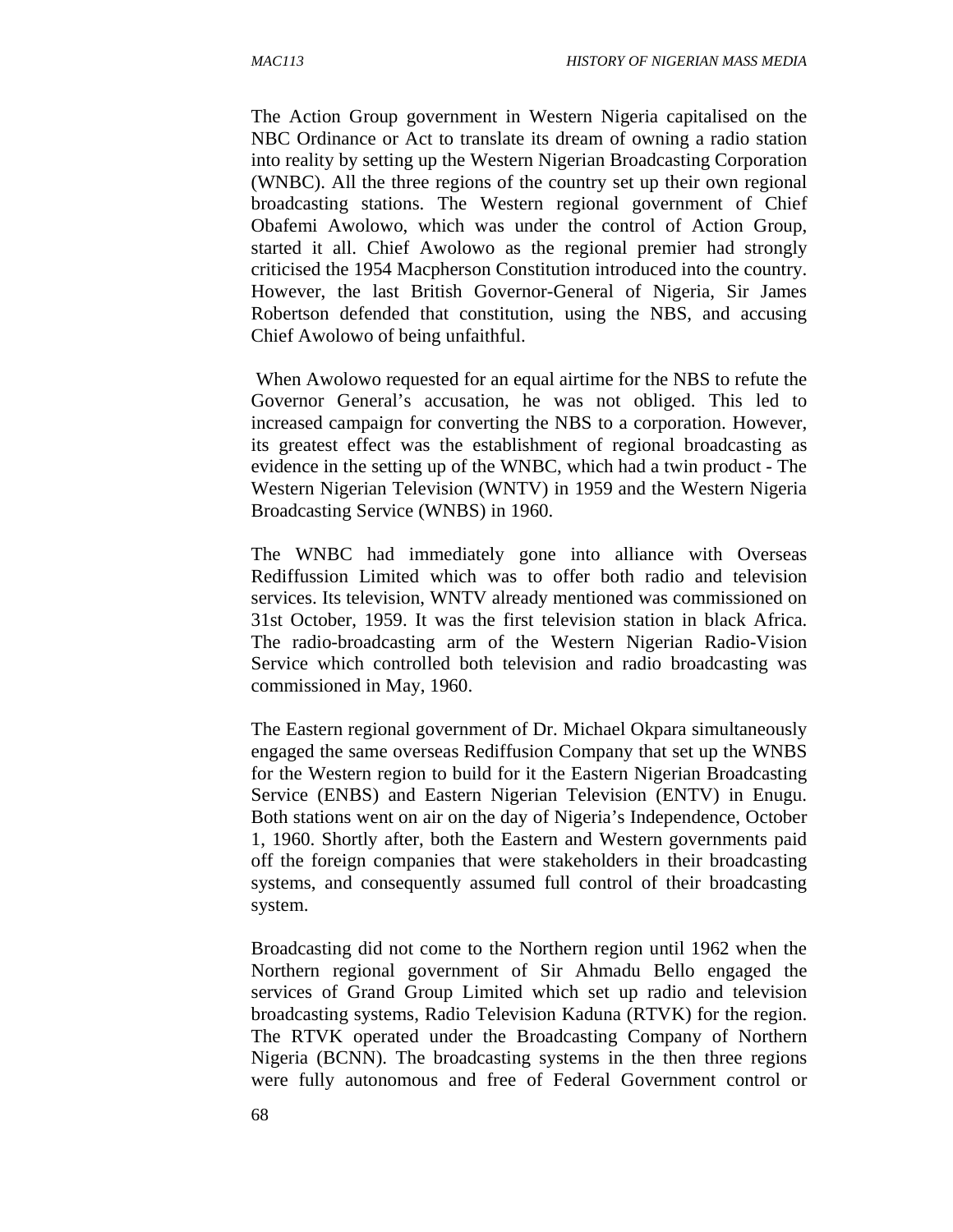The Action Group government in Western Nigeria capitalised on the NBC Ordinance or Act to translate its dream of owning a radio station into reality by setting up the Western Nigerian Broadcasting Corporation (WNBC). All the three regions of the country set up their own regional broadcasting stations. The Western regional government of Chief Obafemi Awolowo, which was under the control of Action Group, started it all. Chief Awolowo as the regional premier had strongly criticised the 1954 Macpherson Constitution introduced into the country. However, the last British Governor-General of Nigeria, Sir James Robertson defended that constitution, using the NBS, and accusing Chief Awolowo of being unfaithful.

When Awolowo requested for an equal airtime for the NBS to refute the Governor General's accusation, he was not obliged. This led to increased campaign for converting the NBS to a corporation. However, its greatest effect was the establishment of regional broadcasting as evidence in the setting up of the WNBC, which had a twin product - The Western Nigerian Television (WNTV) in 1959 and the Western Nigeria Broadcasting Service (WNBS) in 1960.

The WNBC had immediately gone into alliance with Overseas Rediffussion Limited which was to offer both radio and television services. Its television, WNTV already mentioned was commissioned on 31st October, 1959. It was the first television station in black Africa. The radio-broadcasting arm of the Western Nigerian Radio-Vision Service which controlled both television and radio broadcasting was commissioned in May, 1960.

The Eastern regional government of Dr. Michael Okpara simultaneously engaged the same overseas Rediffusion Company that set up the WNBS for the Western region to build for it the Eastern Nigerian Broadcasting Service (ENBS) and Eastern Nigerian Television (ENTV) in Enugu. Both stations went on air on the day of Nigeria's Independence, October 1, 1960. Shortly after, both the Eastern and Western governments paid off the foreign companies that were stakeholders in their broadcasting systems, and consequently assumed full control of their broadcasting system.

Broadcasting did not come to the Northern region until 1962 when the Northern regional government of Sir Ahmadu Bello engaged the services of Grand Group Limited which set up radio and television broadcasting systems, Radio Television Kaduna (RTVK) for the region. The RTVK operated under the Broadcasting Company of Northern Nigeria (BCNN). The broadcasting systems in the then three regions were fully autonomous and free of Federal Government control or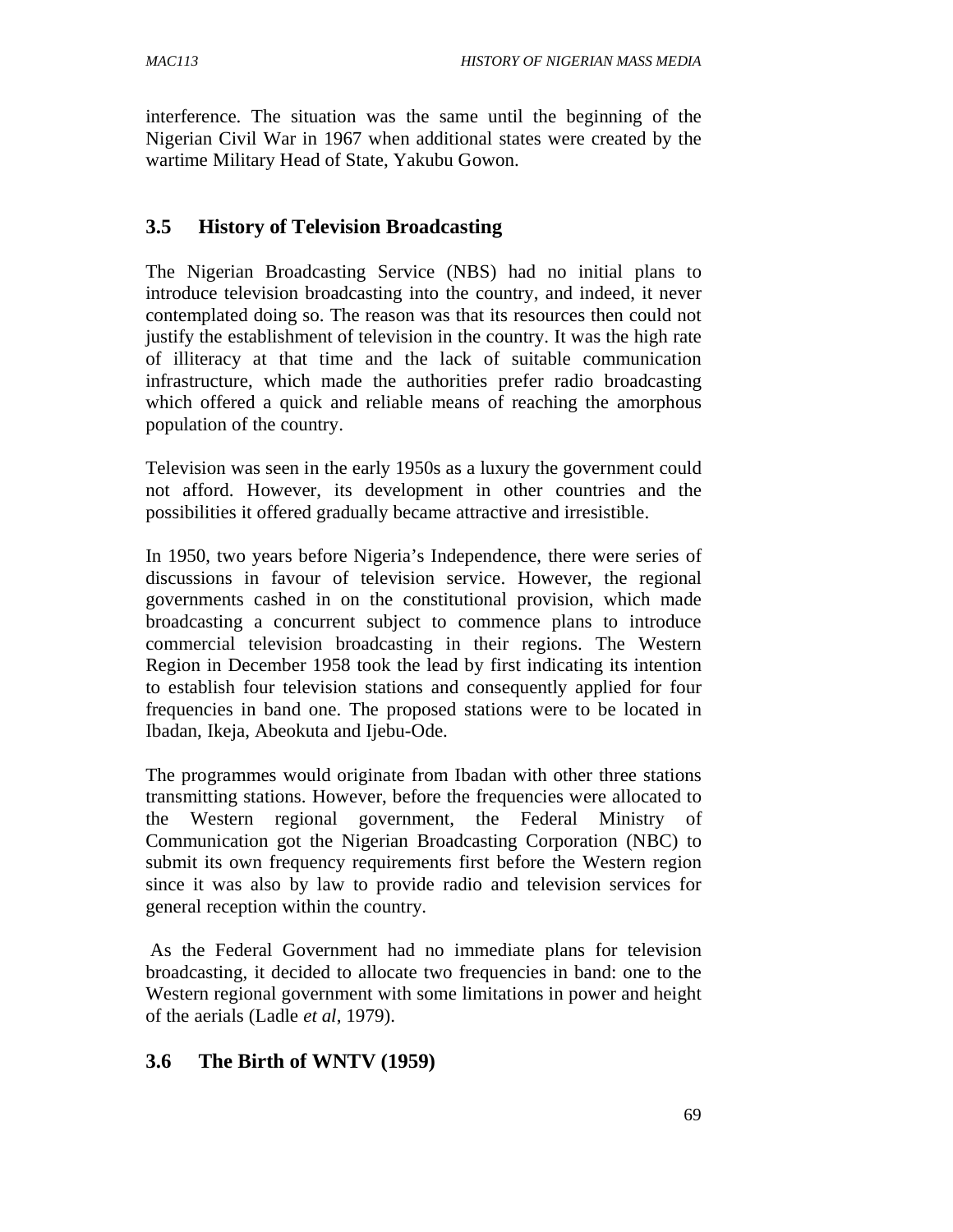interference. The situation was the same until the beginning of the Nigerian Civil War in 1967 when additional states were created by the wartime Military Head of State, Yakubu Gowon.

## 3.5 History of Television Broadcasting

The Nigerian Broadcasting Service (NBS) had no initial plans to introduce television broadcasting into the country, and indeed, it never contemplated doing so. The reason was that its resources then could not justify the establishment of television in the country. It was the high rate of illiteracy at that time and the lack of suitable communication infrastructure, which made the authorities prefer radio broadcasting which offered a quick and reliable means of reaching the amorphous population of the country.

Television was seen in the early 1950s as a luxury the government could not afford. However, its development in other countries and the possibilities it offered gradually became attractive and irresistible.

In 1950, two years before Nigeria's Independence, there were series of discussions in favour of television service. However, the regional governments cashed in on the constitutional provision, which made broadcasting a concurrent subject to commence plans to introduce commercial television broadcasting in their regions. The Western Region in December 1958 took the lead by first indicating its intention to establish four television stations and consequently applied for four frequencies in band one. The proposed stations were to be located in Ibadan, Ikeja, Abeokuta and Ijebu-Ode.

The programmes would originate from Ibadan with other three stations transmitting stations. However, before the frequencies were allocated to the Western regional government, the Federal Ministry of Communication got the Nigerian Broadcasting Corporation (NBC) to submit its own frequency requirements first before the Western region since it was also by law to provide radio and television services for general reception within the country.

As the Federal Government had no immediate plans for television broadcasting, it decided to allocate two frequencies in band: one to the Western regional government with some limitations in power and height of the aerials (Ladle *et al*, 1979).

## 3.6 The Birth of WNTV (1959)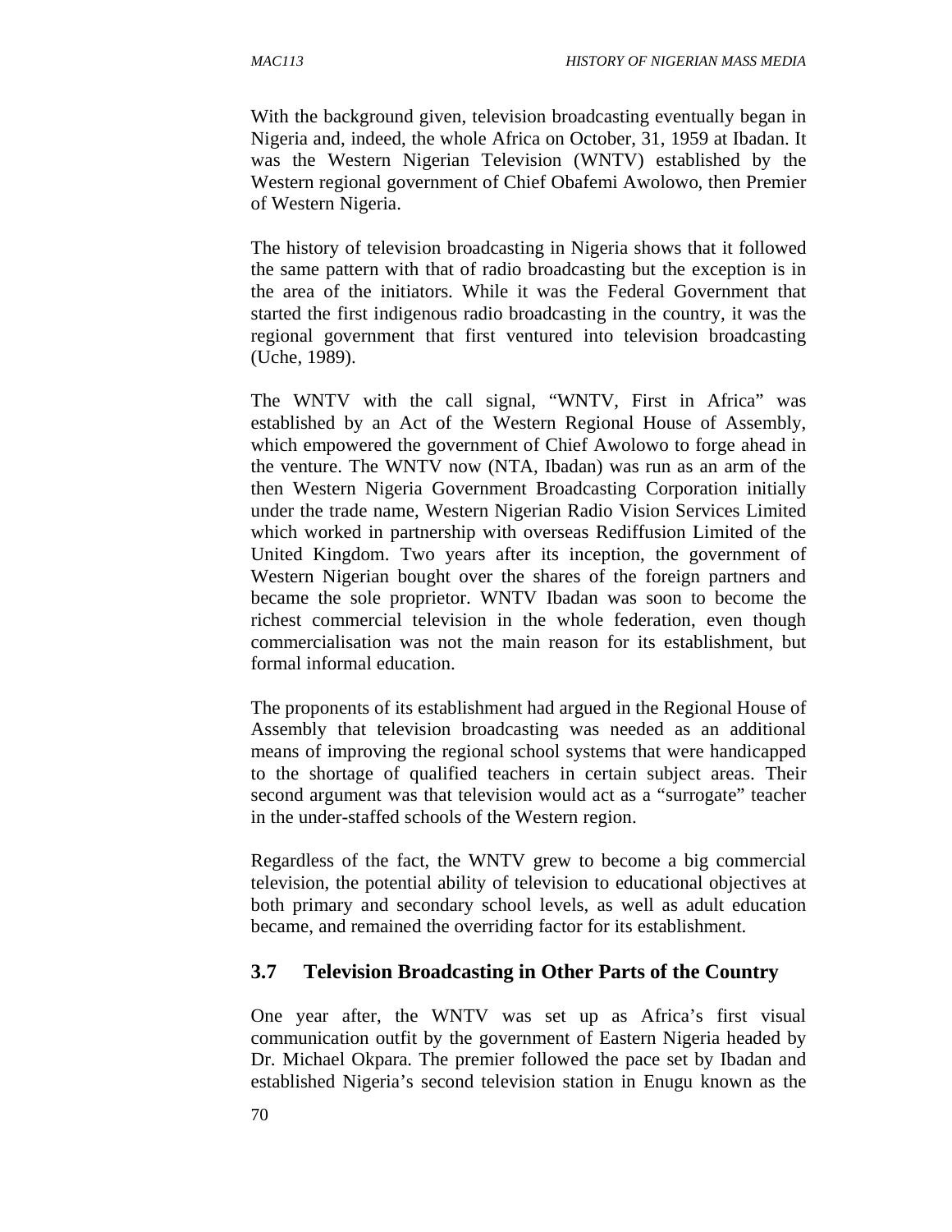With the background given, television broadcasting eventually began in Nigeria and, indeed, the whole Africa on October, 31, 1959 at Ibadan. It was the Western Nigerian Television (WNTV) established by the Western regional government of Chief Obafemi Awolowo, then Premier of Western Nigeria.

The history of television broadcasting in Nigeria shows that it followed the same pattern with that of radio broadcasting but the exception is in the area of the initiators. While it was the Federal Government that started the first indigenous radio broadcasting in the country, it was the regional government that first ventured into television broadcasting (Uche, 1989).

The WNTV with the call signal, "WNTV, First in Africa" was established by an Act of the Western Regional House of Assembly, which empowered the government of Chief Awolowo to forge ahead in the venture. The WNTV now (NTA, Ibadan) was run as an arm of the then Western Nigeria Government Broadcasting Corporation initially under the trade name, Western Nigerian Radio Vision Services Limited which worked in partnership with overseas Rediffusion Limited of the United Kingdom. Two years after its inception, the government of Western Nigerian bought over the shares of the foreign partners and became the sole proprietor. WNTV Ibadan was soon to become the richest commercial television in the whole federation, even though commercialisation was not the main reason for its establishment, but formal informal education.

The proponents of its establishment had argued in the Regional House of Assembly that television broadcasting was needed as an additional means of improving the regional school systems that were handicapped to the shortage of qualified teachers in certain subject areas. Their second argument was that television would act as a "surrogate" teacher in the under-staffed schools of the Western region.

Regardless of the fact, the WNTV grew to become a big commercial television, the potential ability of television to educational objectives at both primary and secondary school levels, as well as adult education became, and remained the overriding factor for its establishment.

## 3.7 Television Broadcasting in Other Parts of the Country

One year after, the WNTV was set up as Africa's first visual communication outfit by the government of Eastern Nigeria headed by Dr. Michael Okpara. The premier followed the pace set by Ibadan and established Nigeria's second television station in Enugu known as the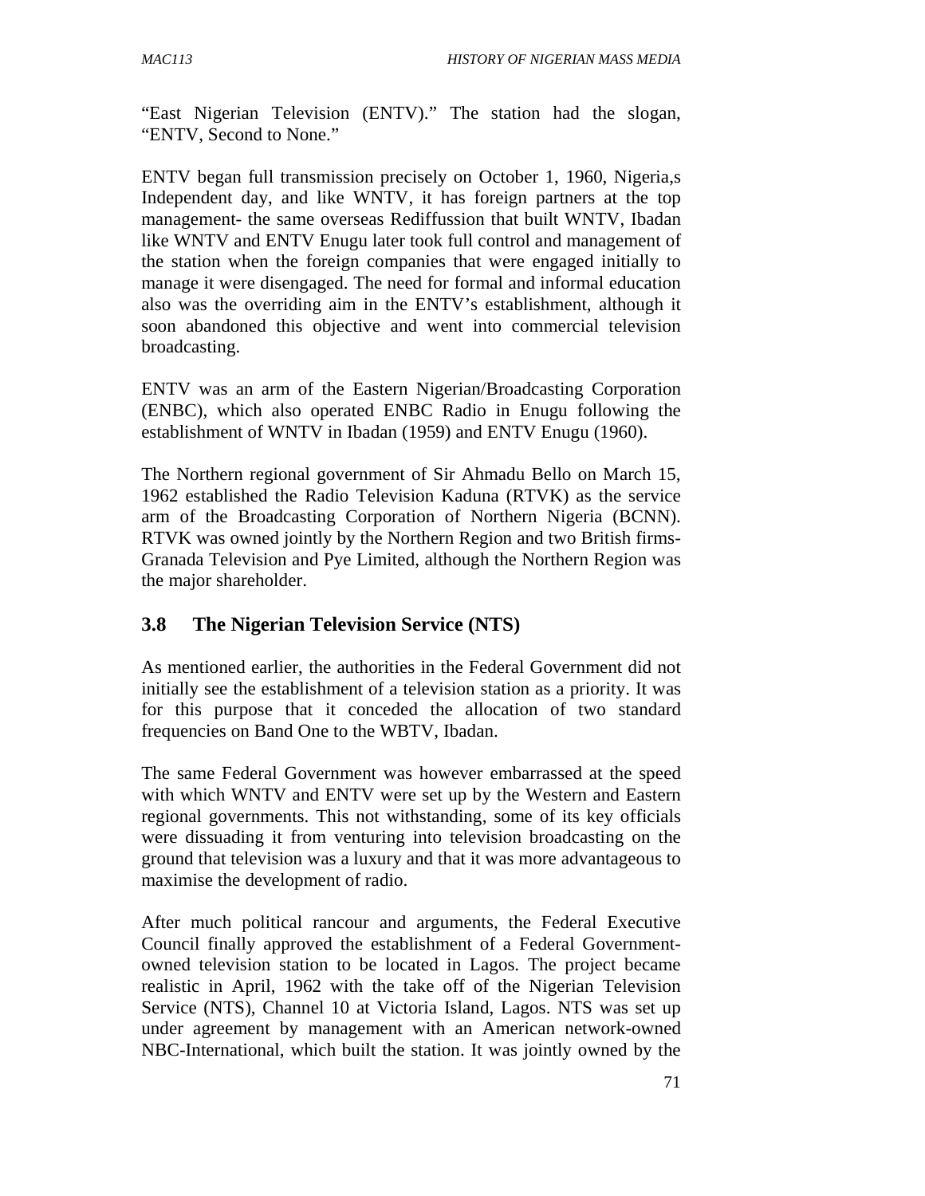"East Nigerian Television (ENTV)." The station had the slogan, "ENTV, Second to None."

ENTV began full transmission precisely on October 1, 1960, Nigeria,s Independent day, and like WNTV, it has foreign partners at the top management- the same overseas Rediffussion that built WNTV, Ibadan like WNTV and ENTV Enugu later took full control and management of the station when the foreign companies that were engaged initially to manage it were disengaged. The need for formal and informal education also was the overriding aim in the ENTV's establishment, although it soon abandoned this objective and went into commercial television broadcasting.

ENTV was an arm of the Eastern Nigerian/Broadcasting Corporation (ENBC), which also operated ENBC Radio in Enugu following the establishment of WNTV in Ibadan (1959) and ENTV Enugu (1960).

The Northern regional government of Sir Ahmadu Bello on March 15, 1962 established the Radio Television Kaduna (RTVK) as the service arm of the Broadcasting Corporation of Northern Nigeria (BCNN). RTVK was owned jointly by the Northern Region and two British firms-Granada Television and Pye Limited, although the Northern Region was the major shareholder.

## 3.8 The Nigerian Television Service (NTS)

As mentioned earlier, the authorities in the Federal Government did not initially see the establishment of a television station as a priority. It was for this purpose that it conceded the allocation of two standard frequencies on Band One to the WBTV, Ibadan.

The same Federal Government was however embarrassed at the speed with which WNTV and ENTV were set up by the Western and Eastern regional governments. This not withstanding, some of its key officials were dissuading it from venturing into television broadcasting on the ground that television was a luxury and that it was more advantageous to maximise the development of radio.

After much political rancour and arguments, the Federal Executive Council finally approved the establishment of a Federal Government-owned television station to be located in Lagos. The project became realistic in April, 1962 with the take off of the Nigerian Television Service (NTS), Channel 10 at Victoria Island, Lagos. NTS was set up under agreement by management with an American network-owned NBC-International, which built the station. It was jointly owned by the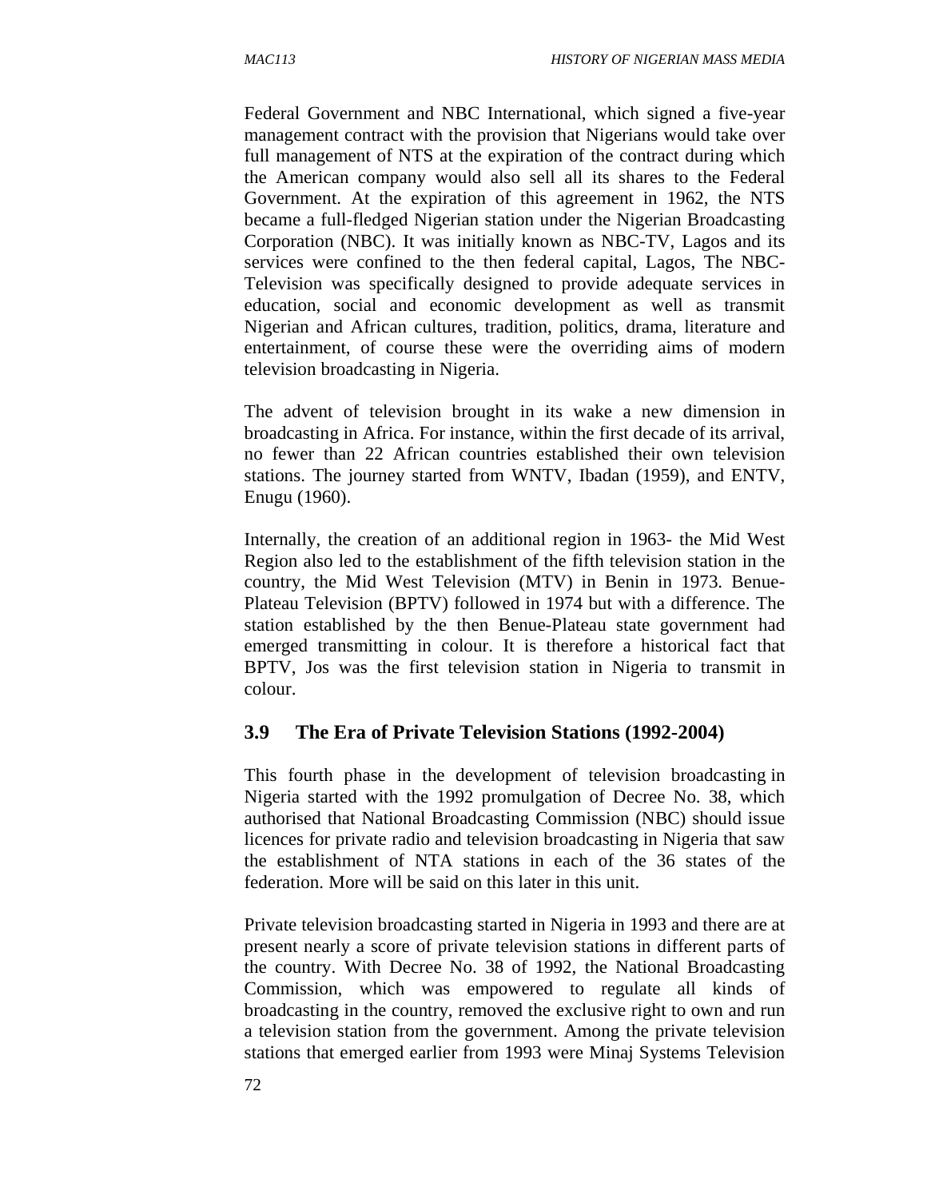Federal Government and NBC International, which signed a five-year management contract with the provision that Nigerians would take over full management of NTS at the expiration of the contract during which the American company would also sell all its shares to the Federal Government. At the expiration of this agreement in 1962, the NTS became a full-fledged Nigerian station under the Nigerian Broadcasting Corporation (NBC). It was initially known as NBC-TV, Lagos and its services were confined to the then federal capital, Lagos, The NBC-Television was specifically designed to provide adequate services in education, social and economic development as well as transmit Nigerian and African cultures, tradition, politics, drama, literature and entertainment, of course these were the overriding aims of modern television broadcasting in Nigeria.

The advent of television brought in its wake a new dimension in broadcasting in Africa. For instance, within the first decade of its arrival, no fewer than 22 African countries established their own television stations. The journey started from WNTV, Ibadan (1959), and ENTV, Enugu (1960).

Internally, the creation of an additional region in 1963- the Mid West Region also led to the establishment of the fifth television station in the country, the Mid West Television (MTV) in Benin in 1973. Benue-Plateau Television (BPTV) followed in 1974 but with a difference. The station established by the then Benue-Plateau state government had emerged transmitting in colour. It is therefore a historical fact that BPTV, Jos was the first television station in Nigeria to transmit in colour.

### 3.9 The Era of Private Television Stations (1992-2004)

This fourth phase in the development of television broadcasting in Nigeria started with the 1992 promulgation of Decree No. 38, which authorised that National Broadcasting Commission (NBC) should issue licences for private radio and television broadcasting in Nigeria that saw the establishment of NTA stations in each of the 36 states of the federation. More will be said on this later in this unit.

Private television broadcasting started in Nigeria in 1993 and there are at present nearly a score of private television stations in different parts of the country. With Decree No. 38 of 1992, the National Broadcasting Commission, which was empowered to regulate all kinds of broadcasting in the country, removed the exclusive right to own and run a television station from the government. Among the private television stations that emerged earlier from 1993 were Minaj Systems Television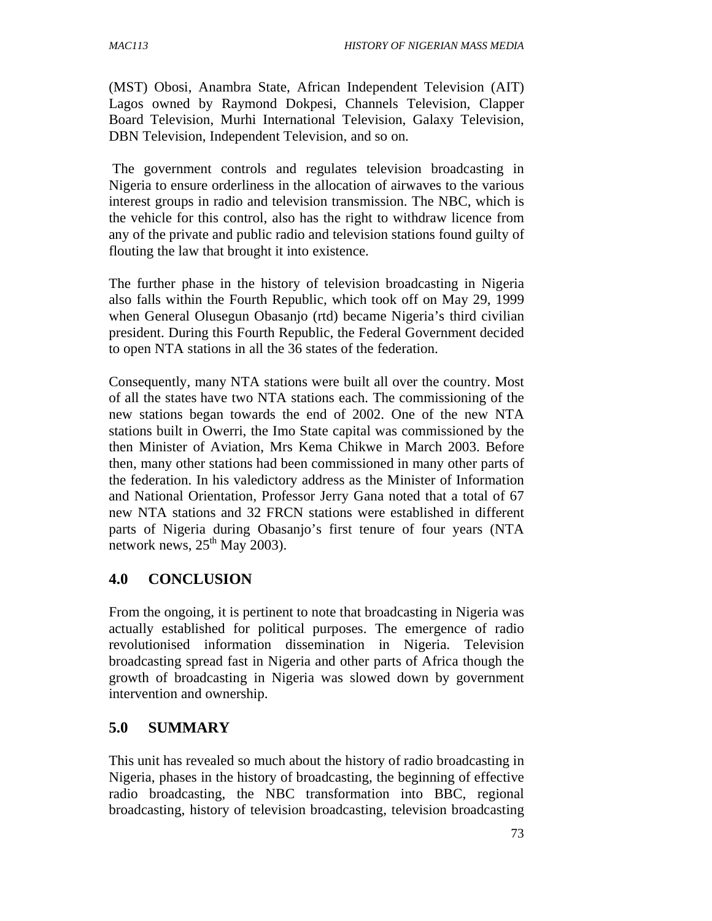(MST) Obosi, Anambra State, African Independent Television (AIT) Lagos owned by Raymond Dokpesi, Channels Television, Clapper Board Television, Murhi International Television, Galaxy Television, DBN Television, Independent Television, and so on.

The government controls and regulates television broadcasting in Nigeria to ensure orderliness in the allocation of airwaves to the various interest groups in radio and television transmission. The NBC, which is the vehicle for this control, also has the right to withdraw licence from any of the private and public radio and television stations found guilty of flouting the law that brought it into existence.

The further phase in the history of television broadcasting in Nigeria also falls within the Fourth Republic, which took off on May 29, 1999 when General Olusegun Obasanjo (rtd) became Nigeria's third civilian president. During this Fourth Republic, the Federal Government decided to open NTA stations in all the 36 states of the federation.

Consequently, many NTA stations were built all over the country. Most of all the states have two NTA stations each. The commissioning of the new stations began towards the end of 2002. One of the new NTA stations built in Owerri, the Imo State capital was commissioned by the then Minister of Aviation, Mrs Kema Chikwe in March 2003. Before then, many other stations had been commissioned in many other parts of the federation. In his valedictory address as the Minister of Information and National Orientation, Professor Jerry Gana noted that a total of 67 new NTA stations and 32 FRCN stations were established in different parts of Nigeria during Obasanjo's first tenure of four years (NTA network news, 25th May 2003).

## 4.0 CONCLUSION

From the ongoing, it is pertinent to note that broadcasting in Nigeria was actually established for political purposes. The emergence of radio revolutionised information dissemination in Nigeria. Television broadcasting spread fast in Nigeria and other parts of Africa though the growth of broadcasting in Nigeria was slowed down by government intervention and ownership.

## 5.0 SUMMARY

This unit has revealed so much about the history of radio broadcasting in Nigeria, phases in the history of broadcasting, the beginning of effective radio broadcasting, the NBC transformation into BBC, regional broadcasting, history of television broadcasting, television broadcasting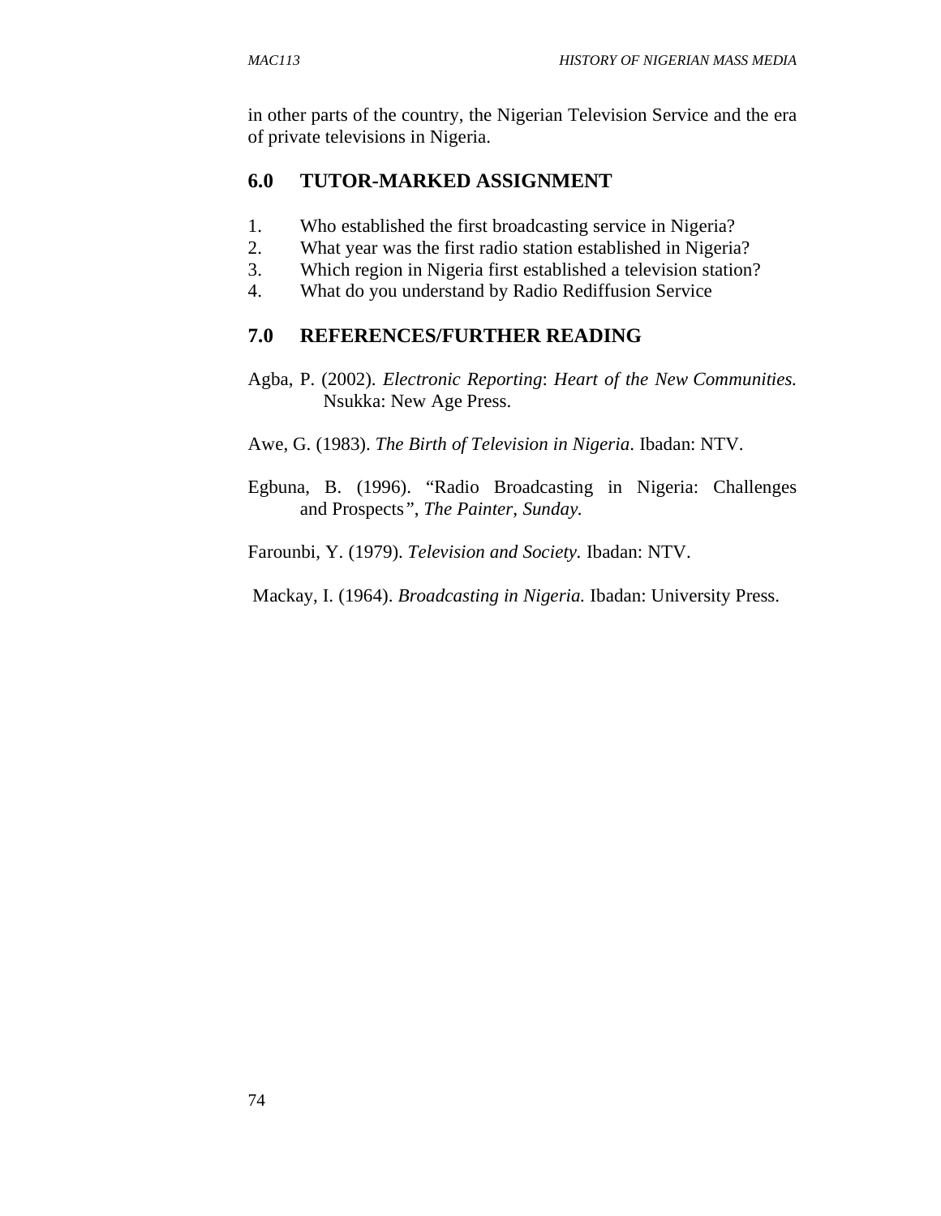in other parts of the country, the Nigerian Television Service and the era of private televisions in Nigeria.

## 6.0 TUTOR-MARKED ASSIGNMENT

1. Who established the first broadcasting service in Nigeria?
2. What year was the first radio station established in Nigeria?
3. Which region in Nigeria first established a television station?
4. What do you understand by Radio Rediffusion Service

## 7.0 REFERENCES/FURTHER READING

Agba, P. (2002). *Electronic Reporting*: *Heart of the New Communities.* Nsukka: New Age Press.

Awe, G. (1983). *The Birth of Television in Nigeria*. Ibadan: NTV.

Egbuna, B. (1996). "Radio Broadcasting in Nigeria: Challenges and Prospects", *The Painter, Sunday.*

Farounbi, Y. (1979). *Television and Society.* Ibadan: NTV.

Mackay, I. (1964). *Broadcasting in Nigeria.* Ibadan: University Press.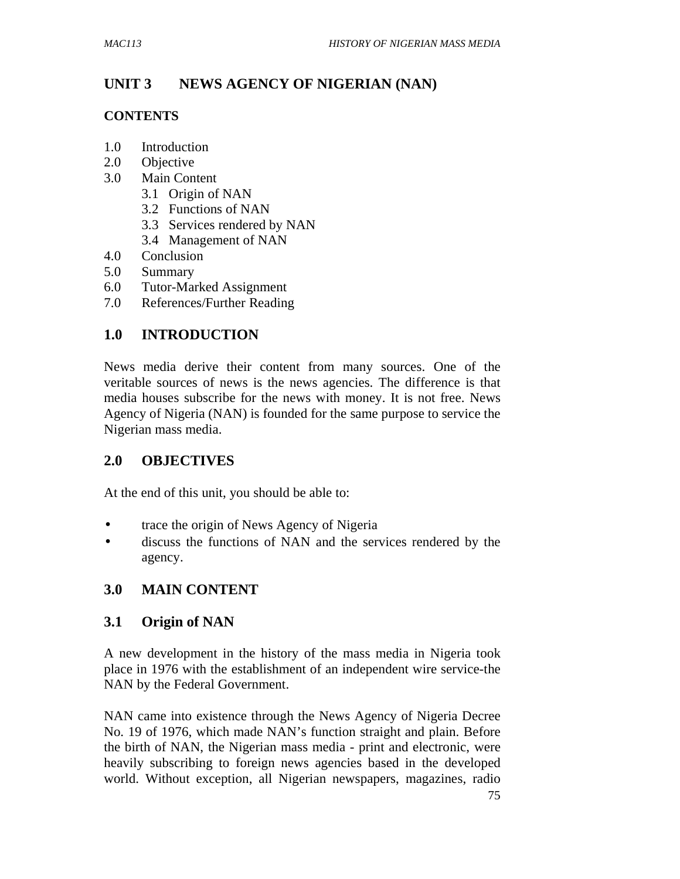# UNIT 3 NEWS AGENCY OF NIGERIAN (NAN)

## CONTENTS

1.0 Introduction
2.0 Objective
3.0 Main Content
   3.1 Origin of NAN
   3.2 Functions of NAN
   3.3 Services rendered by NAN
   3.4 Management of NAN
4.0 Conclusion
5.0 Summary
6.0 Tutor-Marked Assignment
7.0 References/Further Reading

## 1.0 INTRODUCTION

News media derive their content from many sources. One of the veritable sources of news is the news agencies. The difference is that media houses subscribe for the news with money. It is not free. News Agency of Nigeria (NAN) is founded for the same purpose to service the Nigerian mass media.

## 2.0 OBJECTIVES

At the end of this unit, you should be able to:

- trace the origin of News Agency of Nigeria
- discuss the functions of NAN and the services rendered by the agency.

## 3.0 MAIN CONTENT

### 3.1 Origin of NAN

A new development in the history of the mass media in Nigeria took place in 1976 with the establishment of an independent wire service-the NAN by the Federal Government.

NAN came into existence through the News Agency of Nigeria Decree No. 19 of 1976, which made NAN's function straight and plain. Before the birth of NAN, the Nigerian mass media - print and electronic, were heavily subscribing to foreign news agencies based in the developed world. Without exception, all Nigerian newspapers, magazines, radio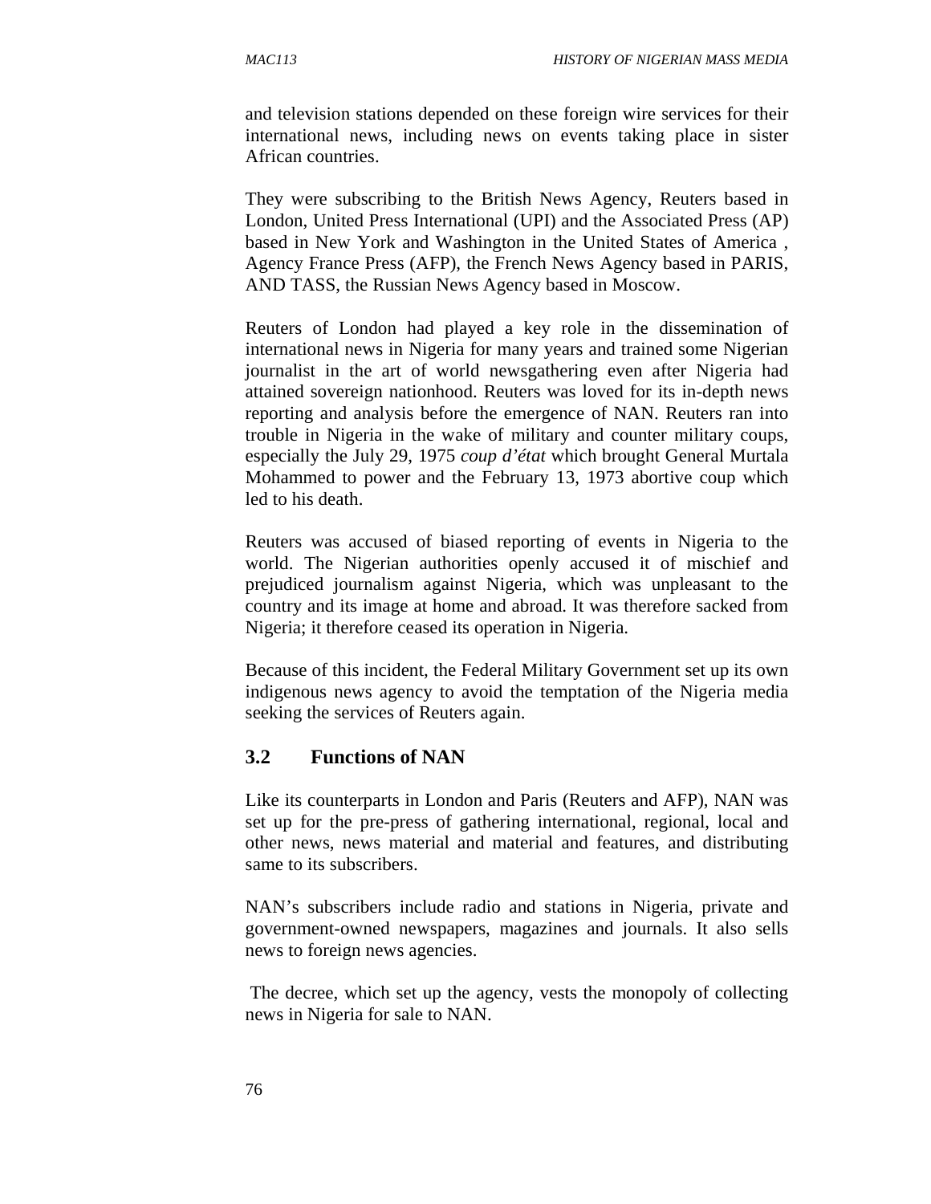and television stations depended on these foreign wire services for their international news, including news on events taking place in sister African countries.

They were subscribing to the British News Agency, Reuters based in London, United Press International (UPI) and the Associated Press (AP) based in New York and Washington in the United States of America , Agency France Press (AFP), the French News Agency based in PARIS, AND TASS, the Russian News Agency based in Moscow.

Reuters of London had played a key role in the dissemination of international news in Nigeria for many years and trained some Nigerian journalist in the art of world newsgathering even after Nigeria had attained sovereign nationhood. Reuters was loved for its in-depth news reporting and analysis before the emergence of NAN. Reuters ran into trouble in Nigeria in the wake of military and counter military coups, especially the July 29, 1975 *coup d'état* which brought General Murtala Mohammed to power and the February 13, 1973 abortive coup which led to his death.

Reuters was accused of biased reporting of events in Nigeria to the world. The Nigerian authorities openly accused it of mischief and prejudiced journalism against Nigeria, which was unpleasant to the country and its image at home and abroad. It was therefore sacked from Nigeria; it therefore ceased its operation in Nigeria.

Because of this incident, the Federal Military Government set up its own indigenous news agency to avoid the temptation of the Nigeria media seeking the services of Reuters again.

## 3.2 Functions of NAN

Like its counterparts in London and Paris (Reuters and AFP), NAN was set up for the pre-press of gathering international, regional, local and other news, news material and material and features, and distributing same to its subscribers.

NAN's subscribers include radio and stations in Nigeria, private and government-owned newspapers, magazines and journals. It also sells news to foreign news agencies.

The decree, which set up the agency, vests the monopoly of collecting news in Nigeria for sale to NAN.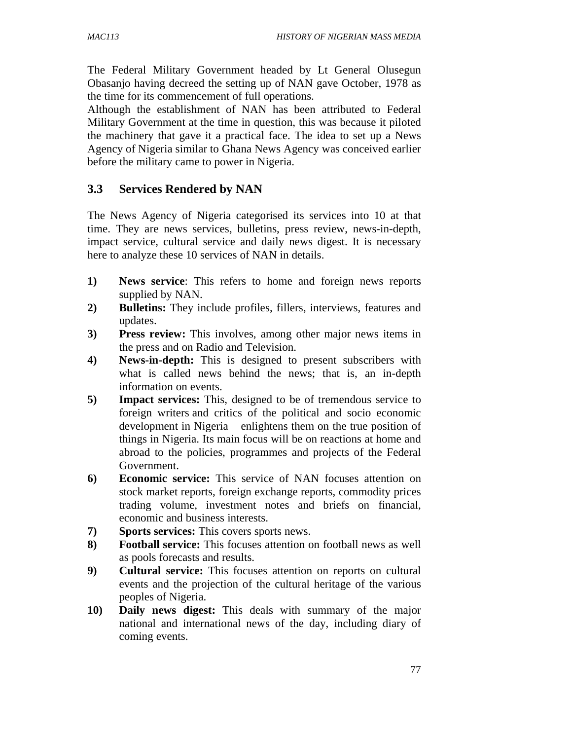The Federal Military Government headed by Lt General Olusegun Obasanjo having decreed the setting up of NAN gave October, 1978 as the time for its commencement of full operations.

Although the establishment of NAN has been attributed to Federal Military Government at the time in question, this was because it piloted the machinery that gave it a practical face. The idea to set up a News Agency of Nigeria similar to Ghana News Agency was conceived earlier before the military came to power in Nigeria.

### 3.3 Services Rendered by NAN

The News Agency of Nigeria categorised its services into 10 at that time. They are news services, bulletins, press review, news-in-depth, impact service, cultural service and daily news digest. It is necessary here to analyze these 10 services of NAN in details.

1) **News service**: This refers to home and foreign news reports supplied by NAN.
2) **Bulletins:** They include profiles, fillers, interviews, features and updates.
3) **Press review:** This involves, among other major news items in the press and on Radio and Television.
4) **News-in-depth:** This is designed to present subscribers with what is called news behind the news; that is, an in-depth information on events.
5) **Impact services:** This, designed to be of tremendous service to foreign writers and critics of the political and socio economic development in Nigeria enlightens them on the true position of things in Nigeria. Its main focus will be on reactions at home and abroad to the policies, programmes and projects of the Federal Government.
6) **Economic service:** This service of NAN focuses attention on stock market reports, foreign exchange reports, commodity prices trading volume, investment notes and briefs on financial, economic and business interests.
7) **Sports services:** This covers sports news.
8) **Football service:** This focuses attention on football news as well as pools forecasts and results.
9) **Cultural service:** This focuses attention on reports on cultural events and the projection of the cultural heritage of the various peoples of Nigeria.
10) **Daily news digest:** This deals with summary of the major national and international news of the day, including diary of coming events.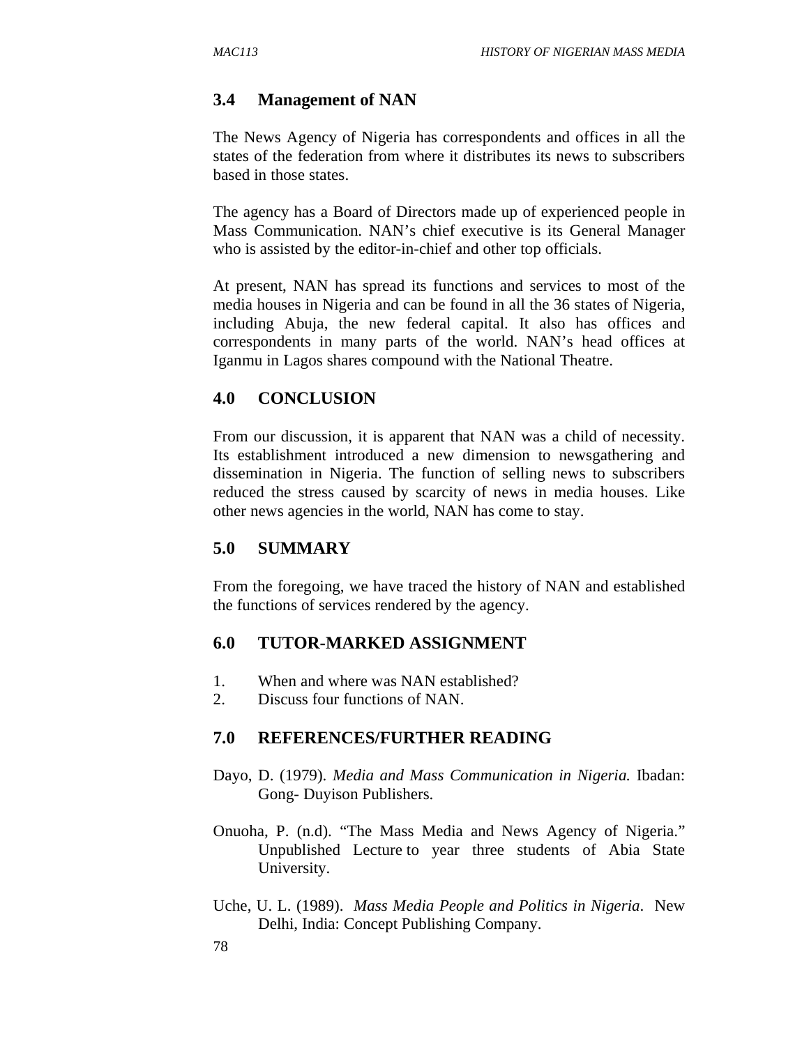## 3.4 Management of NAN

The News Agency of Nigeria has correspondents and offices in all the states of the federation from where it distributes its news to subscribers based in those states.

The agency has a Board of Directors made up of experienced people in Mass Communication. NAN's chief executive is its General Manager who is assisted by the editor-in-chief and other top officials.

At present, NAN has spread its functions and services to most of the media houses in Nigeria and can be found in all the 36 states of Nigeria, including Abuja, the new federal capital. It also has offices and correspondents in many parts of the world. NAN's head offices at Iganmu in Lagos shares compound with the National Theatre.

## 4.0 CONCLUSION

From our discussion, it is apparent that NAN was a child of necessity. Its establishment introduced a new dimension to newsgathering and dissemination in Nigeria. The function of selling news to subscribers reduced the stress caused by scarcity of news in media houses. Like other news agencies in the world, NAN has come to stay.

## 5.0 SUMMARY

From the foregoing, we have traced the history of NAN and established the functions of services rendered by the agency.

## 6.0 TUTOR-MARKED ASSIGNMENT

1. When and where was NAN established?
2. Discuss four functions of NAN.

## 7.0 REFERENCES/FURTHER READING

Dayo, D. (1979). *Media and Mass Communication in Nigeria.* Ibadan: Gong- Duyison Publishers.

Onuoha, P. (n.d). "The Mass Media and News Agency of Nigeria." Unpublished Lecture to year three students of Abia State University.

Uche, U. L. (1989). *Mass Media People and Politics in Nigeria*. New Delhi, India: Concept Publishing Company.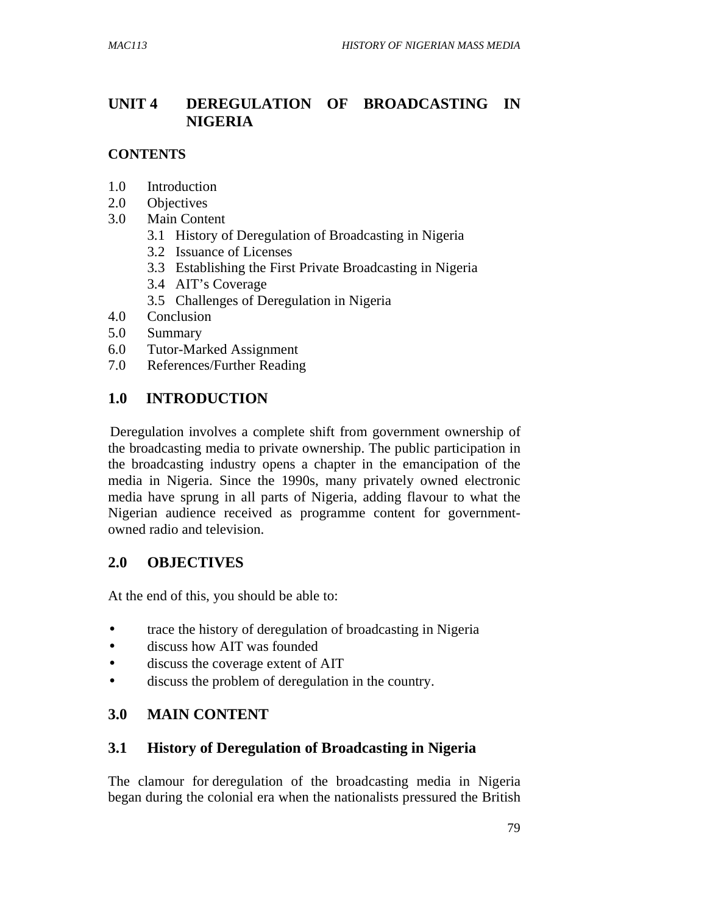# UNIT 4 DEREGULATION OF BROADCASTING IN NIGERIA

**CONTENTS**

1.0 Introduction
2.0 Objectives
3.0 Main Content
 3.1 History of Deregulation of Broadcasting in Nigeria
 3.2 Issuance of Licenses
 3.3 Establishing the First Private Broadcasting in Nigeria
 3.4 AIT's Coverage
 3.5 Challenges of Deregulation in Nigeria
4.0 Conclusion
5.0 Summary
6.0 Tutor-Marked Assignment
7.0 References/Further Reading

## 1.0 INTRODUCTION

Deregulation involves a complete shift from government ownership of the broadcasting media to private ownership. The public participation in the broadcasting industry opens a chapter in the emancipation of the media in Nigeria. Since the 1990s, many privately owned electronic media have sprung in all parts of Nigeria, adding flavour to what the Nigerian audience received as programme content for government-owned radio and television.

## 2.0 OBJECTIVES

At the end of this, you should be able to:

- trace the history of deregulation of broadcasting in Nigeria
- discuss how AIT was founded
- discuss the coverage extent of AIT
- discuss the problem of deregulation in the country.

## 3.0 MAIN CONTENT

### 3.1 History of Deregulation of Broadcasting in Nigeria

The clamour for deregulation of the broadcasting media in Nigeria began during the colonial era when the nationalists pressured the British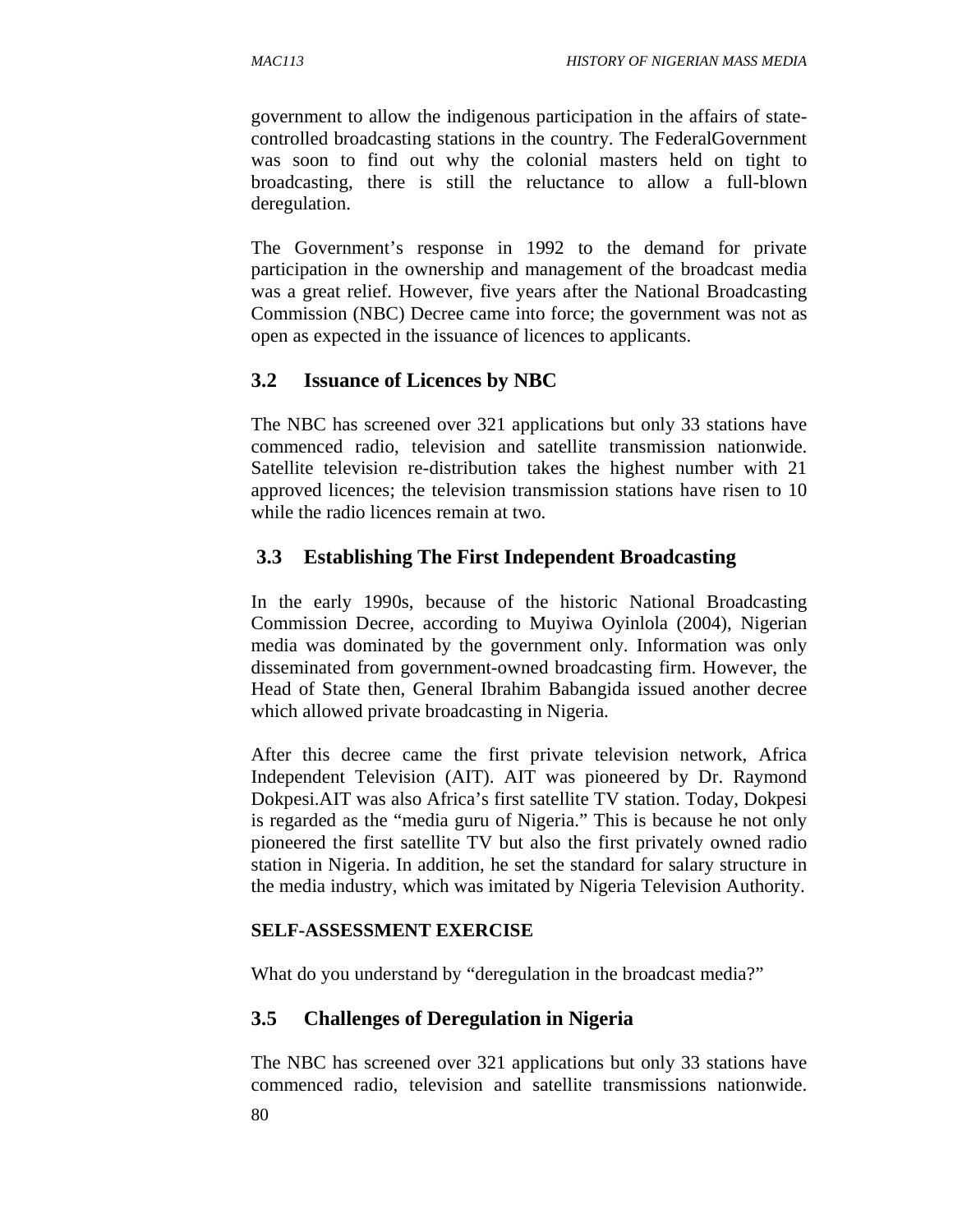government to allow the indigenous participation in the affairs of state-controlled broadcasting stations in the country. The FederalGovernment was soon to find out why the colonial masters held on tight to broadcasting, there is still the reluctance to allow a full-blown deregulation.

The Government's response in 1992 to the demand for private participation in the ownership and management of the broadcast media was a great relief. However, five years after the National Broadcasting Commission (NBC) Decree came into force; the government was not as open as expected in the issuance of licences to applicants.

### 3.2 Issuance of Licences by NBC

The NBC has screened over 321 applications but only 33 stations have commenced radio, television and satellite transmission nationwide. Satellite television re-distribution takes the highest number with 21 approved licences; the television transmission stations have risen to 10 while the radio licences remain at two.

### 3.3 Establishing The First Independent Broadcasting

In the early 1990s, because of the historic National Broadcasting Commission Decree, according to Muyiwa Oyinlola (2004), Nigerian media was dominated by the government only. Information was only disseminated from government-owned broadcasting firm. However, the Head of State then, General Ibrahim Babangida issued another decree which allowed private broadcasting in Nigeria.

After this decree came the first private television network, Africa Independent Television (AIT). AIT was pioneered by Dr. Raymond Dokpesi.AIT was also Africa's first satellite TV station. Today, Dokpesi is regarded as the "media guru of Nigeria." This is because he not only pioneered the first satellite TV but also the first privately owned radio station in Nigeria. In addition, he set the standard for salary structure in the media industry, which was imitated by Nigeria Television Authority.

**SELF-ASSESSMENT EXERCISE**

What do you understand by "deregulation in the broadcast media?"

### 3.5 Challenges of Deregulation in Nigeria

The NBC has screened over 321 applications but only 33 stations have commenced radio, television and satellite transmissions nationwide.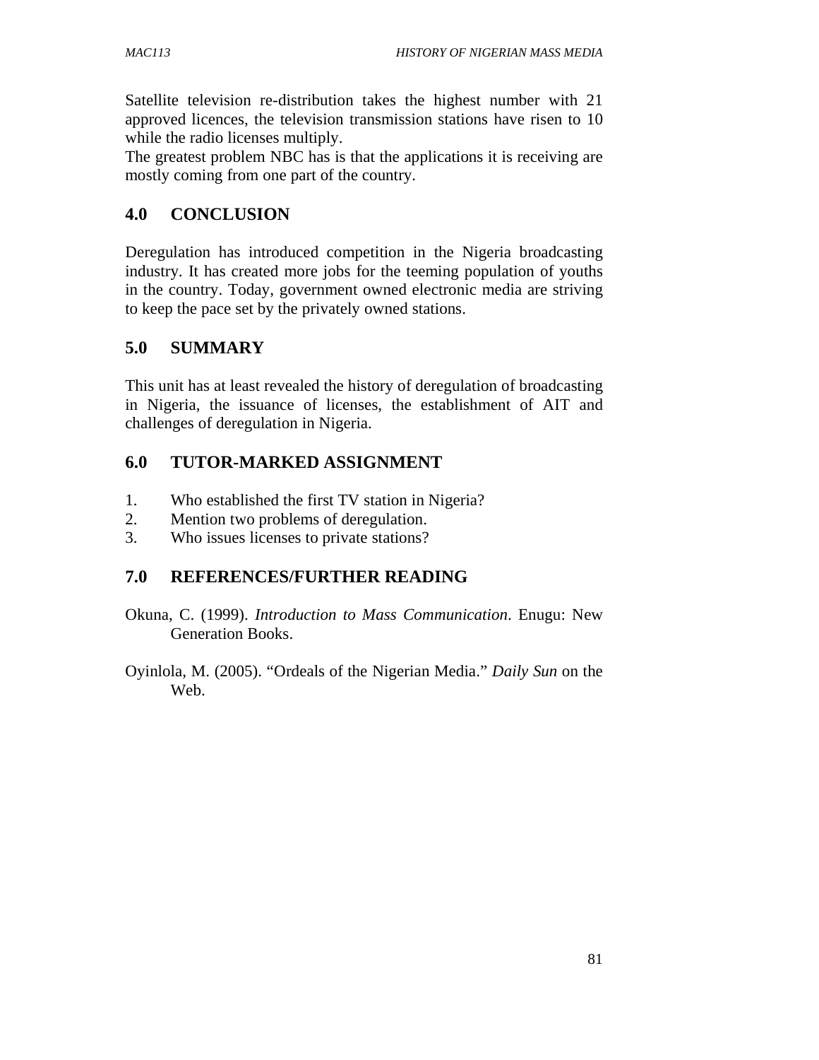Satellite television re-distribution takes the highest number with 21 approved licences, the television transmission stations have risen to 10 while the radio licenses multiply.

The greatest problem NBC has is that the applications it is receiving are mostly coming from one part of the country.

## 4.0 CONCLUSION

Deregulation has introduced competition in the Nigeria broadcasting industry. It has created more jobs for the teeming population of youths in the country. Today, government owned electronic media are striving to keep the pace set by the privately owned stations.

## 5.0 SUMMARY

This unit has at least revealed the history of deregulation of broadcasting in Nigeria, the issuance of licenses, the establishment of AIT and challenges of deregulation in Nigeria.

## 6.0 TUTOR-MARKED ASSIGNMENT

1. Who established the first TV station in Nigeria?
2. Mention two problems of deregulation.
3. Who issues licenses to private stations?

## 7.0 REFERENCES/FURTHER READING

Okuna, C. (1999). *Introduction to Mass Communication*. Enugu: New Generation Books.

Oyinlola, M. (2005). "Ordeals of the Nigerian Media." *Daily Sun* on the Web.